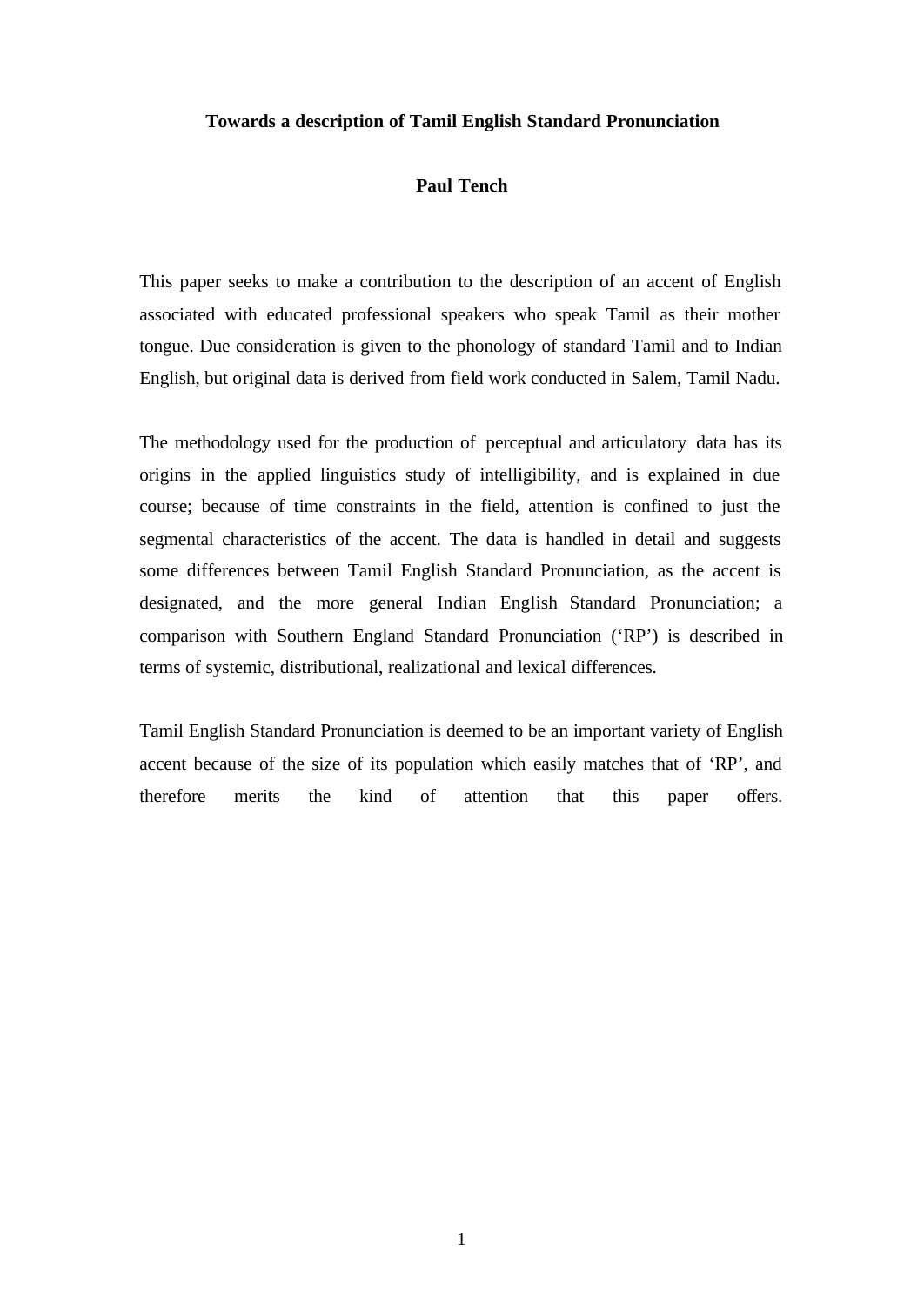# Towards a description of Tamil English Standard Pronunciation

**Paul Tench**

This paper seeks to make a contribution to the description of an accent of English associated with educated professional speakers who speak Tamil as their mother tongue. Due consideration is given to the phonology of standard Tamil and to Indian English, but original data is derived from field work conducted in Salem, Tamil Nadu.

The methodology used for the production of perceptual and articulatory data has its origins in the applied linguistics study of intelligibility, and is explained in due course; because of time constraints in the field, attention is confined to just the segmental characteristics of the accent. The data is handled in detail and suggests some differences between Tamil English Standard Pronunciation, as the accent is designated, and the more general Indian English Standard Pronunciation; a comparison with Southern England Standard Pronunciation ('RP') is described in terms of systemic, distributional, realizational and lexical differences.

Tamil English Standard Pronunciation is deemed to be an important variety of English accent because of the size of its population which easily matches that of 'RP', and therefore merits the kind of attention that this paper offers.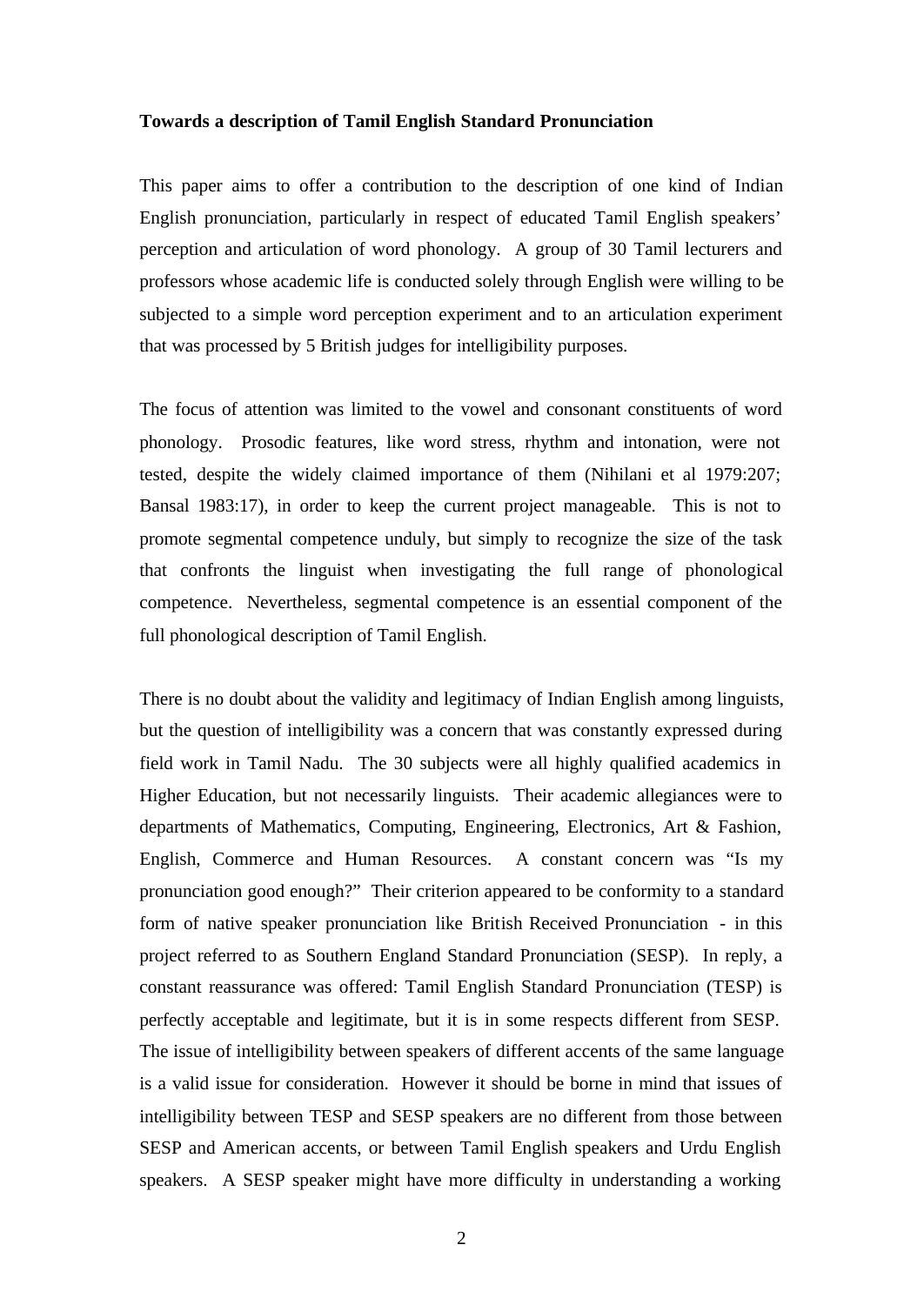**Towards a description of Tamil English Standard Pronunciation**

This paper aims to offer a contribution to the description of one kind of Indian English pronunciation, particularly in respect of educated Tamil English speakers' perception and articulation of word phonology. A group of 30 Tamil lecturers and professors whose academic life is conducted solely through English were willing to be subjected to a simple word perception experiment and to an articulation experiment that was processed by 5 British judges for intelligibility purposes.

The focus of attention was limited to the vowel and consonant constituents of word phonology. Prosodic features, like word stress, rhythm and intonation, were not tested, despite the widely claimed importance of them (Nihilani et al 1979:207; Bansal 1983:17), in order to keep the current project manageable. This is not to promote segmental competence unduly, but simply to recognize the size of the task that confronts the linguist when investigating the full range of phonological competence. Nevertheless, segmental competence is an essential component of the full phonological description of Tamil English.

There is no doubt about the validity and legitimacy of Indian English among linguists, but the question of intelligibility was a concern that was constantly expressed during field work in Tamil Nadu. The 30 subjects were all highly qualified academics in Higher Education, but not necessarily linguists. Their academic allegiances were to departments of Mathematics, Computing, Engineering, Electronics, Art & Fashion, English, Commerce and Human Resources. A constant concern was "Is my pronunciation good enough?" Their criterion appeared to be conformity to a standard form of native speaker pronunciation like British Received Pronunciation - in this project referred to as Southern England Standard Pronunciation (SESP). In reply, a constant reassurance was offered: Tamil English Standard Pronunciation (TESP) is perfectly acceptable and legitimate, but it is in some respects different from SESP. The issue of intelligibility between speakers of different accents of the same language is a valid issue for consideration. However it should be borne in mind that issues of intelligibility between TESP and SESP speakers are no different from those between SESP and American accents, or between Tamil English speakers and Urdu English speakers. A SESP speaker might have more difficulty in understanding a working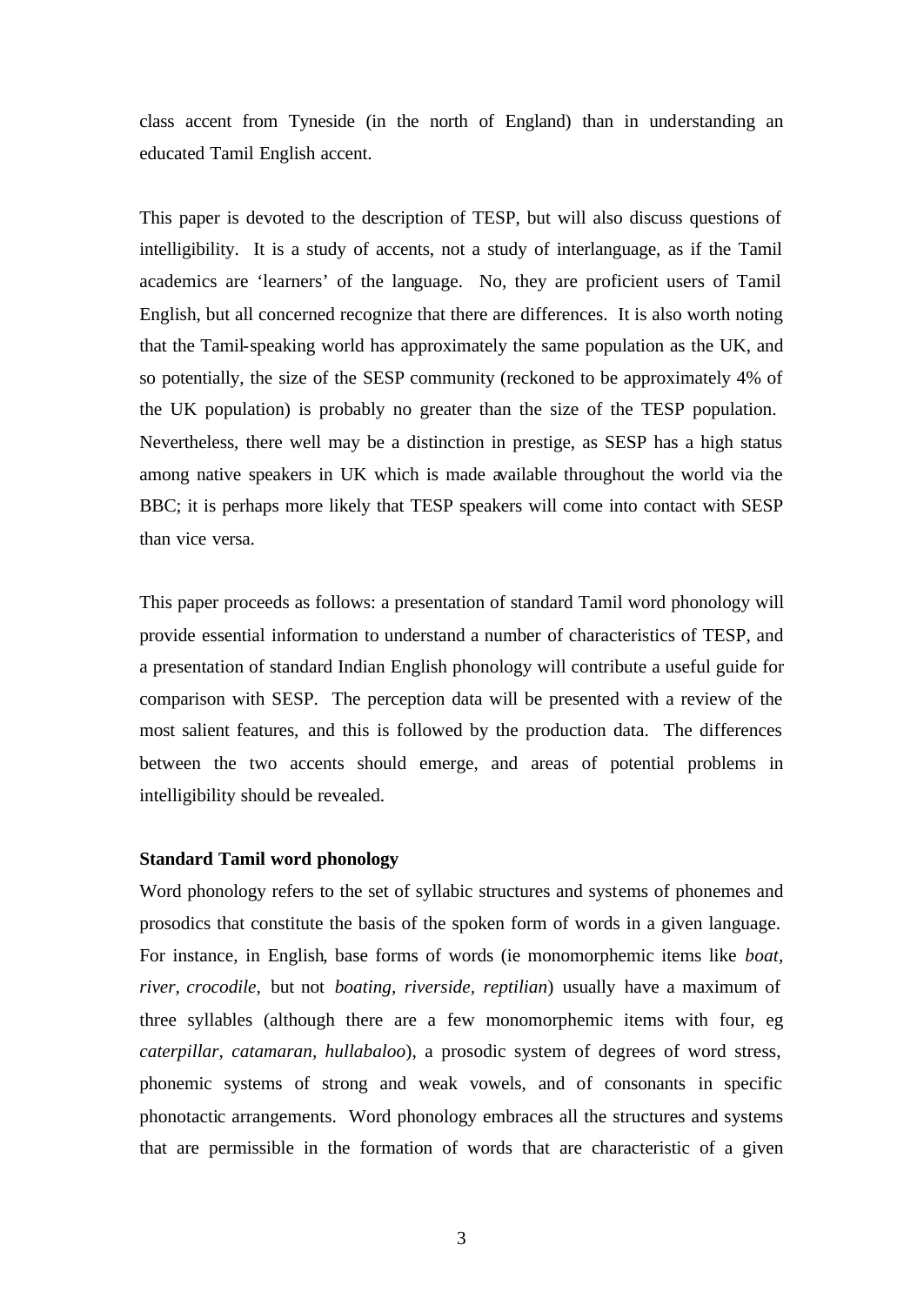class accent from Tyneside (in the north of England) than in understanding an educated Tamil English accent.

This paper is devoted to the description of TESP, but will also discuss questions of intelligibility. It is a study of accents, not a study of interlanguage, as if the Tamil academics are 'learners' of the language. No, they are proficient users of Tamil English, but all concerned recognize that there are differences. It is also worth noting that the Tamil-speaking world has approximately the same population as the UK, and so potentially, the size of the SESP community (reckoned to be approximately 4% of the UK population) is probably no greater than the size of the TESP population. Nevertheless, there well may be a distinction in prestige, as SESP has a high status among native speakers in UK which is made available throughout the world via the BBC; it is perhaps more likely that TESP speakers will come into contact with SESP than vice versa.

This paper proceeds as follows: a presentation of standard Tamil word phonology will provide essential information to understand a number of characteristics of TESP, and a presentation of standard Indian English phonology will contribute a useful guide for comparison with SESP. The perception data will be presented with a review of the most salient features, and this is followed by the production data. The differences between the two accents should emerge, and areas of potential problems in intelligibility should be revealed.

**Standard Tamil word phonology**

Word phonology refers to the set of syllabic structures and systems of phonemes and prosodics that constitute the basis of the spoken form of words in a given language. For instance, in English, base forms of words (ie monomorphemic items like *boat*, *river*, *crocodile*, but not *boating*, *riverside*, *reptilian*) usually have a maximum of three syllables (although there are a few monomorphemic items with four, eg *caterpillar*, *catamaran*, *hullabaloo*), a prosodic system of degrees of word stress, phonemic systems of strong and weak vowels, and of consonants in specific phonotactic arrangements. Word phonology embraces all the structures and systems that are permissible in the formation of words that are characteristic of a given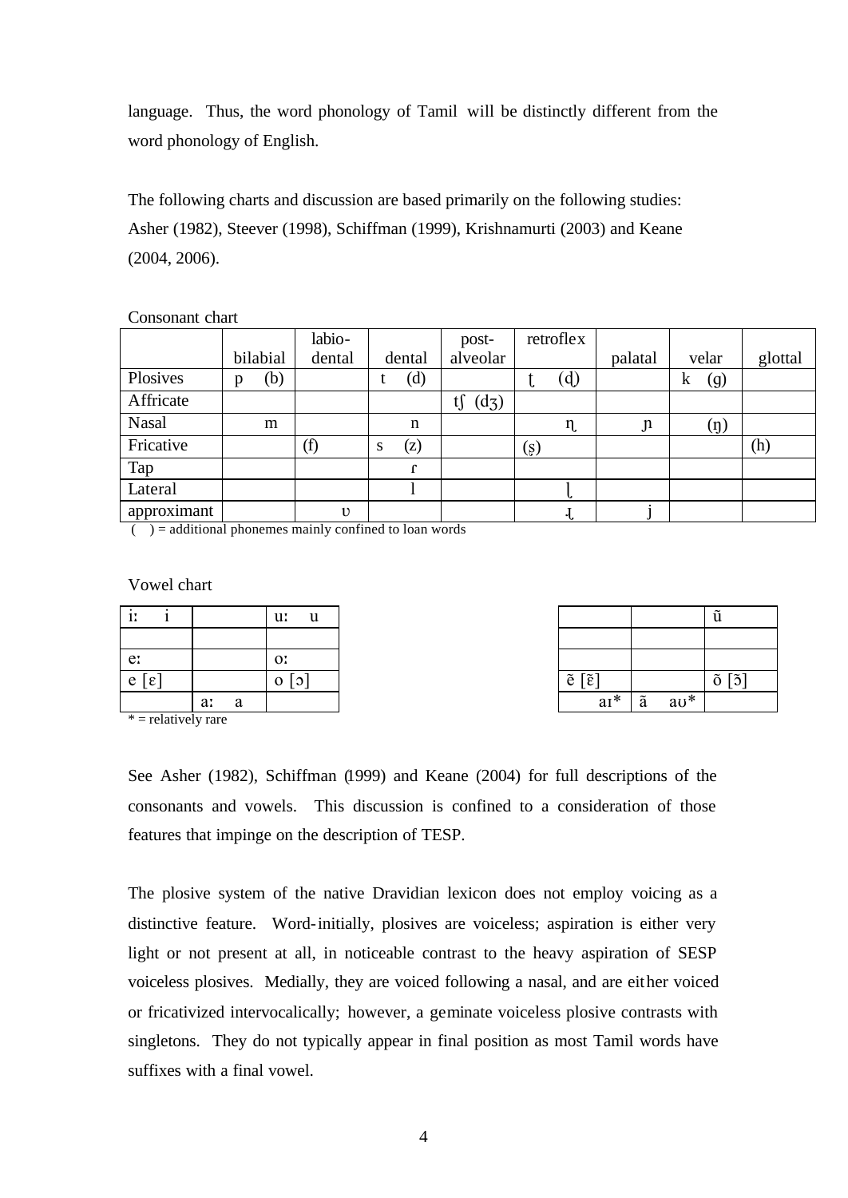language. Thus, the word phonology of Tamil will be distinctly different from the word phonology of English.

The following charts and discussion are based primarily on the following studies: Asher (1982), Steever (1998), Schiffman (1999), Krishnamurti (2003) and Keane (2004, 2006).

Consonant chart

| | bilabial | labio-dental | dental | post-alveolar | retroflex | palatal | velar | glottal |
|---|---|---|---|---|---|---|---|---|
| Plosives | p (b) | | t (d) | | ʈ (ɖ) | | k (g) | |
| Affricate | | | | tʃ (dʒ) | | | | |
| Nasal | m | | n | | ɳ | ɲ | (ŋ) | |
| Fricative | | (f) | s (z) | | (ʂ) | | | (h) |
| Tap | | | ɾ | | | | | |
| Lateral | | | l | | ɭ | | | |
| approximant | | ʋ | | | ɻ | j | | |

( ) = additional phonemes mainly confined to loan words

Vowel chart

| | | |
|---|---|---|
| iː i | | uː u |
| | | |
| eː | | oː |
| e [ɛ] | | o [ɔ] |
| | aː a | |

| | | |
|---|---|---|
| | | ũ |
| | | |
| | | |
| ẽ [ɛ̃] | | õ [ɔ̃] |
| aɪ* | ã aʊ* | |

\* = relatively rare

See Asher (1982), Schiffman (1999) and Keane (2004) for full descriptions of the consonants and vowels. This discussion is confined to a consideration of those features that impinge on the description of TESP.

The plosive system of the native Dravidian lexicon does not employ voicing as a distinctive feature. Word-initially, plosives are voiceless; aspiration is either very light or not present at all, in noticeable contrast to the heavy aspiration of SESP voiceless plosives. Medially, they are voiced following a nasal, and are either voiced or fricativized intervocalically; however, a geminate voiceless plosive contrasts with singletons. They do not typically appear in final position as most Tamil words have suffixes with a final vowel.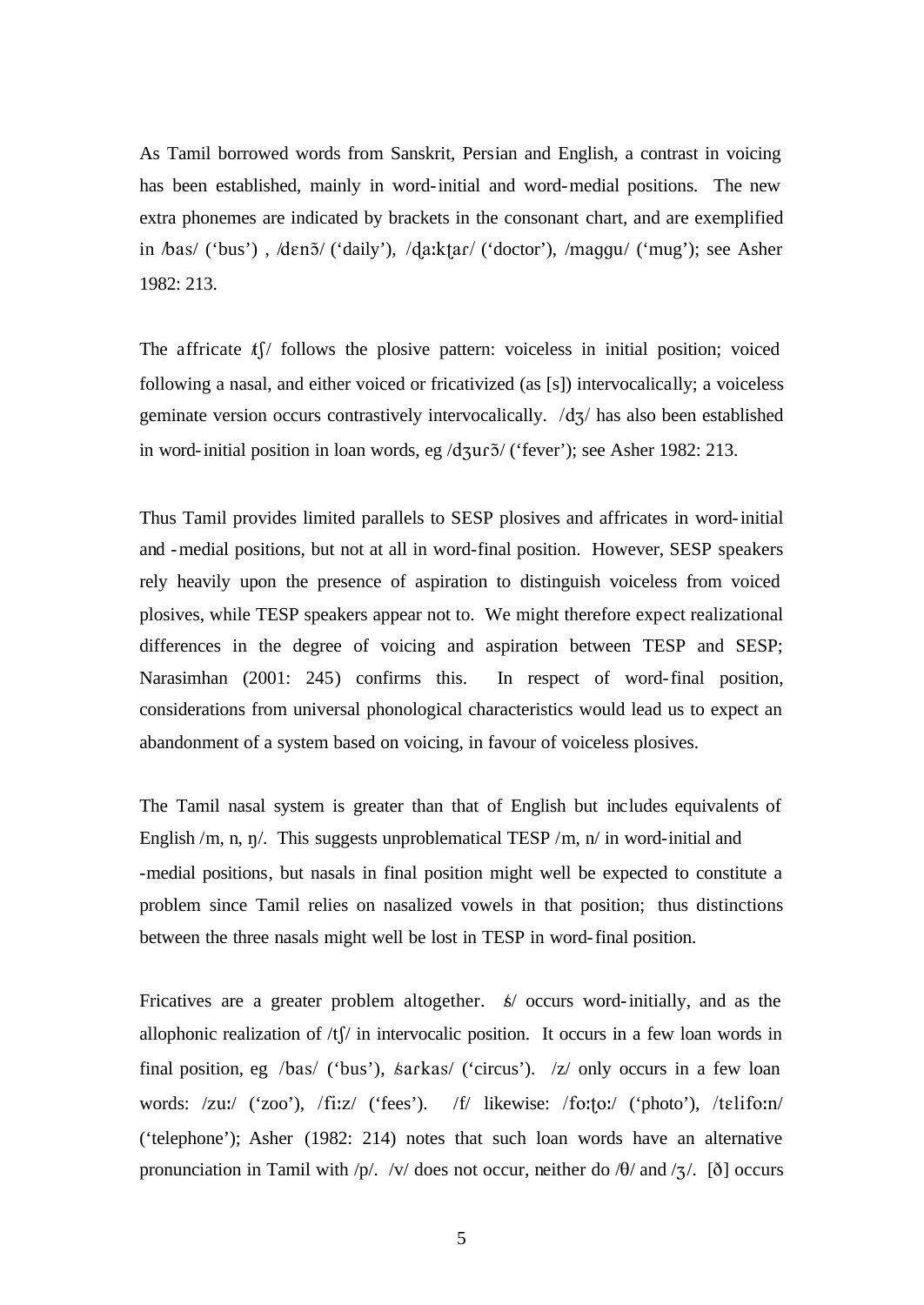As Tamil borrowed words from Sanskrit, Persian and English, a contrast in voicing has been established, mainly in word-initial and word-medial positions. The new extra phonemes are indicated by brackets in the consonant chart, and are exemplified in /bas/ ('bus') , /dɛnɔ̃/ ('daily'), /ɖaːkʈaɾ/ ('doctor'), /maggu/ ('mug'); see Asher 1982: 213.

The affricate /tʃ/ follows the plosive pattern: voiceless in initial position; voiced following a nasal, and either voiced or fricativized (as [s]) intervocalically; a voiceless geminate version occurs contrastively intervocalically. /dʒ/ has also been established in word-initial position in loan words, eg /dʒuɾɔ̃/ ('fever'); see Asher 1982: 213.

Thus Tamil provides limited parallels to SESP plosives and affricates in word-initial and -medial positions, but not at all in word-final position. However, SESP speakers rely heavily upon the presence of aspiration to distinguish voiceless from voiced plosives, while TESP speakers appear not to. We might therefore expect realizational differences in the degree of voicing and aspiration between TESP and SESP; Narasimhan (2001: 245) confirms this. In respect of word-final position, considerations from universal phonological characteristics would lead us to expect an abandonment of a system based on voicing, in favour of voiceless plosives.

The Tamil nasal system is greater than that of English but includes equivalents of English /m, n, ŋ/. This suggests unproblematical TESP /m, n/ in word-initial and -medial positions, but nasals in final position might well be expected to constitute a problem since Tamil relies on nasalized vowels in that position; thus distinctions between the three nasals might well be lost in TESP in word-final position.

Fricatives are a greater problem altogether. /s/ occurs word-initially, and as the allophonic realization of /tʃ/ in intervocalic position. It occurs in a few loan words in final position, eg /bas/ ('bus'), /saɾkas/ ('circus'). /z/ only occurs in a few loan words: /zuː/ ('zoo'), /fiːz/ ('fees'). /f/ likewise: /foːʈoː/ ('photo'), /tɛlifoːn/ ('telephone'); Asher (1982: 214) notes that such loan words have an alternative pronunciation in Tamil with /p/. /v/ does not occur, neither do /θ/ and /ʒ/. [ð] occurs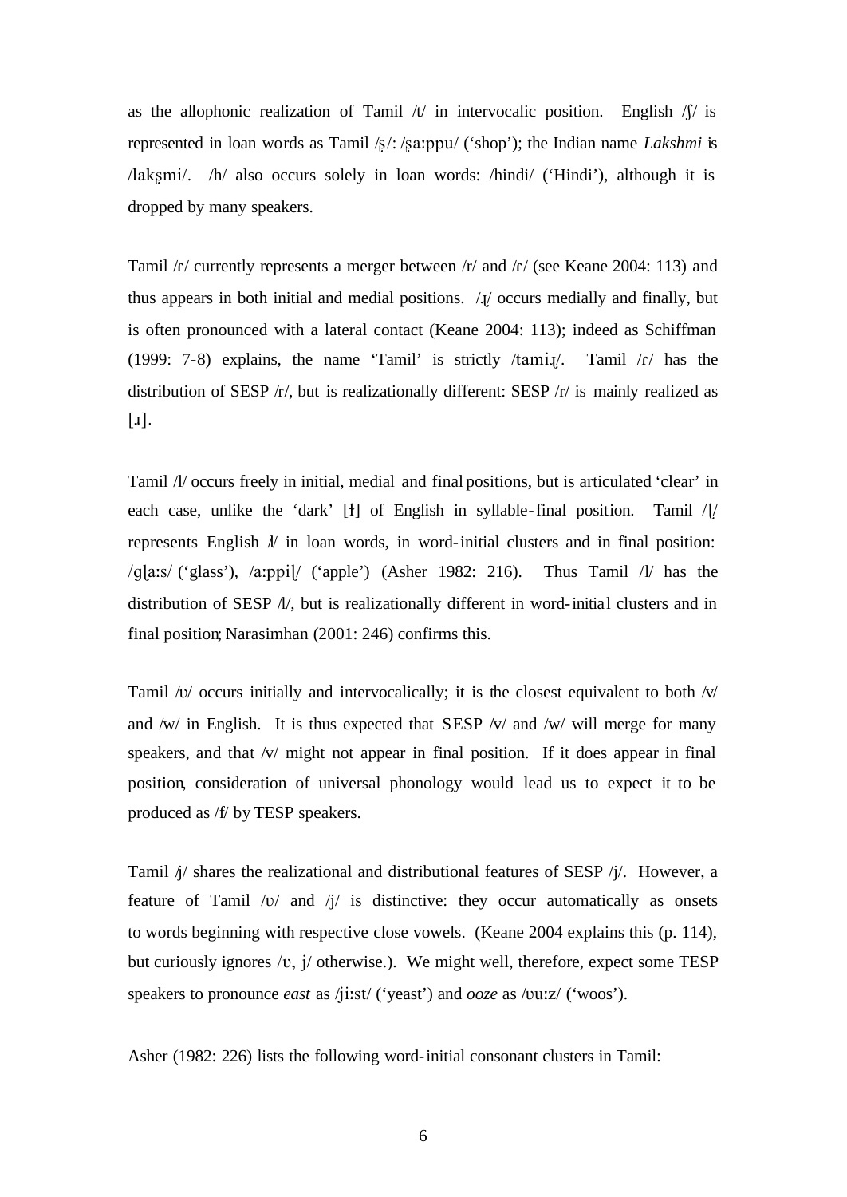as the allophonic realization of Tamil /t/ in intervocalic position. English /ʃ/ is represented in loan words as Tamil /ʂ/: /ʂaːppu/ ('shop'); the Indian name *Lakshmi* is /lakʂmi/. /h/ also occurs solely in loan words: /hindi/ ('Hindi'), although it is dropped by many speakers.

Tamil /r/ currently represents a merger between /r/ and /ɾ/ (see Keane 2004: 113) and thus appears in both initial and medial positions. /ɻ/ occurs medially and finally, but is often pronounced with a lateral contact (Keane 2004: 113); indeed as Schiffman (1999: 7-8) explains, the name 'Tamil' is strictly /tamiɻ/. Tamil /ɾ/ has the distribution of SESP /r/, but is realizationally different: SESP /r/ is mainly realized as [ɹ].

Tamil /l/ occurs freely in initial, medial and final positions, but is articulated 'clear' in each case, unlike the 'dark' [ɫ] of English in syllable-final position. Tamil /ɭ/ represents English /l/ in loan words, in word-initial clusters and in final position: /gɭaːs/ ('glass'), /aːppiɭ/ ('apple') (Asher 1982: 216). Thus Tamil /l/ has the distribution of SESP /l/, but is realizationally different in word-initial clusters and in final position; Narasimhan (2001: 246) confirms this.

Tamil /ʋ/ occurs initially and intervocalically; it is the closest equivalent to both /v/ and /w/ in English. It is thus expected that SESP /v/ and /w/ will merge for many speakers, and that /v/ might not appear in final position. If it does appear in final position, consideration of universal phonology would lead us to expect it to be produced as /f/ by TESP speakers.

Tamil /j/ shares the realizational and distributional features of SESP /j/. However, a feature of Tamil /ʋ/ and /j/ is distinctive: they occur automatically as onsets to words beginning with respective close vowels. (Keane 2004 explains this (p. 114), but curiously ignores /ʋ, j/ otherwise.). We might well, therefore, expect some TESP speakers to pronounce *east* as /jiːst/ ('yeast') and *ooze* as /ʋuːz/ ('woos').

Asher (1982: 226) lists the following word-initial consonant clusters in Tamil: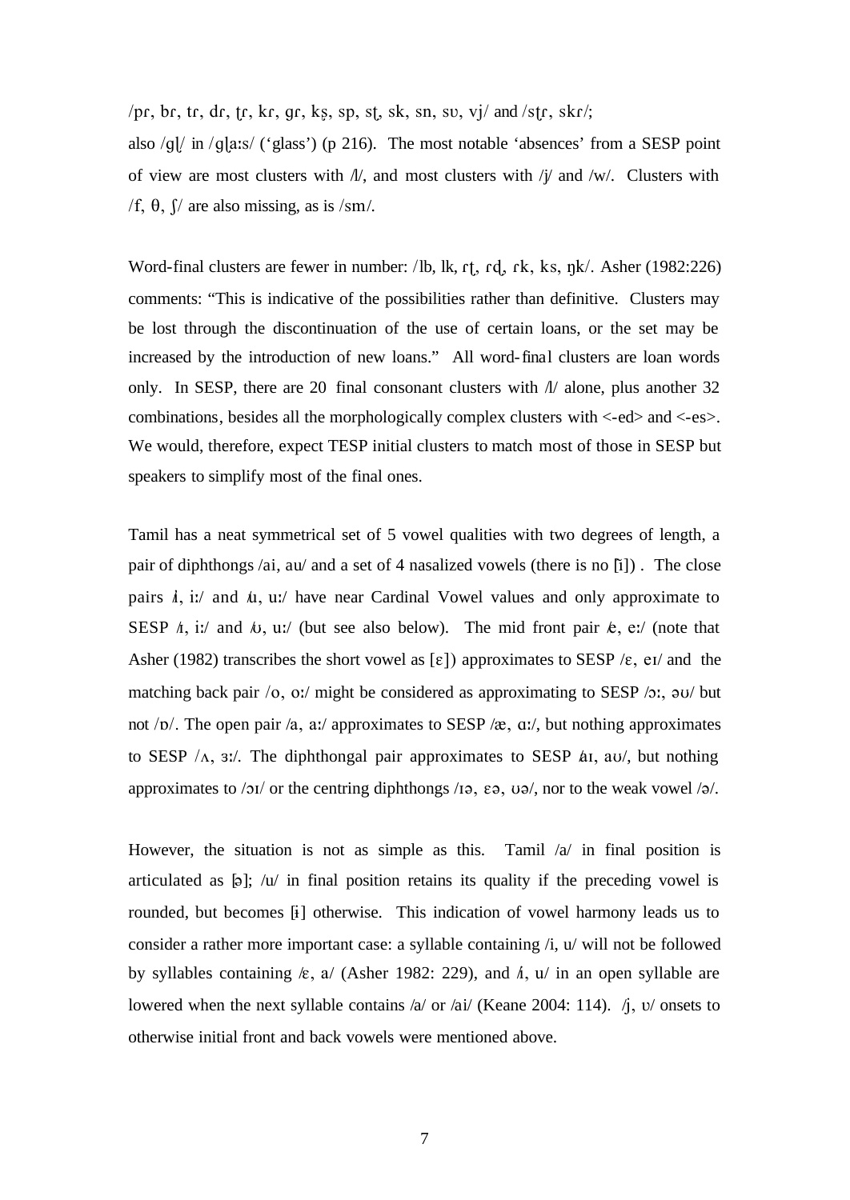/pɾ, bɾ, tɾ, dɾ, ʈɾ, kɾ, gɾ, kʂ, sp, sʈ, sk, sn, sʋ, vj/ and /sʈɾ, skɾ/; also /gɭ/ in /gɭaːs/ ('glass') (p 216). The most notable 'absences' from a SESP point of view are most clusters with /l/, and most clusters with /j/ and /w/. Clusters with /f, θ, ʃ/ are also missing, as is /sm/.

Word-final clusters are fewer in number: /lb, lk, ɾʈ, ɾɖ, ɾk, ks, ŋk/. Asher (1982:226) comments: "This is indicative of the possibilities rather than definitive. Clusters may be lost through the discontinuation of the use of certain loans, or the set may be increased by the introduction of new loans." All word-final clusters are loan words only. In SESP, there are 20 final consonant clusters with /l/ alone, plus another 32 combinations, besides all the morphologically complex clusters with <-ed> and <-es>. We would, therefore, expect TESP initial clusters to match most of those in SESP but speakers to simplify most of the final ones.

Tamil has a neat symmetrical set of 5 vowel qualities with two degrees of length, a pair of diphthongs /ai, au/ and a set of 4 nasalized vowels (there is no [ĩ]) . The close pairs /i, iː/ and /u, uː/ have near Cardinal Vowel values and only approximate to SESP /ɪ, iː/ and /ʊ, uː/ (but see also below). The mid front pair /e, eː/ (note that Asher (1982) transcribes the short vowel as [ɛ]) approximates to SESP /ɛ, eɪ/ and the matching back pair /o, oː/ might be considered as approximating to SESP /ɔː, əʊ/ but not /ɒ/. The open pair /a, aː/ approximates to SESP /æ, ɑː/, but nothing approximates to SESP /ʌ, ɜː/. The diphthongal pair approximates to SESP /aɪ, aʊ/, but nothing approximates to /ɔɪ/ or the centring diphthongs /ɪə, ɛə, ʊə/, nor to the weak vowel /ə/.

However, the situation is not as simple as this. Tamil /a/ in final position is articulated as [ə]; /u/ in final position retains its quality if the preceding vowel is rounded, but becomes [ɨ] otherwise. This indication of vowel harmony leads us to consider a rather more important case: a syllable containing /i, u/ will not be followed by syllables containing /ɛ, a/ (Asher 1982: 229), and /i, u/ in an open syllable are lowered when the next syllable contains /a/ or /ai/ (Keane 2004: 114). /j, ʋ/ onsets to otherwise initial front and back vowels were mentioned above.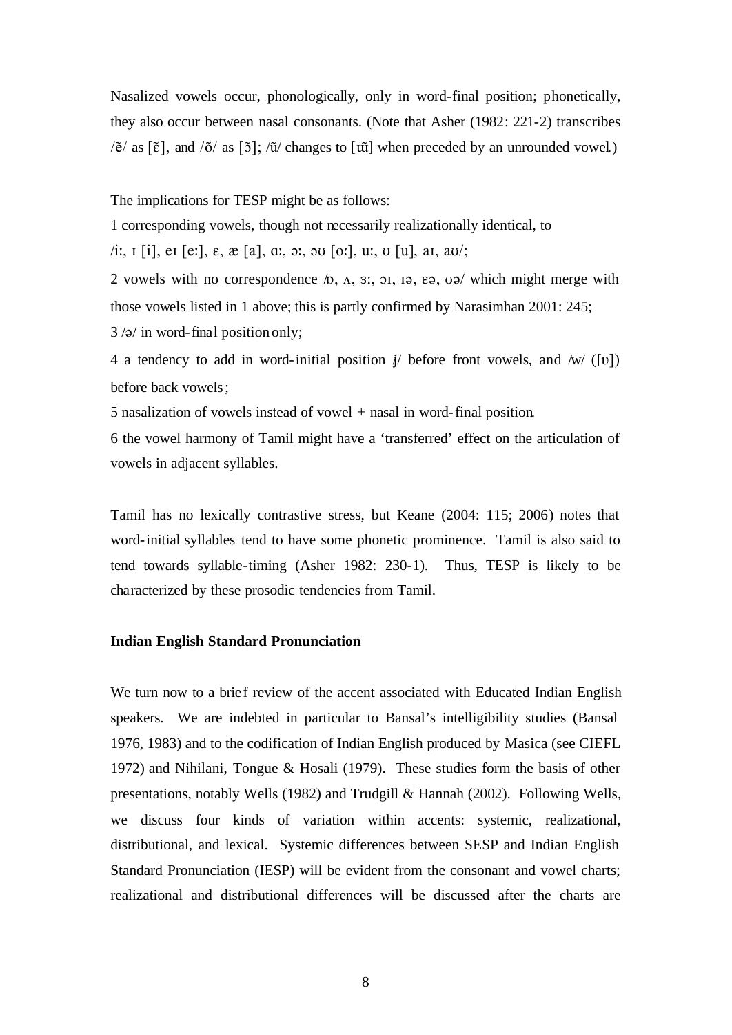Nasalized vowels occur, phonologically, only in word-final position; phonetically, they also occur between nasal consonants. (Note that Asher (1982: 221-2) transcribes /ẽ/ as [ɛ̃], and /õ/ as [ɔ̃]; /ũ/ changes to [ɯ̃] when preceded by an unrounded vowel.)

The implications for TESP might be as follows:

1 corresponding vowels, though not necessarily realizationally identical, to /iː, ɪ [i], eɪ [eː], ɛ, æ [a], ɑː, ɔː, əʊ [oː], uː, ʊ [u], aɪ, aʊ/;

2 vowels with no correspondence /ɒ, ʌ, ɜː, ɔɪ, ɪə, ɛə, ʊə/ which might merge with those vowels listed in 1 above; this is partly confirmed by Narasimhan 2001: 245;

3 /ə/ in word-final position only;

4 a tendency to add in word-initial position /j/ before front vowels, and /w/ ([ʋ]) before back vowels;

5 nasalization of vowels instead of vowel + nasal in word-final position.

6 the vowel harmony of Tamil might have a 'transferred' effect on the articulation of vowels in adjacent syllables.

Tamil has no lexically contrastive stress, but Keane (2004: 115; 2006) notes that word-initial syllables tend to have some phonetic prominence. Tamil is also said to tend towards syllable-timing (Asher 1982: 230-1). Thus, TESP is likely to be characterized by these prosodic tendencies from Tamil.

**Indian English Standard Pronunciation**

We turn now to a brief review of the accent associated with Educated Indian English speakers. We are indebted in particular to Bansal's intelligibility studies (Bansal 1976, 1983) and to the codification of Indian English produced by Masica (see CIEFL 1972) and Nihilani, Tongue & Hosali (1979). These studies form the basis of other presentations, notably Wells (1982) and Trudgill & Hannah (2002). Following Wells, we discuss four kinds of variation within accents: systemic, realizational, distributional, and lexical. Systemic differences between SESP and Indian English Standard Pronunciation (IESP) will be evident from the consonant and vowel charts; realizational and distributional differences will be discussed after the charts are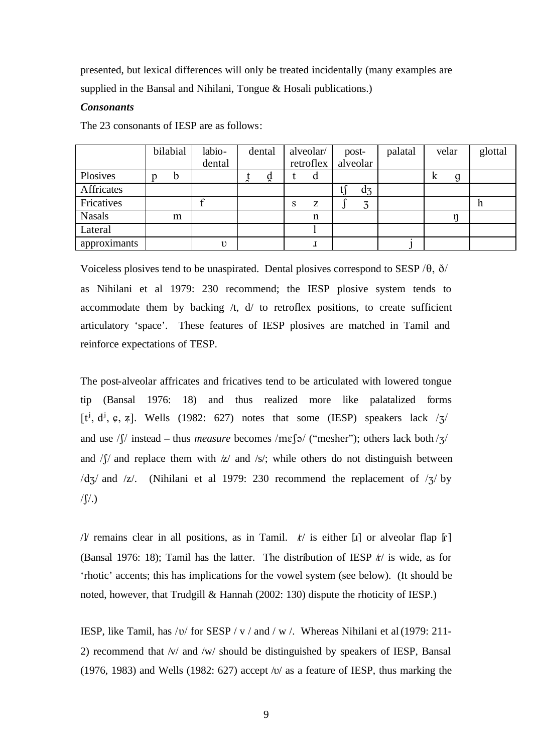presented, but lexical differences will only be treated incidentally (many examples are supplied in the Bansal and Nihilani, Tongue & Hosali publications.)

***Consonants***

The 23 consonants of IESP are as follows:

| | bilabial | labio-dental | dental | alveolar/ retroflex | post-alveolar | palatal | velar | glottal |
|---|---|---|---|---|---|---|---|---|
| Plosives | p b | | t̪ d̪ | t d | | | k g | |
| Affricates | | | | | tʃ dʒ | | | |
| Fricatives | | f | | s z | ʃ ʒ | | | h |
| Nasals | m | | | n | | | ŋ | |
| Lateral | | | | l | | | | |
| approximants | | ʋ | | ɹ | | j | | |

Voiceless plosives tend to be unaspirated. Dental plosives correspond to SESP /θ, ð/ as Nihilani et al 1979: 230 recommend; the IESP plosive system tends to accommodate them by backing /t, d/ to retroflex positions, to create sufficient articulatory 'space'. These features of IESP plosives are matched in Tamil and reinforce expectations of TESP.

The post-alveolar affricates and fricatives tend to be articulated with lowered tongue tip (Bansal 1976: 18) and thus realized more like palatalized forms [tʲ, dʲ, ç, ʑ]. Wells (1982: 627) notes that some (IESP) speakers lack /ʒ/ and use /ʃ/ instead – thus *measure* becomes /mɛʃə/ ("mesher"); others lack both /ʒ/ and /ʃ/ and replace them with /z/ and /s/; while others do not distinguish between /dʒ/ and /z/. (Nihilani et al 1979: 230 recommend the replacement of /ʒ/ by /ʃ/.)

/l/ remains clear in all positions, as in Tamil. /r/ is either [ɹ] or alveolar flap [ɾ] (Bansal 1976: 18); Tamil has the latter. The distribution of IESP /r/ is wide, as for 'rhotic' accents; this has implications for the vowel system (see below). (It should be noted, however, that Trudgill & Hannah (2002: 130) dispute the rhoticity of IESP.)

IESP, like Tamil, has /ʋ/ for SESP / v / and / w /. Whereas Nihilani et al (1979: 211-2) recommend that /v/ and /w/ should be distinguished by speakers of IESP, Bansal (1976, 1983) and Wells (1982: 627) accept /ʋ/ as a feature of IESP, thus marking the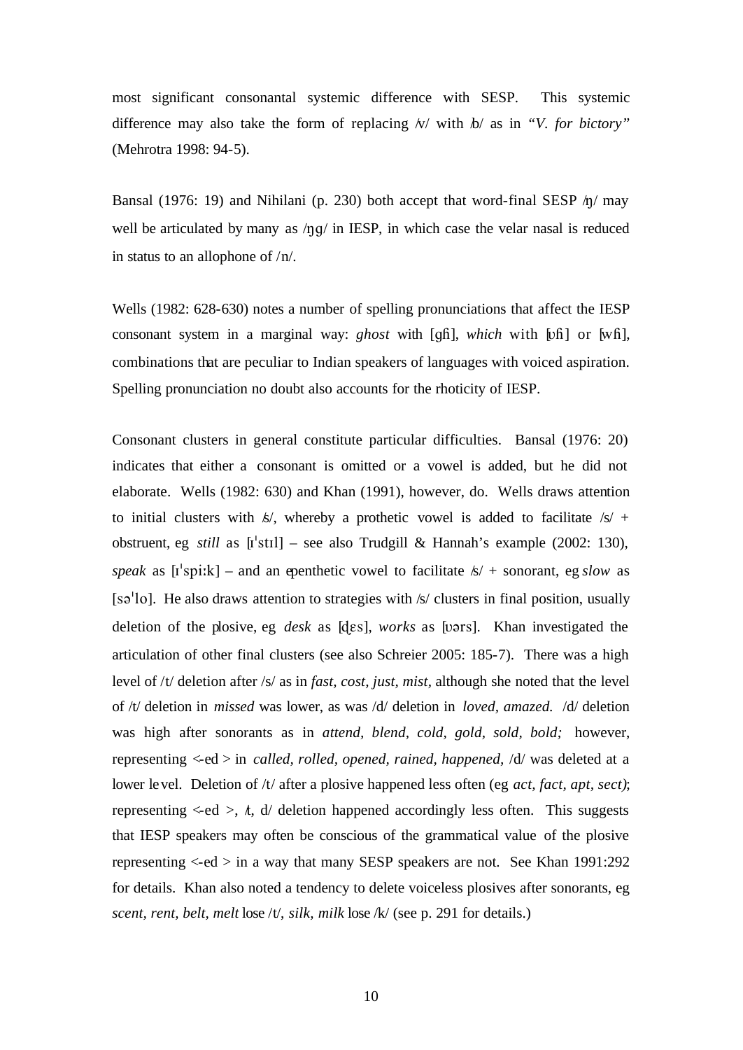most significant consonantal systemic difference with SESP. This systemic difference may also take the form of replacing /v/ with /b/ as in *"V. for bictory"* (Mehrotra 1998: 94-5).

Bansal (1976: 19) and Nihilani (p. 230) both accept that word-final SESP /ŋ/ may well be articulated by many as /ŋɡ/ in IESP, in which case the velar nasal is reduced in status to an allophone of /n/.

Wells (1982: 628-630) notes a number of spelling pronunciations that affect the IESP consonant system in a marginal way: *ghost* with [ɡɦ], *which* with [ʋɦ] or [wɦ], combinations that are peculiar to Indian speakers of languages with voiced aspiration. Spelling pronunciation no doubt also accounts for the rhoticity of IESP.

Consonant clusters in general constitute particular difficulties. Bansal (1976: 20) indicates that either a consonant is omitted or a vowel is added, but he did not elaborate. Wells (1982: 630) and Khan (1991), however, do. Wells draws attention to initial clusters with /s/, whereby a prothetic vowel is added to facilitate /s/ + obstruent, eg *still* as [ɪˈstɪl] – see also Trudgill & Hannah's example (2002: 130), *speak* as [ɪˈspiːk] – and an epenthetic vowel to facilitate /s/ + sonorant, eg *slow* as [səˈlo]. He also draws attention to strategies with /s/ clusters in final position, usually deletion of the plosive, eg *desk* as [d̪ɛs], *works* as [ʋərs]. Khan investigated the articulation of other final clusters (see also Schreier 2005: 185-7). There was a high level of /t/ deletion after /s/ as in *fast, cost, just, mist*, although she noted that the level of /t/ deletion in *missed* was lower, as was /d/ deletion in *loved, amazed.* /d/ deletion was high after sonorants as in *attend, blend, cold, gold, sold, bold;* however, representing <-ed > in *called, rolled, opened, rained, happened*, /d/ was deleted at a lower level. Deletion of /t/ after a plosive happened less often (eg *act, fact, apt, sect)*; representing <-ed >, /t, d/ deletion happened accordingly less often. This suggests that IESP speakers may often be conscious of the grammatical value of the plosive representing <-ed > in a way that many SESP speakers are not. See Khan 1991:292 for details. Khan also noted a tendency to delete voiceless plosives after sonorants, eg *scent, rent, belt, melt* lose /t/, *silk, milk* lose /k/ (see p. 291 for details.)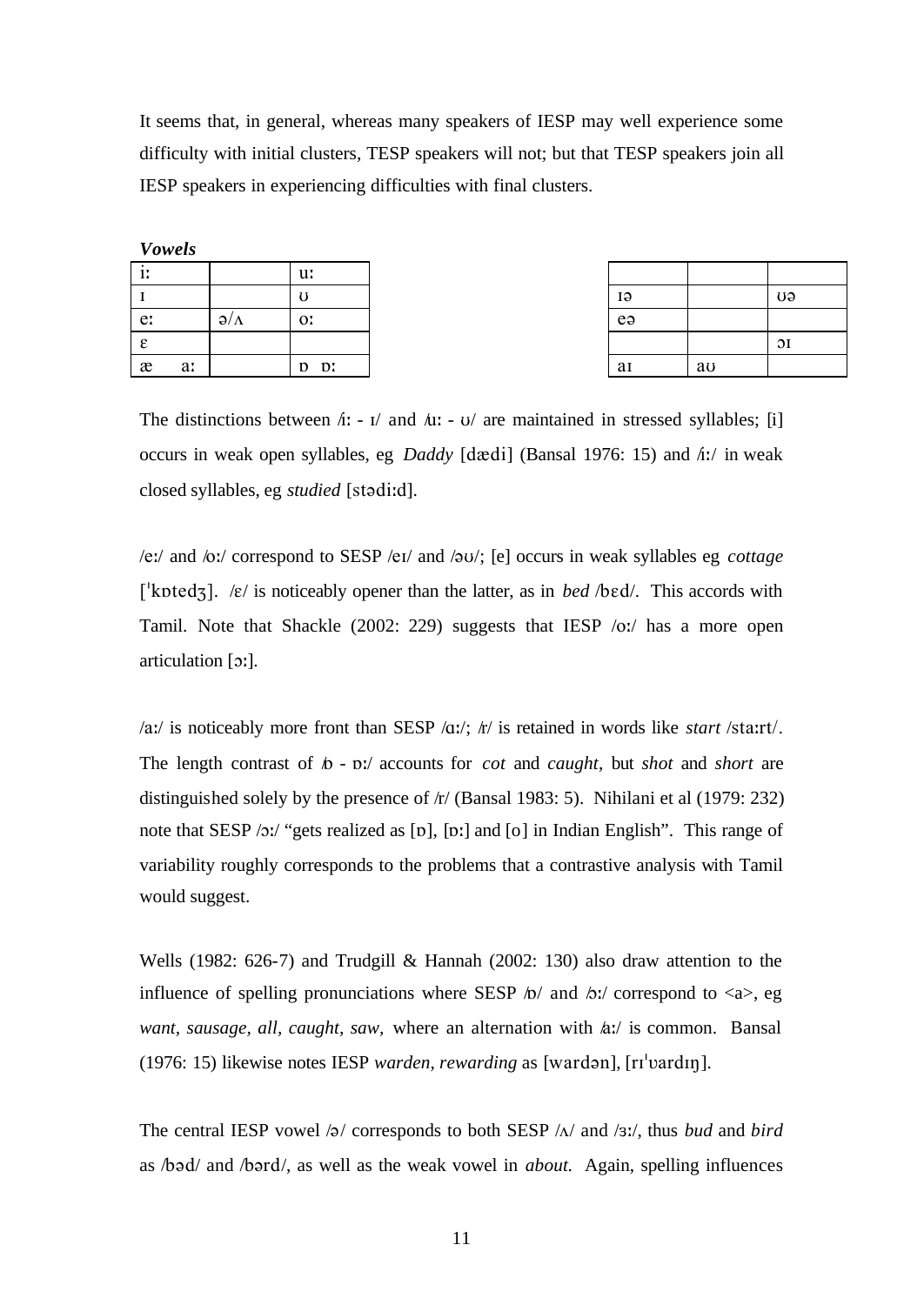It seems that, in general, whereas many speakers of IESP may well experience some difficulty with initial clusters, TESP speakers will not; but that TESP speakers join all IESP speakers in experiencing difficulties with final clusters.

***Vowels***

| iː | | uː |
|---|---|---|
| ɪ | | ʊ |
| eː | ə/ʌ | oː |
| ɛ | | |
| æ aː | | ɒ ɒː |

| | | |
|---|---|---|
| ɪə | | ʊə |
| eə | | |
| | | ɔɪ |
| aɪ | aʊ | |

The distinctions between /iː - ɪ/ and /uː - ʊ/ are maintained in stressed syllables; [i] occurs in weak open syllables, eg *Daddy* [dædi] (Bansal 1976: 15) and /iː/ in weak closed syllables, eg *studied* [stədiːd].

/eː/ and /oː/ correspond to SESP /eɪ/ and /əʊ/; [e] occurs in weak syllables eg *cottage* [ˈkɒtedʒ]. /ɛ/ is noticeably opener than the latter, as in *bed* /bɛd/. This accords with Tamil. Note that Shackle (2002: 229) suggests that IESP /oː/ has a more open articulation [ɔː].

/aː/ is noticeably more front than SESP /ɑː/; /r/ is retained in words like *start* /staːrt/. The length contrast of /ɒ - ɒː/ accounts for *cot* and *caught*, but *shot* and *short* are distinguished solely by the presence of /r/ (Bansal 1983: 5). Nihilani et al (1979: 232) note that SESP /ɔː/ "gets realized as [ɒ], [ɒː] and [o] in Indian English". This range of variability roughly corresponds to the problems that a contrastive analysis with Tamil would suggest.

Wells (1982: 626-7) and Trudgill & Hannah (2002: 130) also draw attention to the influence of spelling pronunciations where SESP /ɒ/ and /ɔː/ correspond to <a>, eg *want, sausage, all, caught, saw,* where an alternation with /aː/ is common. Bansal (1976: 15) likewise notes IESP *warden, rewarding* as [wardən], [rɪˈʊardɪŋ].

The central IESP vowel /ə/ corresponds to both SESP /ʌ/ and /ɜː/, thus *bud* and *bird* as /bəd/ and /bərd/, as well as the weak vowel in *about.* Again, spelling influences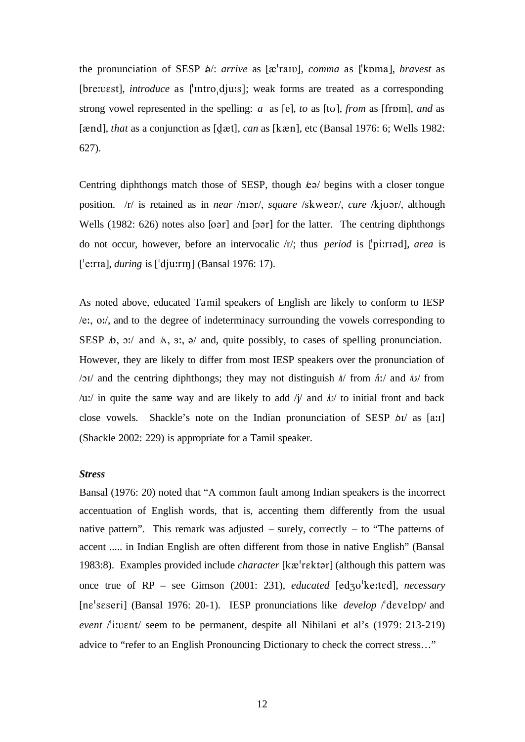the pronunciation of SESP /ə/: *arrive* as [æˈraɪʊ], *comma* as [ˈkɒma], *bravest* as [breːʋɛst], *introduce* as [ˈɪntroˌdjuːs]; weak forms are treated as a corresponding strong vowel represented in the spelling: *a* as [e], *to* as [tʊ], *from* as [frɒm], *and* as [ænd], *that* as a conjunction as [d̪æt], *can* as [kæn], etc (Bansal 1976: 6; Wells 1982: 627).

Centring diphthongs match those of SESP, though /eə/ begins with a closer tongue position. /r/ is retained as in *near* /nɪər/, *square* /skweər/, *cure* /kjʊər/, although Wells (1982: 626) notes also [oər] and [ɔər] for the latter. The centring diphthongs do not occur, however, before an intervocalic /r/; thus *period* is [ˈpiːrɪəd], *area* is [ˈeːrɪa], *during* is [ˈdjuːrɪŋ] (Bansal 1976: 17).

As noted above, educated Tamil speakers of English are likely to conform to IESP /eː, oː/, and to the degree of indeterminacy surrounding the vowels corresponding to SESP /ɒ, ɔː/ and /ʌ, ɜː, ə/ and, quite possibly, to cases of spelling pronunciation. However, they are likely to differ from most IESP speakers over the pronunciation of /ɔɪ/ and the centring diphthongs; they may not distinguish /ɪ/ from /iː/ and /ʊ/ from /uː/ in quite the same way and are likely to add /j/ and /ʋ/ to initial front and back close vowels. Shackle's note on the Indian pronunciation of SESP /ɔɪ/ as [aːɪ] (Shackle 2002: 229) is appropriate for a Tamil speaker.

***Stress***

Bansal (1976: 20) noted that "A common fault among Indian speakers is the incorrect accentuation of English words, that is, accenting them differently from the usual native pattern". This remark was adjusted – surely, correctly – to "The patterns of accent ..... in Indian English are often different from those in native English" (Bansal 1983:8). Examples provided include *character* [kæˈrɛktər] (although this pattern was once true of RP – see Gimson (2001: 231), *educated* [edʒʊˈkeːtɛd], *necessary* [nɛˈsɛseri] (Bansal 1976: 20-1). IESP pronunciations like *develop* /ˈdɛvɛlɒp/ and *event* /ˈiːʋɛnt/ seem to be permanent, despite all Nihilani et al's (1979: 213-219) advice to "refer to an English Pronouncing Dictionary to check the correct stress…"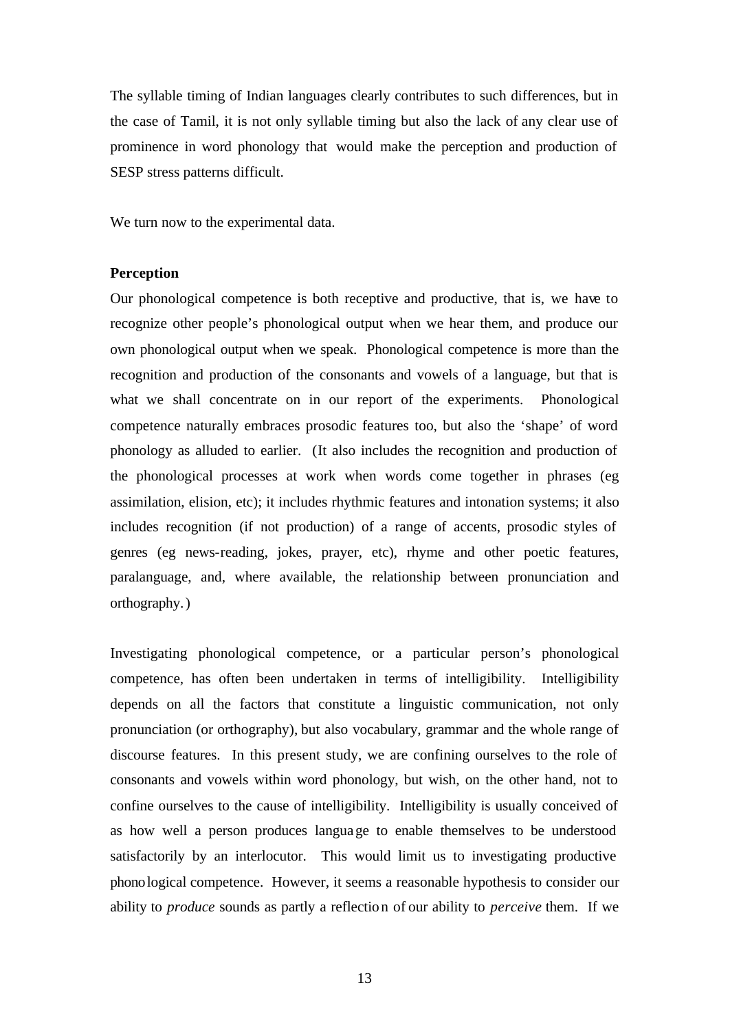The syllable timing of Indian languages clearly contributes to such differences, but in the case of Tamil, it is not only syllable timing but also the lack of any clear use of prominence in word phonology that would make the perception and production of SESP stress patterns difficult.

We turn now to the experimental data.

**Perception**

Our phonological competence is both receptive and productive, that is, we have to recognize other people's phonological output when we hear them, and produce our own phonological output when we speak. Phonological competence is more than the recognition and production of the consonants and vowels of a language, but that is what we shall concentrate on in our report of the experiments. Phonological competence naturally embraces prosodic features too, but also the 'shape' of word phonology as alluded to earlier. (It also includes the recognition and production of the phonological processes at work when words come together in phrases (eg assimilation, elision, etc); it includes rhythmic features and intonation systems; it also includes recognition (if not production) of a range of accents, prosodic styles of genres (eg news-reading, jokes, prayer, etc), rhyme and other poetic features, paralanguage, and, where available, the relationship between pronunciation and orthography.)

Investigating phonological competence, or a particular person's phonological competence, has often been undertaken in terms of intelligibility. Intelligibility depends on all the factors that constitute a linguistic communication, not only pronunciation (or orthography), but also vocabulary, grammar and the whole range of discourse features. In this present study, we are confining ourselves to the role of consonants and vowels within word phonology, but wish, on the other hand, not to confine ourselves to the cause of intelligibility. Intelligibility is usually conceived of as how well a person produces language to enable themselves to be understood satisfactorily by an interlocutor. This would limit us to investigating productive phonological competence. However, it seems a reasonable hypothesis to consider our ability to *produce* sounds as partly a reflection of our ability to *perceive* them. If we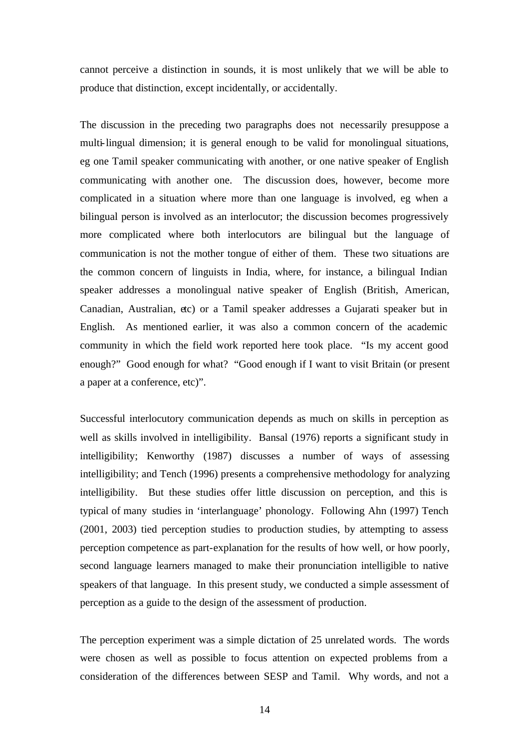cannot perceive a distinction in sounds, it is most unlikely that we will be able to produce that distinction, except incidentally, or accidentally.

The discussion in the preceding two paragraphs does not necessarily presuppose a multi-lingual dimension; it is general enough to be valid for monolingual situations, eg one Tamil speaker communicating with another, or one native speaker of English communicating with another one. The discussion does, however, become more complicated in a situation where more than one language is involved, eg when a bilingual person is involved as an interlocutor; the discussion becomes progressively more complicated where both interlocutors are bilingual but the language of communication is not the mother tongue of either of them. These two situations are the common concern of linguists in India, where, for instance, a bilingual Indian speaker addresses a monolingual native speaker of English (British, American, Canadian, Australian, etc) or a Tamil speaker addresses a Gujarati speaker but in English. As mentioned earlier, it was also a common concern of the academic community in which the field work reported here took place. "Is my accent good enough?" Good enough for what? "Good enough if I want to visit Britain (or present a paper at a conference, etc)".

Successful interlocutory communication depends as much on skills in perception as well as skills involved in intelligibility. Bansal (1976) reports a significant study in intelligibility; Kenworthy (1987) discusses a number of ways of assessing intelligibility; and Tench (1996) presents a comprehensive methodology for analyzing intelligibility. But these studies offer little discussion on perception, and this is typical of many studies in 'interlanguage' phonology. Following Ahn (1997) Tench (2001, 2003) tied perception studies to production studies, by attempting to assess perception competence as part-explanation for the results of how well, or how poorly, second language learners managed to make their pronunciation intelligible to native speakers of that language. In this present study, we conducted a simple assessment of perception as a guide to the design of the assessment of production.

The perception experiment was a simple dictation of 25 unrelated words. The words were chosen as well as possible to focus attention on expected problems from a consideration of the differences between SESP and Tamil. Why words, and not a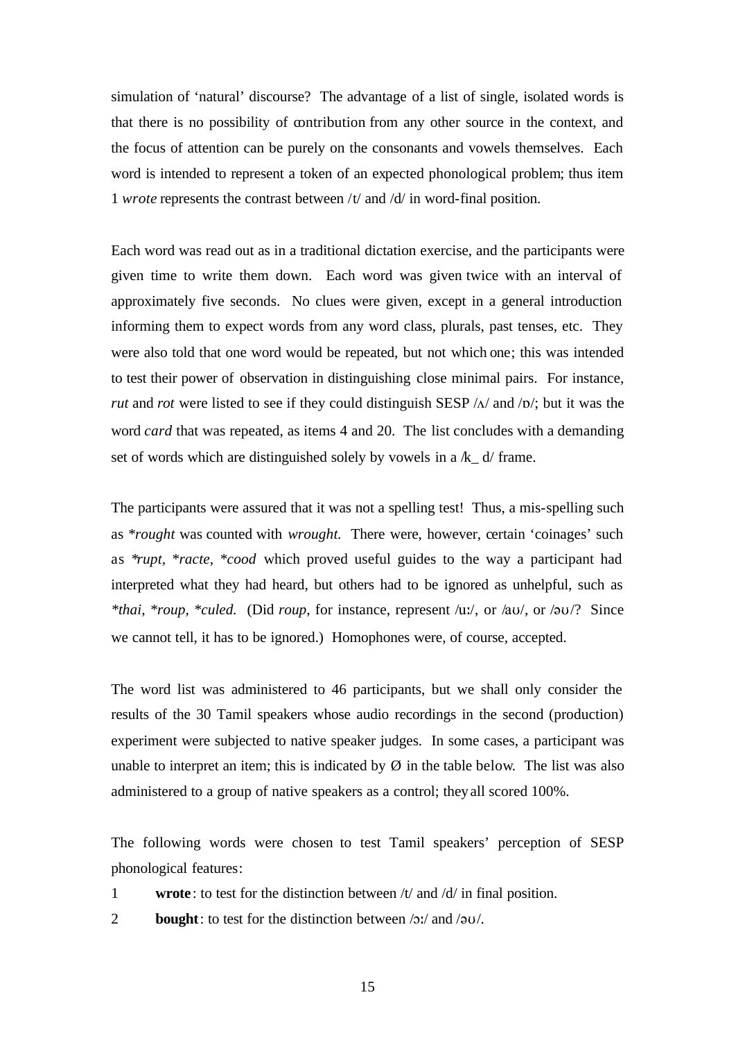simulation of 'natural' discourse? The advantage of a list of single, isolated words is that there is no possibility of contribution from any other source in the context, and the focus of attention can be purely on the consonants and vowels themselves. Each word is intended to represent a token of an expected phonological problem; thus item 1 *wrote* represents the contrast between /t/ and /d/ in word-final position.

Each word was read out as in a traditional dictation exercise, and the participants were given time to write them down. Each word was given twice with an interval of approximately five seconds. No clues were given, except in a general introduction informing them to expect words from any word class, plurals, past tenses, etc. They were also told that one word would be repeated, but not which one; this was intended to test their power of observation in distinguishing close minimal pairs. For instance, *rut* and *rot* were listed to see if they could distinguish SESP /ʌ/ and /ɒ/; but it was the word *card* that was repeated, as items 4 and 20. The list concludes with a demanding set of words which are distinguished solely by vowels in a /k_ d/ frame.

The participants were assured that it was not a spelling test! Thus, a mis-spelling such as *\*rought* was counted with *wrought.* There were, however, certain 'coinages' such as *\*rupt*, *\*racte*, *\*cood* which proved useful guides to the way a participant had interpreted what they had heard, but others had to be ignored as unhelpful, such as *\*thai*, *\*roup*, *\*culed.* (Did *roup*, for instance, represent /uː/, or /aʊ/, or /əʊ/? Since we cannot tell, it has to be ignored.) Homophones were, of course, accepted.

The word list was administered to 46 participants, but we shall only consider the results of the 30 Tamil speakers whose audio recordings in the second (production) experiment were subjected to native speaker judges. In some cases, a participant was unable to interpret an item; this is indicated by Ø in the table below. The list was also administered to a group of native speakers as a control; they all scored 100%.

The following words were chosen to test Tamil speakers' perception of SESP phonological features:

1 **wrote**: to test for the distinction between /t/ and /d/ in final position.

2 **bought**: to test for the distinction between /ɔː/ and /əʊ/.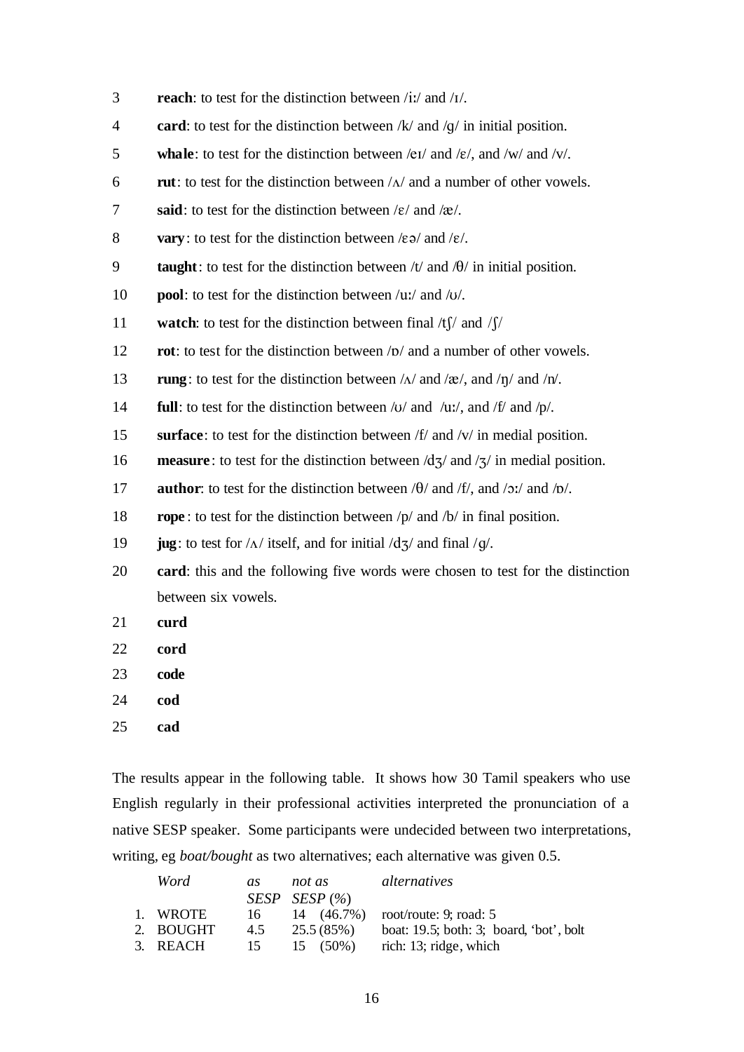3 **reach**: to test for the distinction between /iː/ and /ɪ/.

4 **card**: to test for the distinction between /k/ and /g/ in initial position.

5 **whale**: to test for the distinction between /eɪ/ and /ɛ/, and /w/ and /v/.

6 **rut**: to test for the distinction between /ʌ/ and a number of other vowels.

7 **said**: to test for the distinction between /ɛ/ and /æ/.

8 **vary**: to test for the distinction between /ɛə/ and /ɛ/.

9 **taught**: to test for the distinction between /t/ and /θ/ in initial position.

10 **pool**: to test for the distinction between /uː/ and /ʊ/.

11 **watch**: to test for the distinction between final /tʃ/ and /ʃ/

12 **rot**: to test for the distinction between /ɒ/ and a number of other vowels.

13 **rung**: to test for the distinction between /ʌ/ and /æ/, and /ŋ/ and /n/.

14 **full**: to test for the distinction between /ʊ/ and /uː/, and /f/ and /p/.

15 **surface**: to test for the distinction between /f/ and /v/ in medial position.

16 **measure**: to test for the distinction between /dʒ/ and /ʒ/ in medial position.

17 **author**: to test for the distinction between /θ/ and /f/, and /ɔː/ and /ɒ/.

18 **rope**: to test for the distinction between /p/ and /b/ in final position.

19 **jug**: to test for /ʌ/ itself, and for initial /dʒ/ and final /g/.

20 **card**: this and the following five words were chosen to test for the distinction between six vowels.

21 **curd**

22 **cord**

23 **code**

24 **cod**

25 **cad**

The results appear in the following table. It shows how 30 Tamil speakers who use English regularly in their professional activities interpreted the pronunciation of a native SESP speaker. Some participants were undecided between two interpretations, writing, eg *boat/bought* as two alternatives; each alternative was given 0.5.

| *Word* | *as SESP* | *not as SESP (%)* | *alternatives* |
|---|---|---|---|
| 1. WROTE | 16 | 14 (46.7%) | root/route: 9; road: 5 |
| 2. BOUGHT | 4.5 | 25.5 (85%) | boat: 19.5; both: 3; board, 'bot', bolt |
| 3. REACH | 15 | 15 (50%) | rich: 13; ridge, which |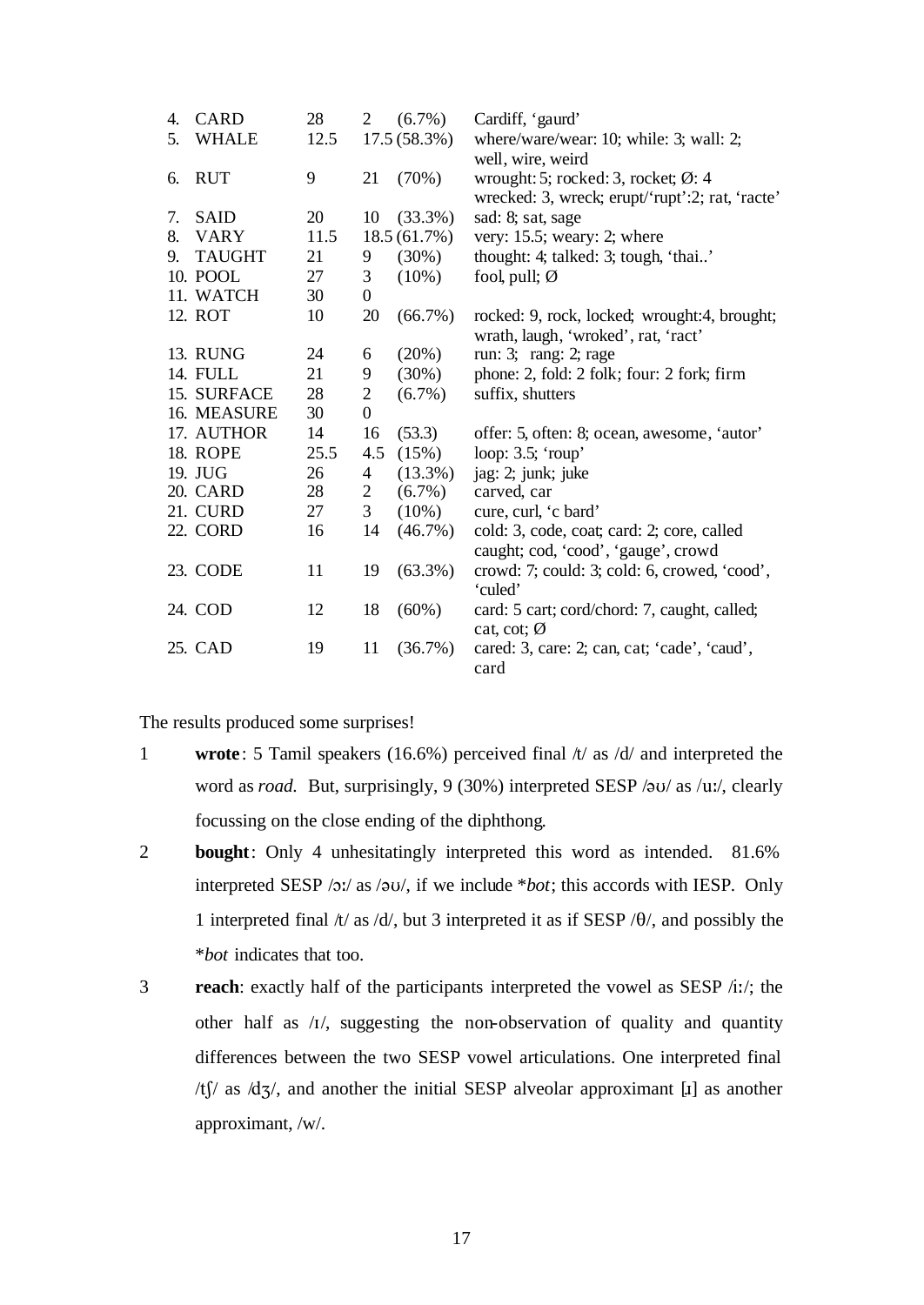| | | | | |
|---|---|---|---|---|
| 4. CARD | 28 | 2 | (6.7%) | Cardiff, 'gaurd' |
| 5. WHALE | 12.5 | 17.5 | (58.3%) | where/ware/wear: 10; while: 3; wall: 2; well, wire, weird |
| 6. RUT | 9 | 21 | (70%) | wrought: 5; rocked: 3, rocket; Ø: 4 wrecked: 3, wreck; erupt/'rupt':2; rat, 'racte' |
| 7. SAID | 20 | 10 | (33.3%) | sad: 8; sat, sage |
| 8. VARY | 11.5 | 18.5 | (61.7%) | very: 15.5; weary: 2; where |
| 9. TAUGHT | 21 | 9 | (30%) | thought: 4; talked: 3; tough, 'thai..' |
| 10. POOL | 27 | 3 | (10%) | fool, pull; Ø |
| 11. WATCH | 30 | 0 | | |
| 12. ROT | 10 | 20 | (66.7%) | rocked: 9, rock, locked; wrought:4, brought; wrath, laugh, 'wroked', rat, 'ract' |
| 13. RUNG | 24 | 6 | (20%) | run: 3; rang: 2; rage |
| 14. FULL | 21 | 9 | (30%) | phone: 2, fold: 2 folk; four: 2 fork; firm |
| 15. SURFACE | 28 | 2 | (6.7%) | suffix, shutters |
| 16. MEASURE | 30 | 0 | | |
| 17. AUTHOR | 14 | 16 | (53.3) | offer: 5, often: 8; ocean, awesome, 'autor' |
| 18. ROPE | 25.5 | 4.5 | (15%) | loop: 3.5; 'roup' |
| 19. JUG | 26 | 4 | (13.3%) | jag: 2; junk; juke |
| 20. CARD | 28 | 2 | (6.7%) | carved, car |
| 21. CURD | 27 | 3 | (10%) | cure, curl, 'c bard' |
| 22. CORD | 16 | 14 | (46.7%) | cold: 3, code, coat; card: 2; core, called caught; cod, 'cood', 'gauge', crowd |
| 23. CODE | 11 | 19 | (63.3%) | crowd: 7; could: 3; cold: 6, crowed, 'cood', 'culed' |
| 24. COD | 12 | 18 | (60%) | card: 5 cart; cord/chord: 7, caught, called; cat, cot; Ø |
| 25. CAD | 19 | 11 | (36.7%) | cared: 3, care: 2; can, cat; 'cade', 'caud', card |

The results produced some surprises!

1 **wrote**: 5 Tamil speakers (16.6%) perceived final /t/ as /d/ and interpreted the word as *road.* But, surprisingly, 9 (30%) interpreted SESP /əʊ/ as /uː/, clearly focussing on the close ending of the diphthong.

2 **bought**: Only 4 unhesitatingly interpreted this word as intended. 81.6% interpreted SESP /ɔː/ as /əʊ/, if we include **bot*; this accords with IESP. Only 1 interpreted final /t/ as /d/, but 3 interpreted it as if SESP /θ/, and possibly the **bot* indicates that too.

3 **reach**: exactly half of the participants interpreted the vowel as SESP /iː/; the other half as /ɪ/, suggesting the non-observation of quality and quantity differences between the two SESP vowel articulations. One interpreted final /tʃ/ as /dʒ/, and another the initial SESP alveolar approximant [ɹ] as another approximant, /w/.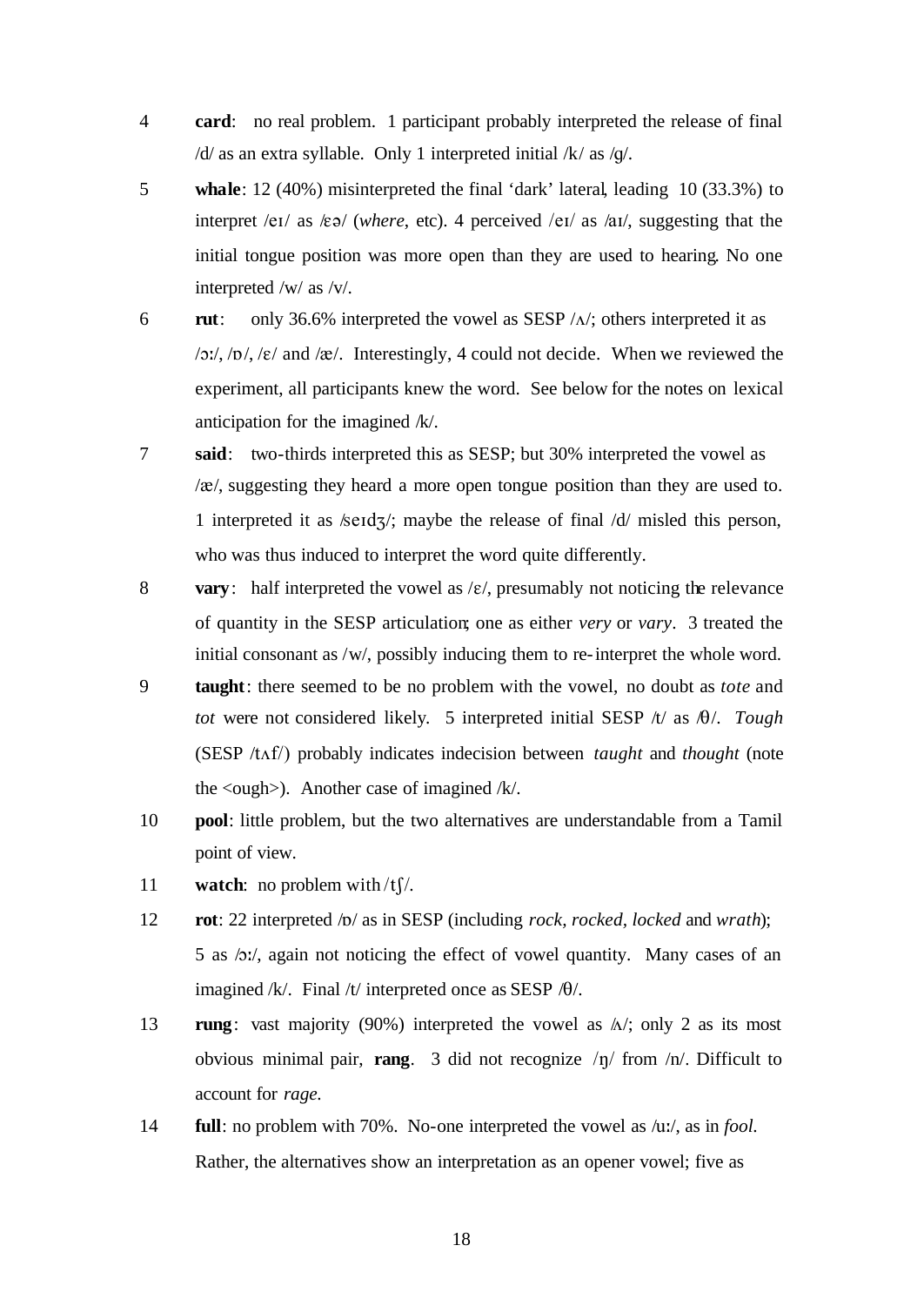4 **card**: no real problem. 1 participant probably interpreted the release of final /d/ as an extra syllable. Only 1 interpreted initial /k/ as /g/.

5 **whale**: 12 (40%) misinterpreted the final 'dark' lateral, leading 10 (33.3%) to interpret /eɪ/ as /ɛə/ (*where*, etc). 4 perceived /eɪ/ as /aɪ/, suggesting that the initial tongue position was more open than they are used to hearing. No one interpreted /w/ as /v/.

6 **rut**: only 36.6% interpreted the vowel as SESP /ʌ/; others interpreted it as /ɔː/, /ɒ/, /ɛ/ and /æ/. Interestingly, 4 could not decide. When we reviewed the experiment, all participants knew the word. See below for the notes on lexical anticipation for the imagined /k/.

7 **said**: two-thirds interpreted this as SESP; but 30% interpreted the vowel as /æ/, suggesting they heard a more open tongue position than they are used to. 1 interpreted it as /seɪdʒ/; maybe the release of final /d/ misled this person, who was thus induced to interpret the word quite differently.

8 **vary**: half interpreted the vowel as /ɛ/, presumably not noticing the relevance of quantity in the SESP articulation; one as either *very* or *vary*. 3 treated the initial consonant as /w/, possibly inducing them to re-interpret the whole word.

9 **taught**: there seemed to be no problem with the vowel, no doubt as *tote* and *tot* were not considered likely. 5 interpreted initial SESP /t/ as /θ/. *Tough* (SESP /tʌf/) probably indicates indecision between *taught* and *thought* (note the <ough>). Another case of imagined /k/.

10 **pool**: little problem, but the two alternatives are understandable from a Tamil point of view.

11 **watch**: no problem with /tʃ/.

12 **rot**: 22 interpreted /ɒ/ as in SESP (including *rock*, *rocked*, *locked* and *wrath*); 5 as /ɔː/, again not noticing the effect of vowel quantity. Many cases of an imagined /k/. Final /t/ interpreted once as SESP /θ/.

13 **rung**: vast majority (90%) interpreted the vowel as /ʌ/; only 2 as its most obvious minimal pair, **rang**. 3 did not recognize /ŋ/ from /n/. Difficult to account for *rage.*

14 **full**: no problem with 70%. No-one interpreted the vowel as /uː/, as in *fool.* Rather, the alternatives show an interpretation as an opener vowel; five as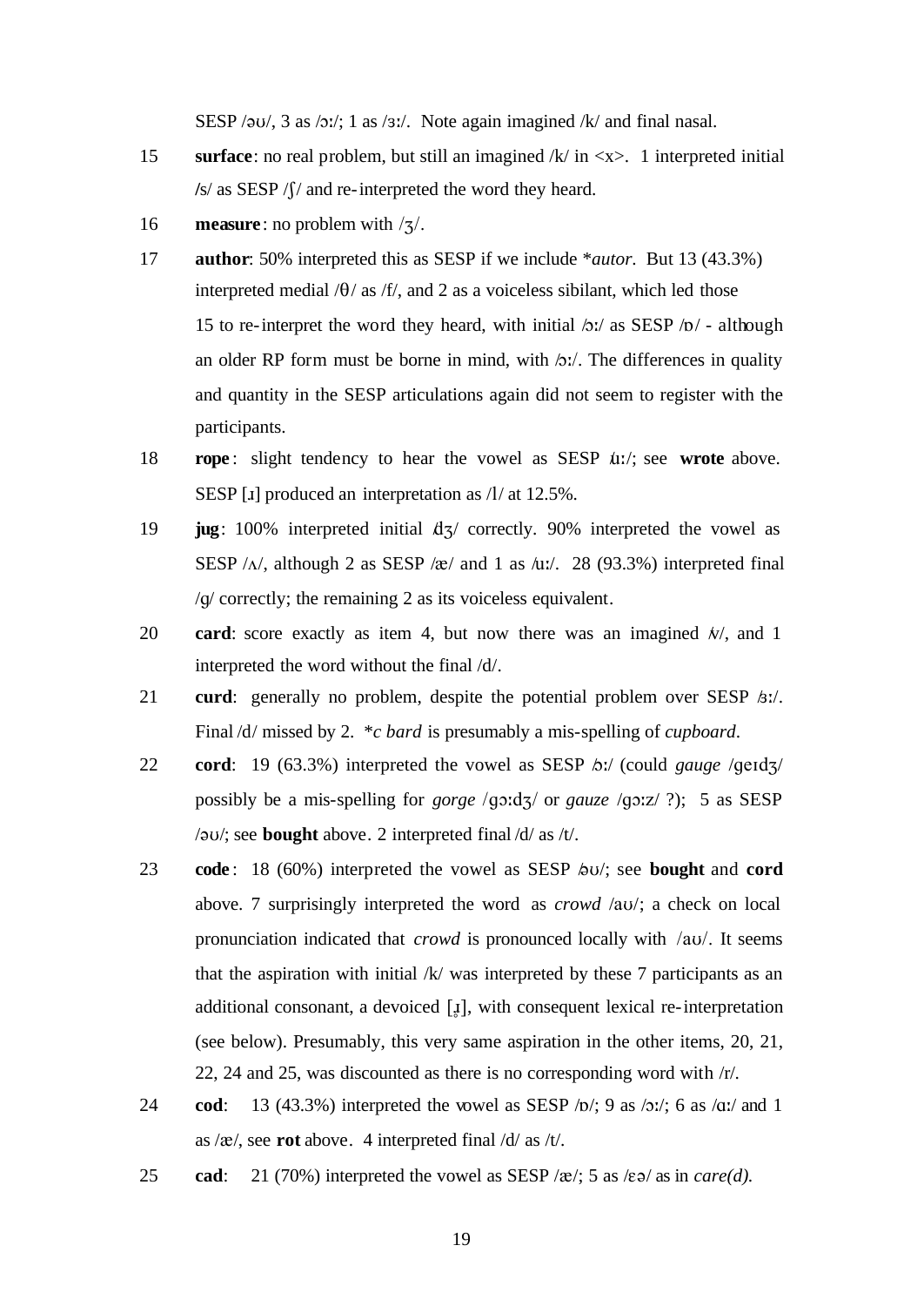SESP /əʊ/, 3 as /ɔː/; 1 as /ɜː/. Note again imagined /k/ and final nasal.

15 **surface**: no real problem, but still an imagined /k/ in <x>. 1 interpreted initial /s/ as SESP /ʃ/ and re-interpreted the word they heard.

16 **measure**: no problem with /ʒ/.

17 **author**: 50% interpreted this as SESP if we include **autor*. But 13 (43.3%) interpreted medial /θ/ as /f/, and 2 as a voiceless sibilant, which led those 15 to re-interpret the word they heard, with initial /ɔː/ as SESP /ɒ/ - although an older RP form must be borne in mind, with /ɔː/. The differences in quality and quantity in the SESP articulations again did not seem to register with the participants.

18 **rope**: slight tendency to hear the vowel as SESP /uː/; see **wrote** above. SESP [ɹ] produced an interpretation as /l/ at 12.5%.

19 **jug**: 100% interpreted initial /dʒ/ correctly. 90% interpreted the vowel as SESP /ʌ/, although 2 as SESP /æ/ and 1 as /uː/. 28 (93.3%) interpreted final /g/ correctly; the remaining 2 as its voiceless equivalent.

20 **card**: score exactly as item 4, but now there was an imagined /r/, and 1 interpreted the word without the final /d/.

21 **curd**: generally no problem, despite the potential problem over SESP /ɜː/. Final /d/ missed by 2. **c bard* is presumably a mis-spelling of *cupboard*.

22 **cord**: 19 (63.3%) interpreted the vowel as SESP /ɔː/ (could *gauge* /geɪdʒ/ possibly be a mis-spelling for *gorge* /gɔːdʒ/ or *gauze* /gɔːz/ ?); 5 as SESP /əʊ/; see **bought** above. 2 interpreted final /d/ as /t/.

23 **code**: 18 (60%) interpreted the vowel as SESP /əʊ/; see **bought** and **cord** above. 7 surprisingly interpreted the word as *crowd* /aʊ/; a check on local pronunciation indicated that *crowd* is pronounced locally with /aʊ/. It seems that the aspiration with initial /k/ was interpreted by these 7 participants as an additional consonant, a devoiced [ɹ̥], with consequent lexical re-interpretation (see below). Presumably, this very same aspiration in the other items, 20, 21, 22, 24 and 25, was discounted as there is no corresponding word with /r/.

24 **cod**: 13 (43.3%) interpreted the vowel as SESP /ɒ/; 9 as /ɔː/; 6 as /ɑː/ and 1 as /æ/, see **rot** above. 4 interpreted final /d/ as /t/.

25 **cad**: 21 (70%) interpreted the vowel as SESP /æ/; 5 as /ɛə/ as in *care(d).*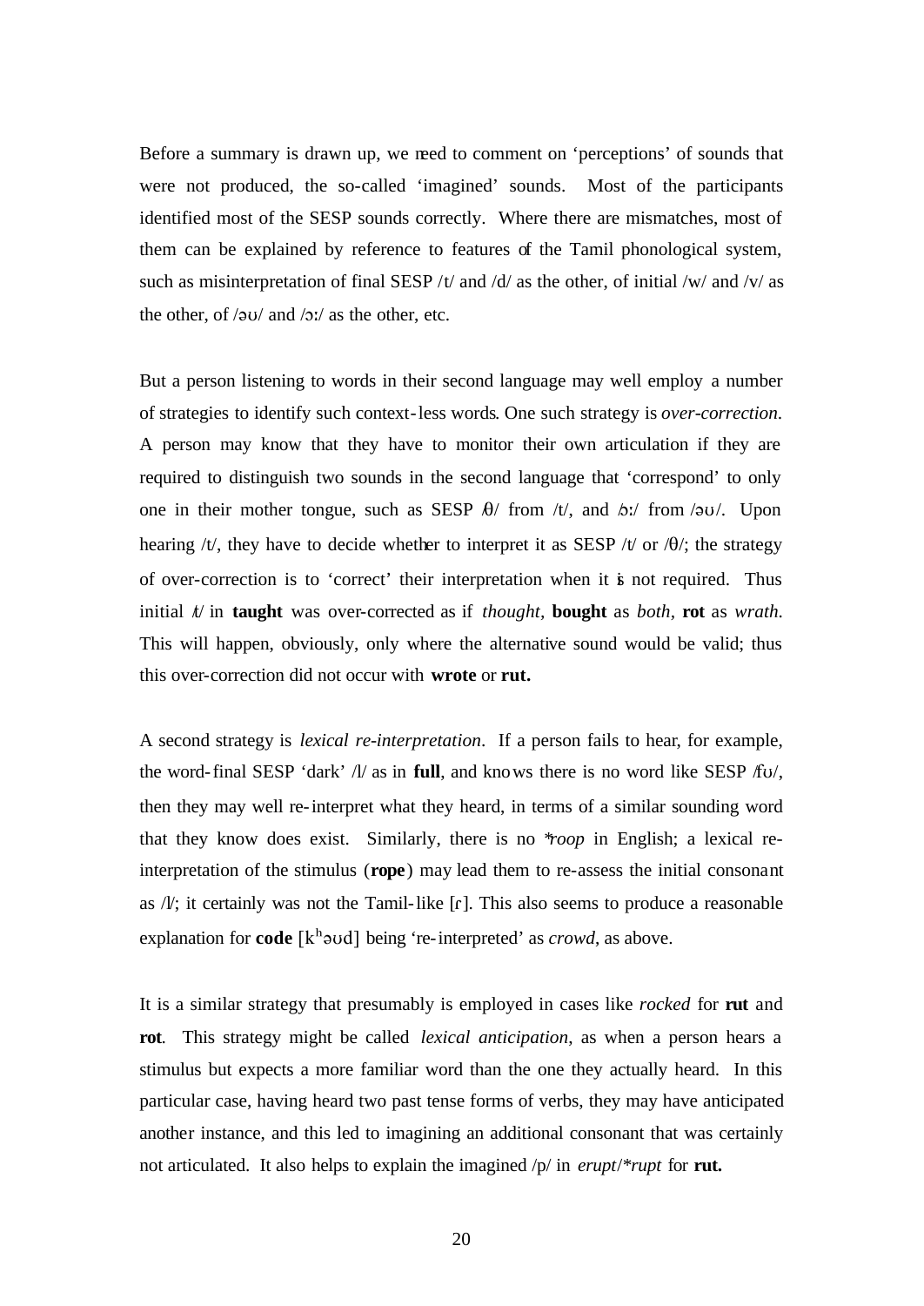Before a summary is drawn up, we need to comment on ‘perceptions’ of sounds that were not produced, the so-called ‘imagined’ sounds. Most of the participants identified most of the SESP sounds correctly. Where there are mismatches, most of them can be explained by reference to features of the Tamil phonological system, such as misinterpretation of final SESP /t/ and /d/ as the other, of initial /w/ and /v/ as the other, of /əʊ/ and /ɔː/ as the other, etc.

But a person listening to words in their second language may well employ a number of strategies to identify such context-less words. One such strategy is *over-correction*. A person may know that they have to monitor their own articulation if they are required to distinguish two sounds in the second language that ‘correspond’ to only one in their mother tongue, such as SESP /θ/ from /t/, and /ɔː/ from /əʊ/. Upon hearing /t/, they have to decide whether to interpret it as SESP /t/ or /θ/; the strategy of over-correction is to ‘correct’ their interpretation when it is not required. Thus initial /t/ in **taught** was over-corrected as if *thought*, **bought** as *both*, **rot** as *wrath*. This will happen, obviously, only where the alternative sound would be valid; thus this over-correction did not occur with **wrote** or **rut.**

A second strategy is *lexical re-interpretation*. If a person fails to hear, for example, the word-final SESP ‘dark’ /l/ as in **full**, and knows there is no word like SESP /fʊ/, then they may well re-interpret what they heard, in terms of a similar sounding word that they know does exist. Similarly, there is no *\*roop* in English; a lexical re-interpretation of the stimulus (**rope**) may lead them to re-assess the initial consonant as /l/; it certainly was not the Tamil-like [ɾ]. This also seems to produce a reasonable explanation for **code** [kʰəʊd] being ‘re-interpreted’ as *crowd*, as above.

It is a similar strategy that presumably is employed in cases like *rocked* for **rut** and **rot**. This strategy might be called *lexical anticipation*, as when a person hears a stimulus but expects a more familiar word than the one they actually heard. In this particular case, having heard two past tense forms of verbs, they may have anticipated another instance, and this led to imagining an additional consonant that was certainly not articulated. It also helps to explain the imagined /p/ in *erupt*/*\*rupt* for **rut.**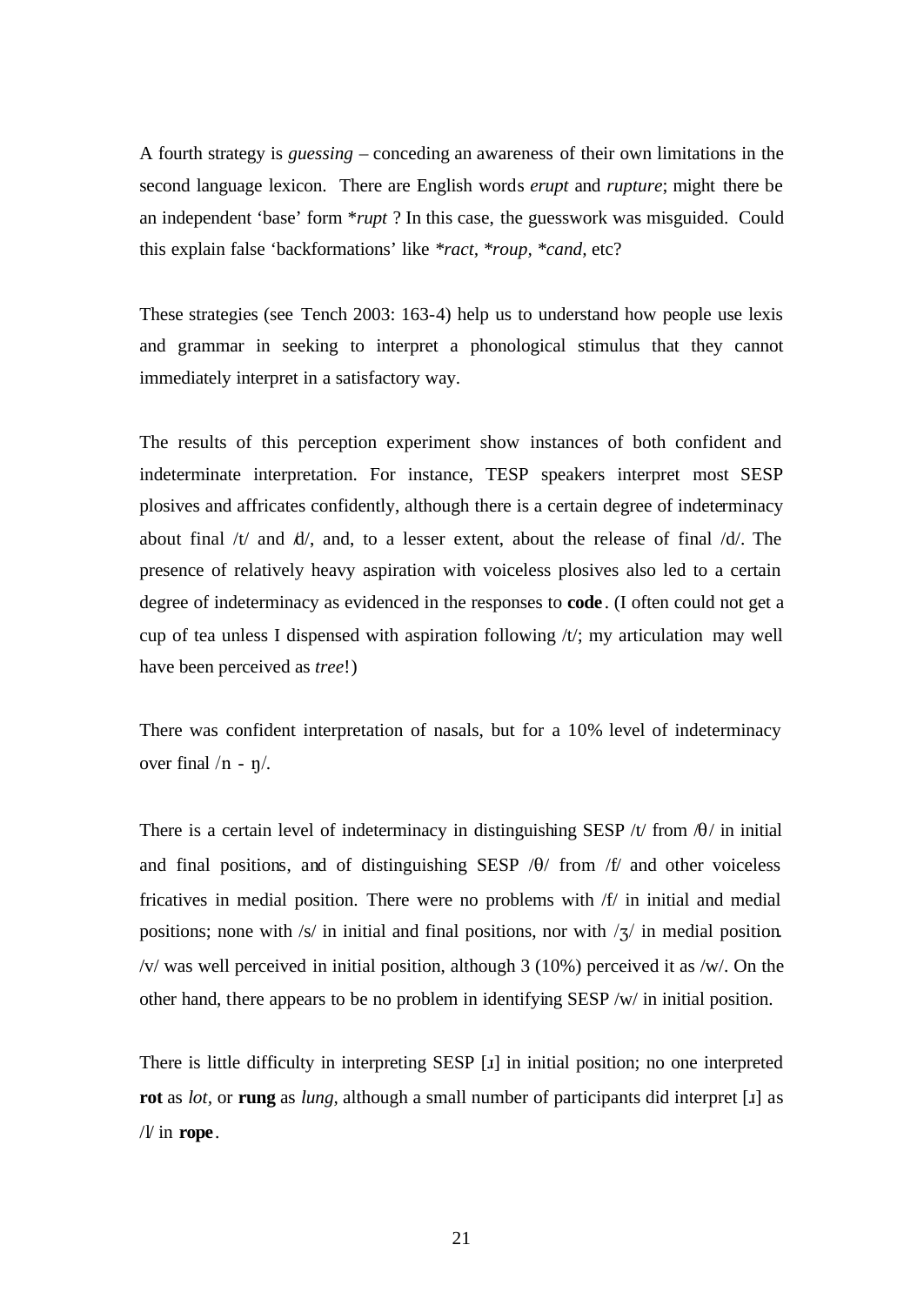A fourth strategy is *guessing* – conceding an awareness of their own limitations in the second language lexicon. There are English words *erupt* and *rupture*; might there be an independent 'base' form *\*rupt* ? In this case, the guesswork was misguided. Could this explain false 'backformations' like *\*ract, \*roup, \*cand*, etc?

These strategies (see Tench 2003: 163-4) help us to understand how people use lexis and grammar in seeking to interpret a phonological stimulus that they cannot immediately interpret in a satisfactory way.

The results of this perception experiment show instances of both confident and indeterminate interpretation. For instance, TESP speakers interpret most SESP plosives and affricates confidently, although there is a certain degree of indeterminacy about final /t/ and /d/, and, to a lesser extent, about the release of final /d/. The presence of relatively heavy aspiration with voiceless plosives also led to a certain degree of indeterminacy as evidenced in the responses to **code**. (I often could not get a cup of tea unless I dispensed with aspiration following /t/; my articulation may well have been perceived as *tree*!)

There was confident interpretation of nasals, but for a 10% level of indeterminacy over final /n - ŋ/.

There is a certain level of indeterminacy in distinguishing SESP /t/ from /θ/ in initial and final positions, and of distinguishing SESP /θ/ from /f/ and other voiceless fricatives in medial position. There were no problems with /f/ in initial and medial positions; none with /s/ in initial and final positions, nor with /ʒ/ in medial position. /v/ was well perceived in initial position, although 3 (10%) perceived it as /w/. On the other hand, there appears to be no problem in identifying SESP /w/ in initial position.

There is little difficulty in interpreting SESP [ɹ] in initial position; no one interpreted **rot** as *lot*, or **rung** as *lung*, although a small number of participants did interpret [ɹ] as /l/ in **rope**.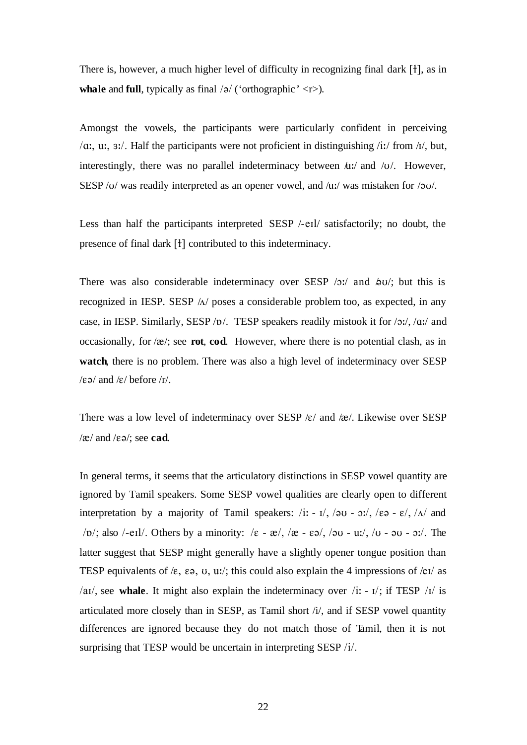There is, however, a much higher level of difficulty in recognizing final dark [ɫ], as in **whale** and **full**, typically as final /ə/ ('orthographic' <r>).

Amongst the vowels, the participants were particularly confident in perceiving /ɑː, uː, ɜː/. Half the participants were not proficient in distinguishing /iː/ from /ɪ/, but, interestingly, there was no parallel indeterminacy between /uː/ and /ʊ/. However, SESP /ʊ/ was readily interpreted as an opener vowel, and /uː/ was mistaken for /əʊ/.

Less than half the participants interpreted SESP /-eɪl/ satisfactorily; no doubt, the presence of final dark [ɫ] contributed to this indeterminacy.

There was also considerable indeterminacy over SESP /ɔː/ and /əʊ/; but this is recognized in IESP. SESP /ʌ/ poses a considerable problem too, as expected, in any case, in IESP. Similarly, SESP /ɒ/. TESP speakers readily mistook it for /ɔː/, /ɑː/ and occasionally, for /æ/; see **rot**, **cod**. However, where there is no potential clash, as in **watch**, there is no problem. There was also a high level of indeterminacy over SESP /ɛə/ and /ɛ/ before /r/.

There was a low level of indeterminacy over SESP /ɛ/ and /æ/. Likewise over SESP /æ/ and /ɛə/; see **cad**.

In general terms, it seems that the articulatory distinctions in SESP vowel quantity are ignored by Tamil speakers. Some SESP vowel qualities are clearly open to different interpretation by a majority of Tamil speakers: /iː - ɪ/, /əʊ - ɔː/, /ɛə - ɛ/, /ʌ/ and /ɒ/; also /-eɪl/. Others by a minority: /ɛ - æ/, /æ - ɛə/, /əʊ - uː/, /ʊ - əʊ - ɔː/. The latter suggest that SESP might generally have a slightly opener tongue position than TESP equivalents of /ɛ, ɛə, ʊ, uː/; this could also explain the 4 impressions of /eɪ/ as /aɪ/, see **whale**. It might also explain the indeterminacy over /iː - ɪ/; if TESP /ɪ/ is articulated more closely than in SESP, as Tamil short /i/, and if SESP vowel quantity differences are ignored because they do not match those of Tamil, then it is not surprising that TESP would be uncertain in interpreting SESP /i/.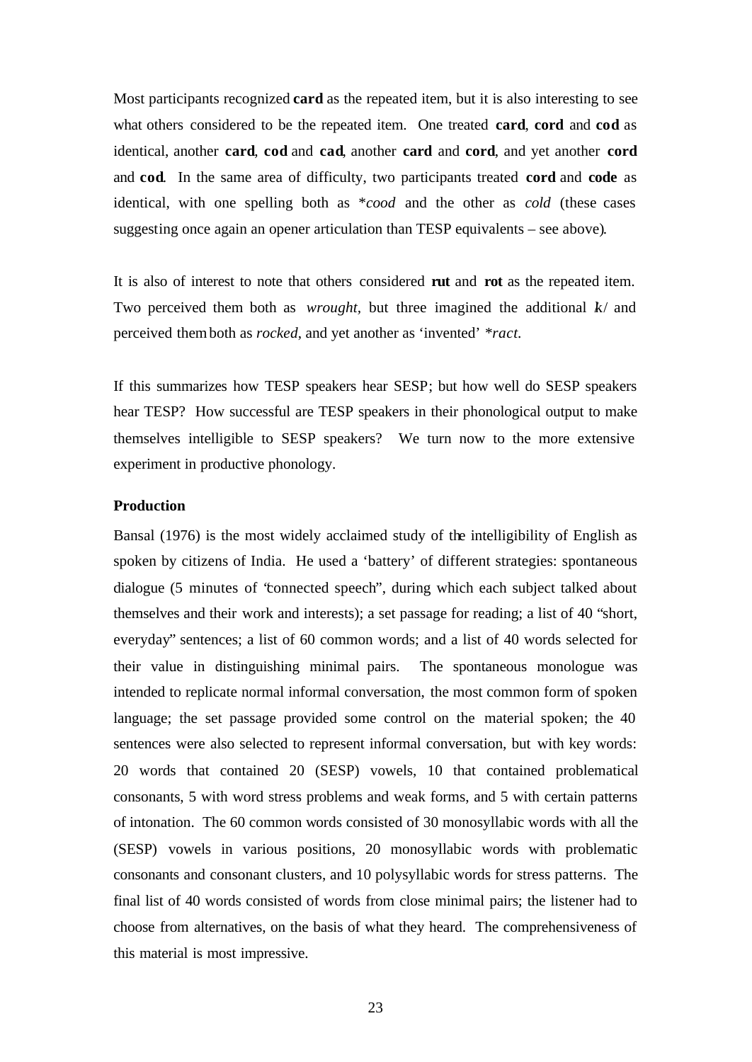Most participants recognized **card** as the repeated item, but it is also interesting to see what others considered to be the repeated item. One treated **card**, **cord** and **cod** as identical, another **card**, **cod** and **cad**, another **card** and **cord**, and yet another **cord** and **cod**. In the same area of difficulty, two participants treated **cord** and **code** as identical, with one spelling both as **cood* and the other as *cold* (these cases suggesting once again an opener articulation than TESP equivalents – see above).

It is also of interest to note that others considered **rut** and **rot** as the repeated item. Two perceived them both as *wrought*, but three imagined the additional /k/ and perceived them both as *rocked*, and yet another as 'invented' **ract*.

If this summarizes how TESP speakers hear SESP; but how well do SESP speakers hear TESP? How successful are TESP speakers in their phonological output to make themselves intelligible to SESP speakers? We turn now to the more extensive experiment in productive phonology.

**Production**

Bansal (1976) is the most widely acclaimed study of the intelligibility of English as spoken by citizens of India. He used a 'battery' of different strategies: spontaneous dialogue (5 minutes of "connected speech", during which each subject talked about themselves and their work and interests); a set passage for reading; a list of 40 "short, everyday" sentences; a list of 60 common words; and a list of 40 words selected for their value in distinguishing minimal pairs. The spontaneous monologue was intended to replicate normal informal conversation, the most common form of spoken language; the set passage provided some control on the material spoken; the 40 sentences were also selected to represent informal conversation, but with key words: 20 words that contained 20 (SESP) vowels, 10 that contained problematical consonants, 5 with word stress problems and weak forms, and 5 with certain patterns of intonation. The 60 common words consisted of 30 monosyllabic words with all the (SESP) vowels in various positions, 20 monosyllabic words with problematic consonants and consonant clusters, and 10 polysyllabic words for stress patterns. The final list of 40 words consisted of words from close minimal pairs; the listener had to choose from alternatives, on the basis of what they heard. The comprehensiveness of this material is most impressive.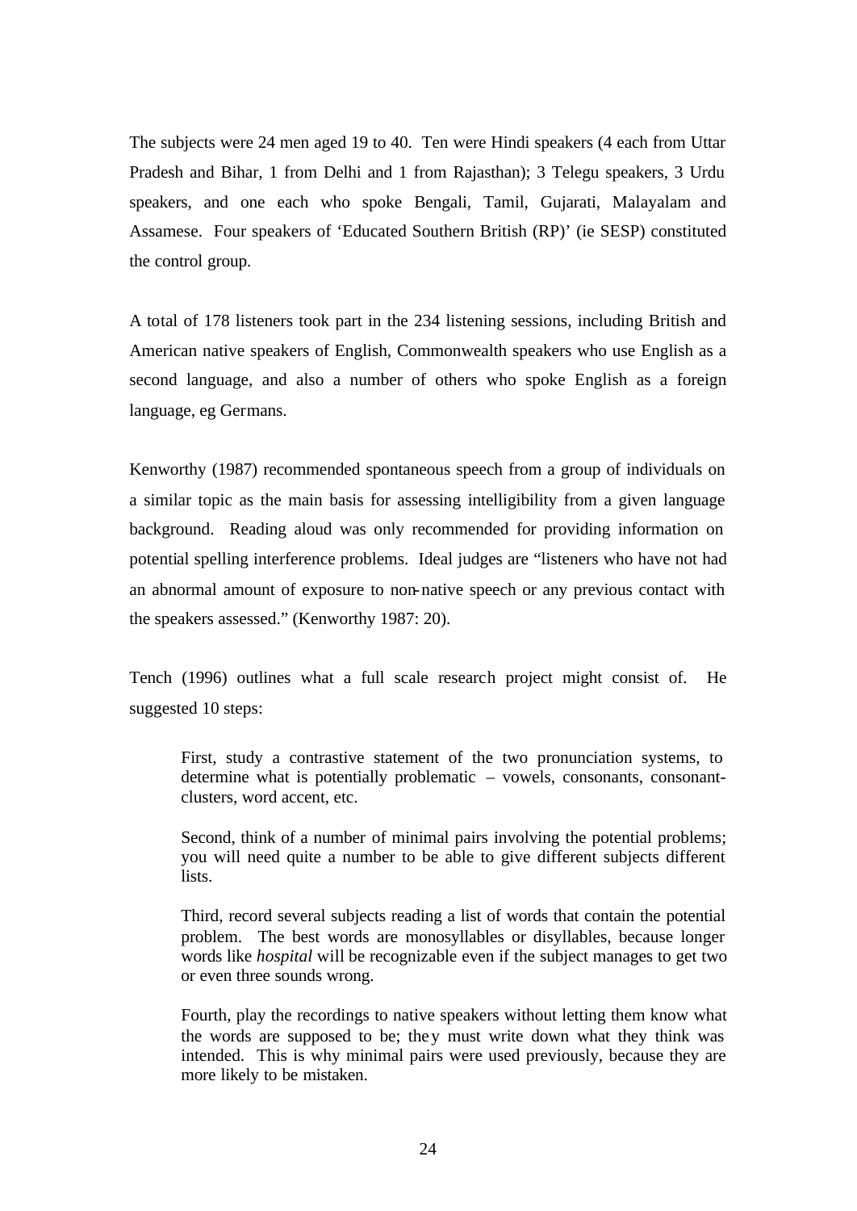The subjects were 24 men aged 19 to 40. Ten were Hindi speakers (4 each from Uttar Pradesh and Bihar, 1 from Delhi and 1 from Rajasthan); 3 Telegu speakers, 3 Urdu speakers, and one each who spoke Bengali, Tamil, Gujarati, Malayalam and Assamese. Four speakers of 'Educated Southern British (RP)' (ie SESP) constituted the control group.

A total of 178 listeners took part in the 234 listening sessions, including British and American native speakers of English, Commonwealth speakers who use English as a second language, and also a number of others who spoke English as a foreign language, eg Germans.

Kenworthy (1987) recommended spontaneous speech from a group of individuals on a similar topic as the main basis for assessing intelligibility from a given language background. Reading aloud was only recommended for providing information on potential spelling interference problems. Ideal judges are "listeners who have not had an abnormal amount of exposure to non-native speech or any previous contact with the speakers assessed." (Kenworthy 1987: 20).

Tench (1996) outlines what a full scale research project might consist of. He suggested 10 steps:

> First, study a contrastive statement of the two pronunciation systems, to determine what is potentially problematic – vowels, consonants, consonant-clusters, word accent, etc.
>
> Second, think of a number of minimal pairs involving the potential problems; you will need quite a number to be able to give different subjects different lists.
>
> Third, record several subjects reading a list of words that contain the potential problem. The best words are monosyllables or disyllables, because longer words like *hospital* will be recognizable even if the subject manages to get two or even three sounds wrong.
>
> Fourth, play the recordings to native speakers without letting them know what the words are supposed to be; they must write down what they think was intended. This is why minimal pairs were used previously, because they are more likely to be mistaken.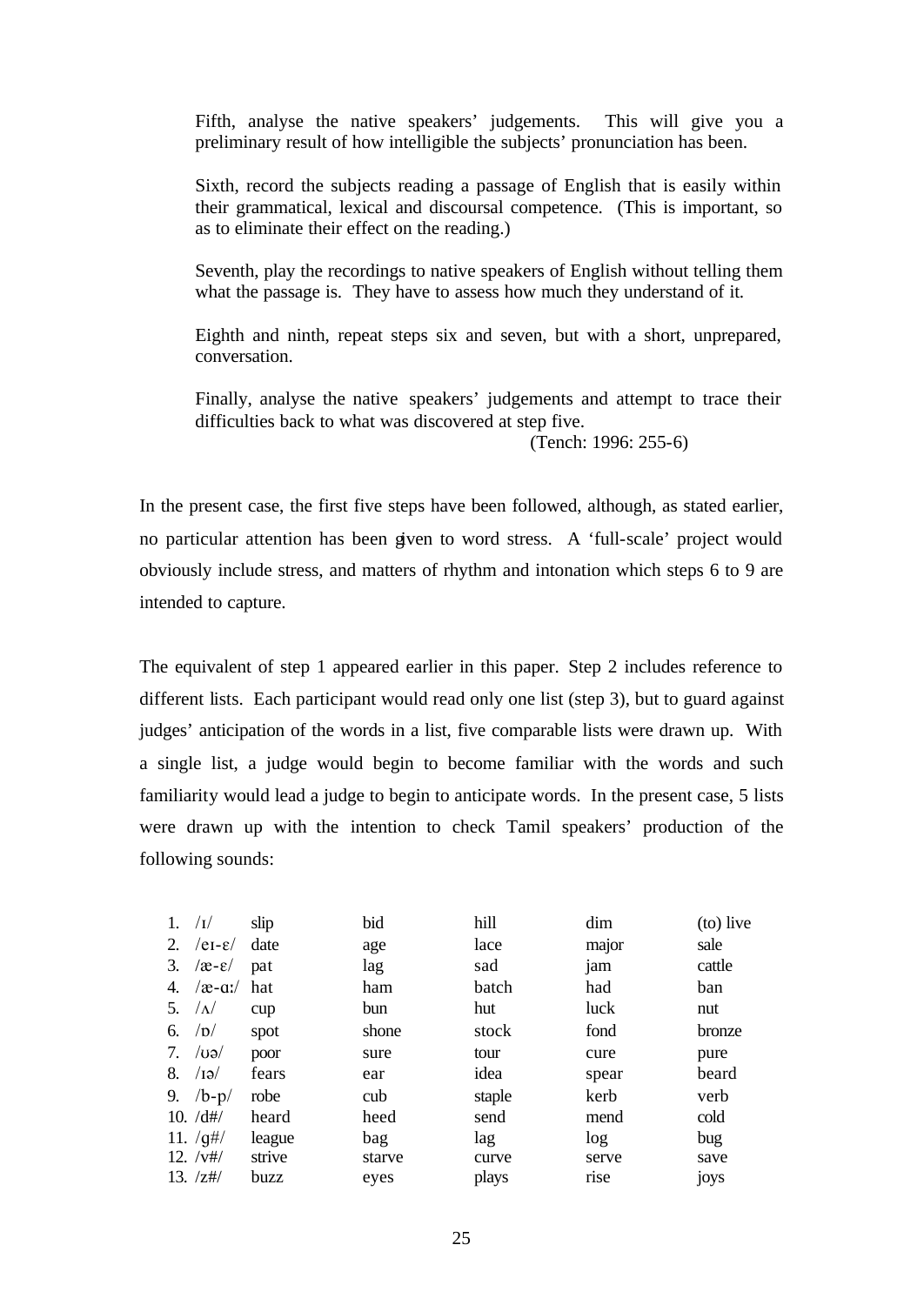> Fifth, analyse the native speakers' judgements. This will give you a preliminary result of how intelligible the subjects' pronunciation has been.
>
> Sixth, record the subjects reading a passage of English that is easily within their grammatical, lexical and discoursal competence. (This is important, so as to eliminate their effect on the reading.)
>
> Seventh, play the recordings to native speakers of English without telling them what the passage is. They have to assess how much they understand of it.
>
> Eighth and ninth, repeat steps six and seven, but with a short, unprepared, conversation.
>
> Finally, analyse the native speakers' judgements and attempt to trace their difficulties back to what was discovered at step five.
>
> (Tench: 1996: 255-6)

In the present case, the first five steps have been followed, although, as stated earlier, no particular attention has been given to word stress. A 'full-scale' project would obviously include stress, and matters of rhythm and intonation which steps 6 to 9 are intended to capture.

The equivalent of step 1 appeared earlier in this paper. Step 2 includes reference to different lists. Each participant would read only one list (step 3), but to guard against judges' anticipation of the words in a list, five comparable lists were drawn up. With a single list, a judge would begin to become familiar with the words and such familiarity would lead a judge to begin to anticipate words. In the present case, 5 lists were drawn up with the intention to check Tamil speakers' production of the following sounds:

| | | | | | | |
|---|---|---|---|---|---|---|
| 1. | /ɪ/ | slip | bid | hill | dim | (to) live |
| 2. | /eɪ-ɛ/ | date | age | lace | major | sale |
| 3. | /æ-ɛ/ | pat | lag | sad | jam | cattle |
| 4. | /æ-ɑː/ | hat | ham | batch | had | ban |
| 5. | /ʌ/ | cup | bun | hut | luck | nut |
| 6. | /ɒ/ | spot | shone | stock | fond | bronze |
| 7. | /ʊə/ | poor | sure | tour | cure | pure |
| 8. | /ɪə/ | fears | ear | idea | spear | beard |
| 9. | /b-p/ | robe | cub | staple | kerb | verb |
| 10. | /d#/ | heard | heed | send | mend | cold |
| 11. | /g#/ | league | bag | lag | log | bug |
| 12. | /v#/ | strive | starve | curve | serve | save |
| 13. | /z#/ | buzz | eyes | plays | rise | joys |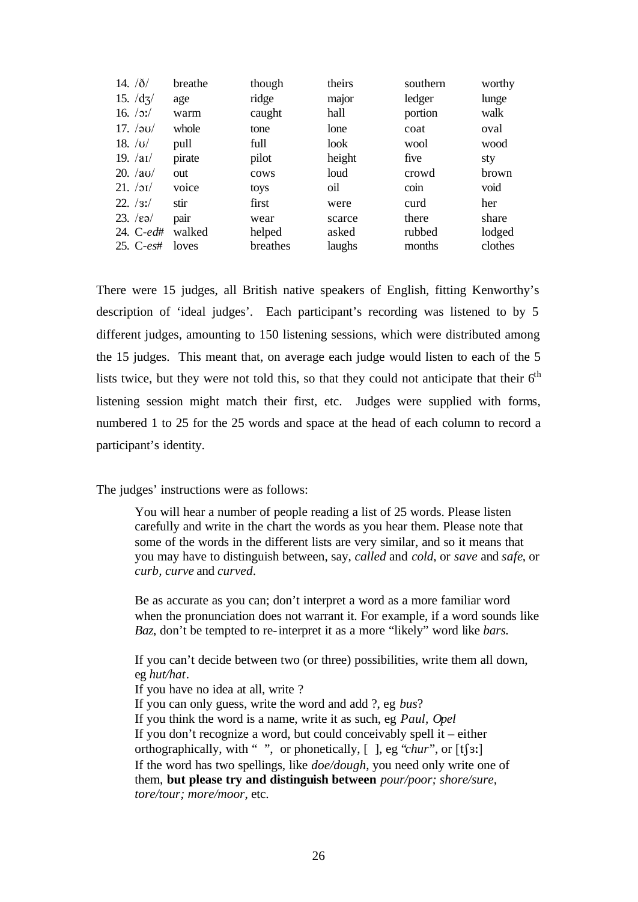| | | | | | |
|---|---|---|---|---|---|
| 14. /ð/ | breathe | though | theirs | southern | worthy |
| 15. /dʒ/ | age | ridge | major | ledger | lunge |
| 16. /ɔː/ | warm | caught | hall | portion | walk |
| 17. /əʊ/ | whole | tone | lone | coat | oval |
| 18. /ʊ/ | pull | full | look | wool | wood |
| 19. /aɪ/ | pirate | pilot | height | five | sty |
| 20. /aʊ/ | out | cows | loud | crowd | brown |
| 21. /ɔɪ/ | voice | toys | oil | coin | void |
| 22. /ɜː/ | stir | first | were | curd | her |
| 23. /ɛə/ | pair | wear | scarce | there | share |
| 24. C-*ed*# | walked | helped | asked | rubbed | lodged |
| 25. C-*es*# | loves | breathes | laughs | months | clothes |

There were 15 judges, all British native speakers of English, fitting Kenworthy's description of 'ideal judges'. Each participant's recording was listened to by 5 different judges, amounting to 150 listening sessions, which were distributed among the 15 judges. This meant that, on average each judge would listen to each of the 5 lists twice, but they were not told this, so that they could not anticipate that their 6th listening session might match their first, etc. Judges were supplied with forms, numbered 1 to 25 for the 25 words and space at the head of each column to record a participant's identity.

The judges' instructions were as follows:

> You will hear a number of people reading a list of 25 words. Please listen carefully and write in the chart the words as you hear them. Please note that some of the words in the different lists are very similar, and so it means that you may have to distinguish between, say, *called* and *cold*, or *save* and *safe*, or *curb, curve* and *curved*.
>
> Be as accurate as you can; don't interpret a word as a more familiar word when the pronunciation does not warrant it. For example, if a word sounds like *Baz*, don't be tempted to re-interpret it as a more "likely" word like *bars.*
>
> If you can't decide between two (or three) possibilities, write them all down, eg *hut/hat*.
> If you have no idea at all, write ?
> If you can only guess, write the word and add ?, eg *bus*?
> If you think the word is a name, write it as such, eg *Paul, Opel*
> If you don't recognize a word, but could conceivably spell it – either orthographically, with " ", or phonetically, [ ], eg "*chur*", or [tʃɜː]
> If the word has two spellings, like *doe/dough*, you need only write one of them, **but please try and distinguish between** *pour/poor; shore/sure, tore/tour; more/moor*, etc.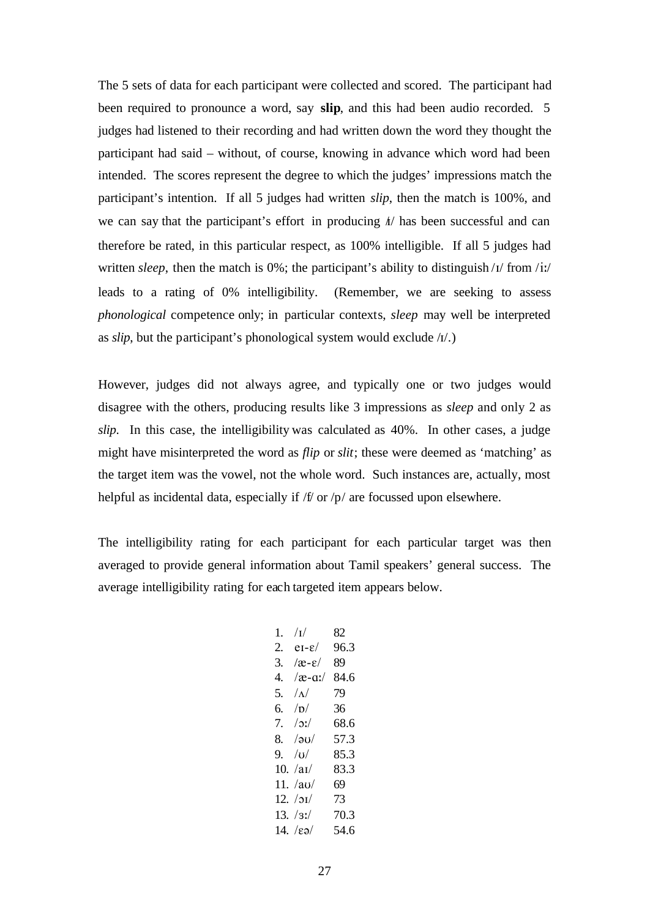The 5 sets of data for each participant were collected and scored. The participant had been required to pronounce a word, say **slip**, and this had been audio recorded. 5 judges had listened to their recording and had written down the word they thought the participant had said – without, of course, knowing in advance which word had been intended. The scores represent the degree to which the judges' impressions match the participant's intention. If all 5 judges had written *slip*, then the match is 100%, and we can say that the participant's effort in producing /ɪ/ has been successful and can therefore be rated, in this particular respect, as 100% intelligible. If all 5 judges had written *sleep*, then the match is 0%; the participant's ability to distinguish /ɪ/ from /iː/ leads to a rating of 0% intelligibility. (Remember, we are seeking to assess *phonological* competence only; in particular contexts, *sleep* may well be interpreted as *slip*, but the participant's phonological system would exclude /ɪ/.)

However, judges did not always agree, and typically one or two judges would disagree with the others, producing results like 3 impressions as *sleep* and only 2 as *slip*. In this case, the intelligibility was calculated as 40%. In other cases, a judge might have misinterpreted the word as *flip* or *slit*; these were deemed as 'matching' as the target item was the vowel, not the whole word. Such instances are, actually, most helpful as incidental data, especially if /f/ or /p/ are focussed upon elsewhere.

The intelligibility rating for each participant for each particular target was then averaged to provide general information about Tamil speakers' general success. The average intelligibility rating for each targeted item appears below.

1. /ɪ/ 82
2. eɪ-ɛ/ 96.3
3. /æ-ɛ/ 89
4. /æ-ɑː/ 84.6
5. /ʌ/ 79
6. /ɒ/ 36
7. /ɔː/ 68.6
8. /əʊ/ 57.3
9. /ʊ/ 85.3
10. /aɪ/ 83.3
11. /aʊ/ 69
12. /ɔɪ/ 73
13. /ɜː/ 70.3
14. /ɛə/ 54.6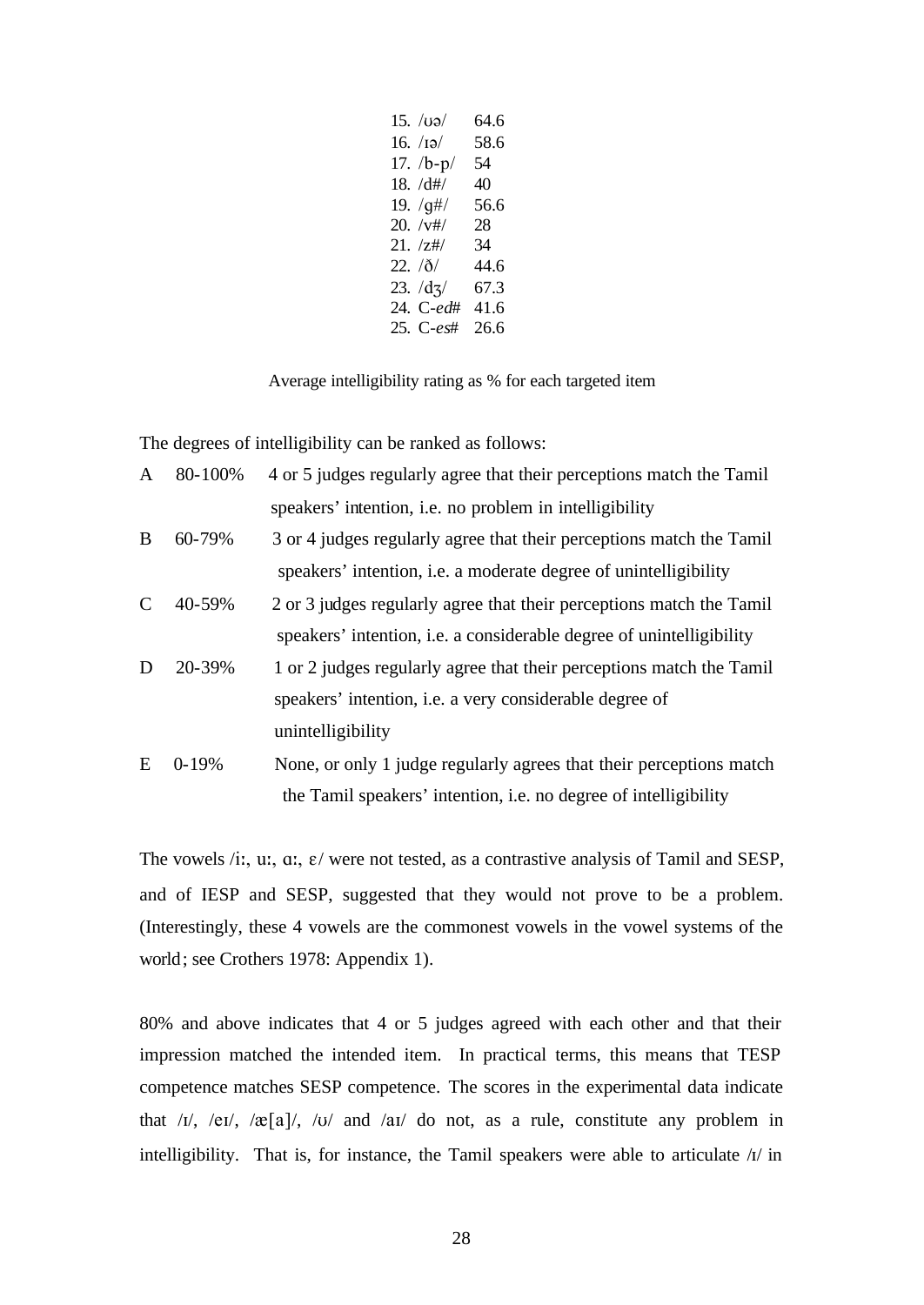| | |
|---|---|
| 15. /ʊə/ | 64.6 |
| 16. /ɪə/ | 58.6 |
| 17. /b-p/ | 54 |
| 18. /d#/ | 40 |
| 19. /g#/ | 56.6 |
| 20. /v#/ | 28 |
| 21. /z#/ | 34 |
| 22. /ð/ | 44.6 |
| 23. /dʒ/ | 67.3 |
| 24. C-*ed*# | 41.6 |
| 25. C-*es*# | 26.6 |

Average intelligibility rating as % for each targeted item

The degrees of intelligibility can be ranked as follows:

A 80-100% 4 or 5 judges regularly agree that their perceptions match the Tamil speakers' intention, i.e. no problem in intelligibility

B 60-79% 3 or 4 judges regularly agree that their perceptions match the Tamil speakers' intention, i.e. a moderate degree of unintelligibility

C 40-59% 2 or 3 judges regularly agree that their perceptions match the Tamil speakers' intention, i.e. a considerable degree of unintelligibility

D 20-39% 1 or 2 judges regularly agree that their perceptions match the Tamil speakers' intention, i.e. a very considerable degree of unintelligibility

E 0-19% None, or only 1 judge regularly agrees that their perceptions match the Tamil speakers' intention, i.e. no degree of intelligibility

The vowels /iː, uː, ɑː, ɛ/ were not tested, as a contrastive analysis of Tamil and SESP, and of IESP and SESP, suggested that they would not prove to be a problem. (Interestingly, these 4 vowels are the commonest vowels in the vowel systems of the world; see Crothers 1978: Appendix 1).

80% and above indicates that 4 or 5 judges agreed with each other and that their impression matched the intended item. In practical terms, this means that TESP competence matches SESP competence. The scores in the experimental data indicate that /ɪ/, /eɪ/, /æ[a]/, /ʊ/ and /aɪ/ do not, as a rule, constitute any problem in intelligibility. That is, for instance, the Tamil speakers were able to articulate /ɪ/ in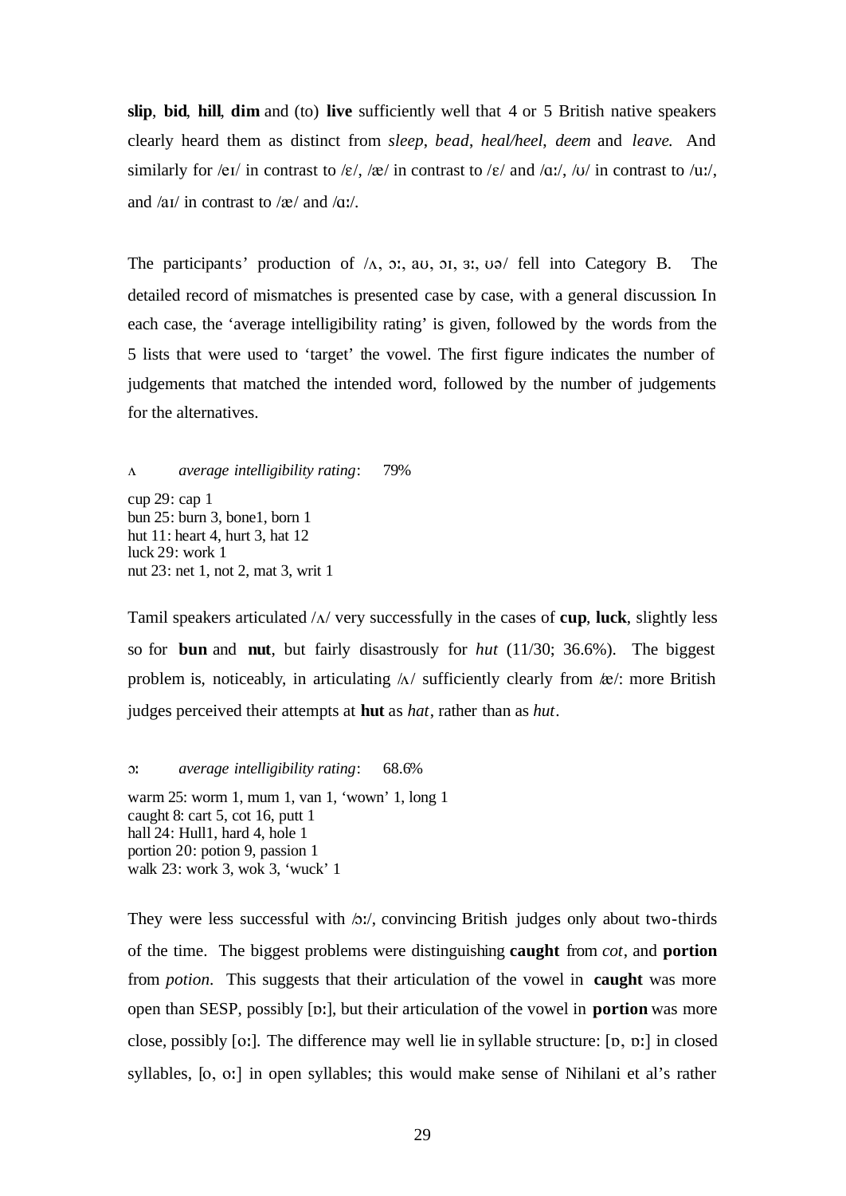**slip**, **bid**, **hill**, **dim** and (to) **live** sufficiently well that 4 or 5 British native speakers clearly heard them as distinct from *sleep*, *bead*, *heal/heel*, *deem* and *leave.* And similarly for /eɪ/ in contrast to /ɛ/, /æ/ in contrast to /ɛ/ and /ɑː/, /ʊ/ in contrast to /uː/, and /aɪ/ in contrast to /æ/ and /ɑː/.

The participants' production of /ʌ, ɔː, aʊ, ɔɪ, ɜː, ʊə/ fell into Category B. The detailed record of mismatches is presented case by case, with a general discussion. In each case, the 'average intelligibility rating' is given, followed by the words from the 5 lists that were used to 'target' the vowel. The first figure indicates the number of judgements that matched the intended word, followed by the number of judgements for the alternatives.

ʌ *average intelligibility rating*: 79%

cup 29: cap 1
bun 25: burn 3, bone1, born 1
hut 11: heart 4, hurt 3, hat 12
luck 29: work 1
nut 23: net 1, not 2, mat 3, writ 1

Tamil speakers articulated /ʌ/ very successfully in the cases of **cup**, **luck**, slightly less so for **bun** and **nut**, but fairly disastrously for *hut* (11/30; 36.6%). The biggest problem is, noticeably, in articulating /ʌ/ sufficiently clearly from /æ/: more British judges perceived their attempts at **hut** as *hat*, rather than as *hut*.

ɔː *average intelligibility rating*: 68.6%

warm 25: worm 1, mum 1, van 1, 'wown' 1, long 1
caught 8: cart 5, cot 16, putt 1
hall 24: Hull1, hard 4, hole 1
portion 20: potion 9, passion 1
walk 23: work 3, wok 3, 'wuck' 1

They were less successful with /ɔː/, convincing British judges only about two-thirds of the time. The biggest problems were distinguishing **caught** from *cot*, and **portion** from *potion*. This suggests that their articulation of the vowel in **caught** was more open than SESP, possibly [ɒː], but their articulation of the vowel in **portion** was more close, possibly [oː]. The difference may well lie in syllable structure: [ɒ, ɒː] in closed syllables, [o, oː] in open syllables; this would make sense of Nihilani et al's rather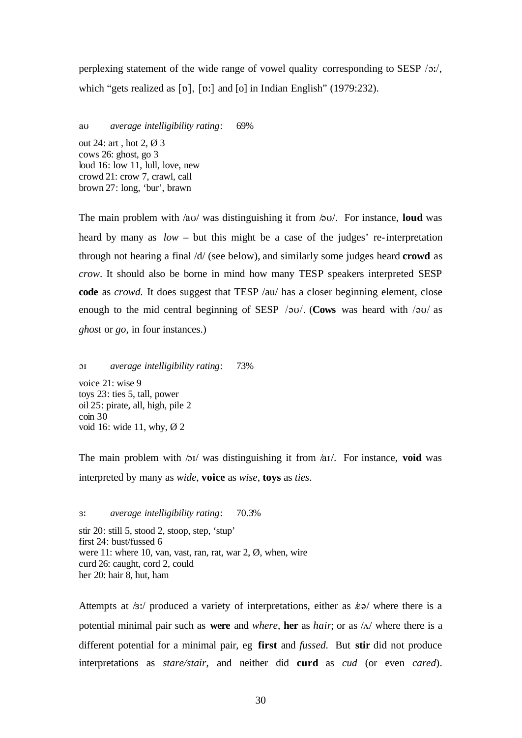perplexing statement of the wide range of vowel quality corresponding to SESP /ɔː/, which "gets realized as [ɒ], [ɒː] and [o] in Indian English" (1979:232).

aʊ *average intelligibility rating*: 69%

out 24: art , hot 2, Ø 3
cows 26: ghost, go 3
loud 16: low 11, lull, love, new
crowd 21: crow 7, crawl, call
brown 27: long, 'bur', brawn

The main problem with /aʊ/ was distinguishing it from /əʊ/. For instance, **loud** was heard by many as *low* – but this might be a case of the judges' re-interpretation through not hearing a final /d/ (see below), and similarly some judges heard **crowd** as *crow*. It should also be borne in mind how many TESP speakers interpreted SESP **code** as *crowd*. It does suggest that TESP /au/ has a closer beginning element, close enough to the mid central beginning of SESP /əʊ/. (**Cows** was heard with /əʊ/ as *ghost* or *go*, in four instances.)

ɔɪ *average intelligibility rating*: 73%

voice 21: wise 9
toys 23: ties 5, tall, power
oil 25: pirate, all, high, pile 2
coin 30
void 16: wide 11, why, Ø 2

The main problem with /ɔɪ/ was distinguishing it from /aɪ/. For instance, **void** was interpreted by many as *wide*, **voice** as *wise*, **toys** as *ties*.

ɜː *average intelligibility rating*: 70.3%

stir 20: still 5, stood 2, stoop, step, 'stup'
first 24: bust/fussed 6
were 11: where 10, van, vast, ran, rat, war 2, Ø, when, wire
curd 26: caught, cord 2, could
her 20: hair 8, hut, ham

Attempts at /ɜː/ produced a variety of interpretations, either as /εə/ where there is a potential minimal pair such as **were** and *where*, **her** as *hair*; or as /ʌ/ where there is a different potential for a minimal pair, eg **first** and *fussed*. But **stir** did not produce interpretations as *stare/stair*, and neither did **curd** as *cud* (or even *cared*).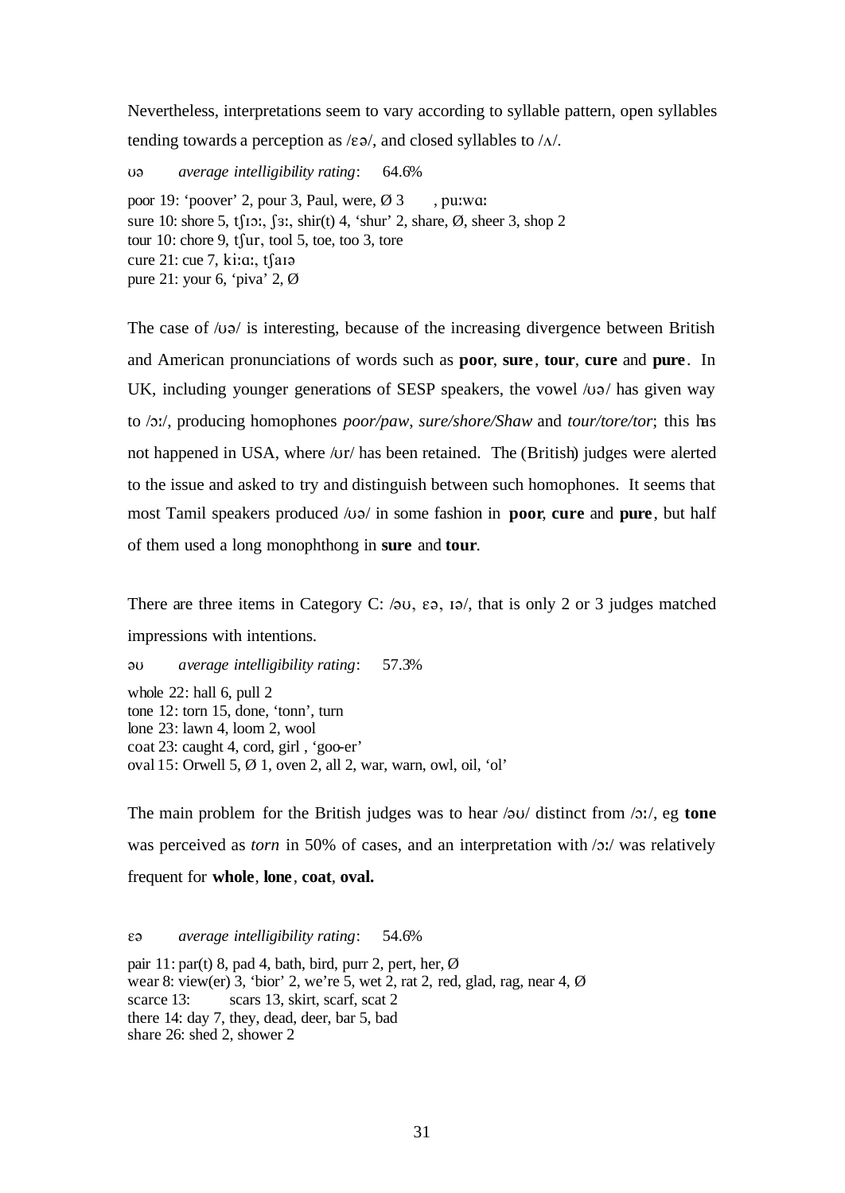Nevertheless, interpretations seem to vary according to syllable pattern, open syllables tending towards a perception as /ɛə/, and closed syllables to /ʌ/.

ʊə *average intelligibility rating*: 64.6%

poor 19: 'poover' 2, pour 3, Paul, were, Ø 3 , puːwɑː
sure 10: shore 5, tʃɪɔː, ʃɜː, shir(t) 4, 'shur' 2, share, Ø, sheer 3, shop 2
tour 10: chore 9, tʃur, tool 5, toe, too 3, tore
cure 21: cue 7, kiːɑː, tʃaɪə
pure 21: your 6, 'piva' 2, Ø

The case of /ʊə/ is interesting, because of the increasing divergence between British and American pronunciations of words such as **poor**, **sure**, **tour**, **cure** and **pure**. In UK, including younger generations of SESP speakers, the vowel /ʊə/ has given way to /ɔː/, producing homophones *poor/paw*, *sure/shore/Shaw* and *tour/tore/tor*; this has not happened in USA, where /ʊr/ has been retained. The (British) judges were alerted to the issue and asked to try and distinguish between such homophones. It seems that most Tamil speakers produced /ʊə/ in some fashion in **poor**, **cure** and **pure**, but half of them used a long monophthong in **sure** and **tour**.

There are three items in Category C: /əʊ, ɛə, ɪə/, that is only 2 or 3 judges matched impressions with intentions.

əʊ *average intelligibility rating*: 57.3%

whole 22: hall 6, pull 2
tone 12: torn 15, done, 'tonn', turn
lone 23: lawn 4, loom 2, wool
coat 23: caught 4, cord, girl , 'goo-er'
oval 15: Orwell 5, Ø 1, oven 2, all 2, war, warn, owl, oil, 'ol'

The main problem for the British judges was to hear /əʊ/ distinct from /ɔː/, eg **tone** was perceived as *torn* in 50% of cases, and an interpretation with /ɔː/ was relatively frequent for **whole**, **lone**, **coat**, **oval.**

ɛə *average intelligibility rating*: 54.6%

pair 11: par(t) 8, pad 4, bath, bird, purr 2, pert, her, Ø
wear 8: view(er) 3, 'bior' 2, we're 5, wet 2, rat 2, red, glad, rag, near 4, Ø
scarce 13: scars 13, skirt, scarf, scat 2
there 14: day 7, they, dead, deer, bar 5, bad
share 26: shed 2, shower 2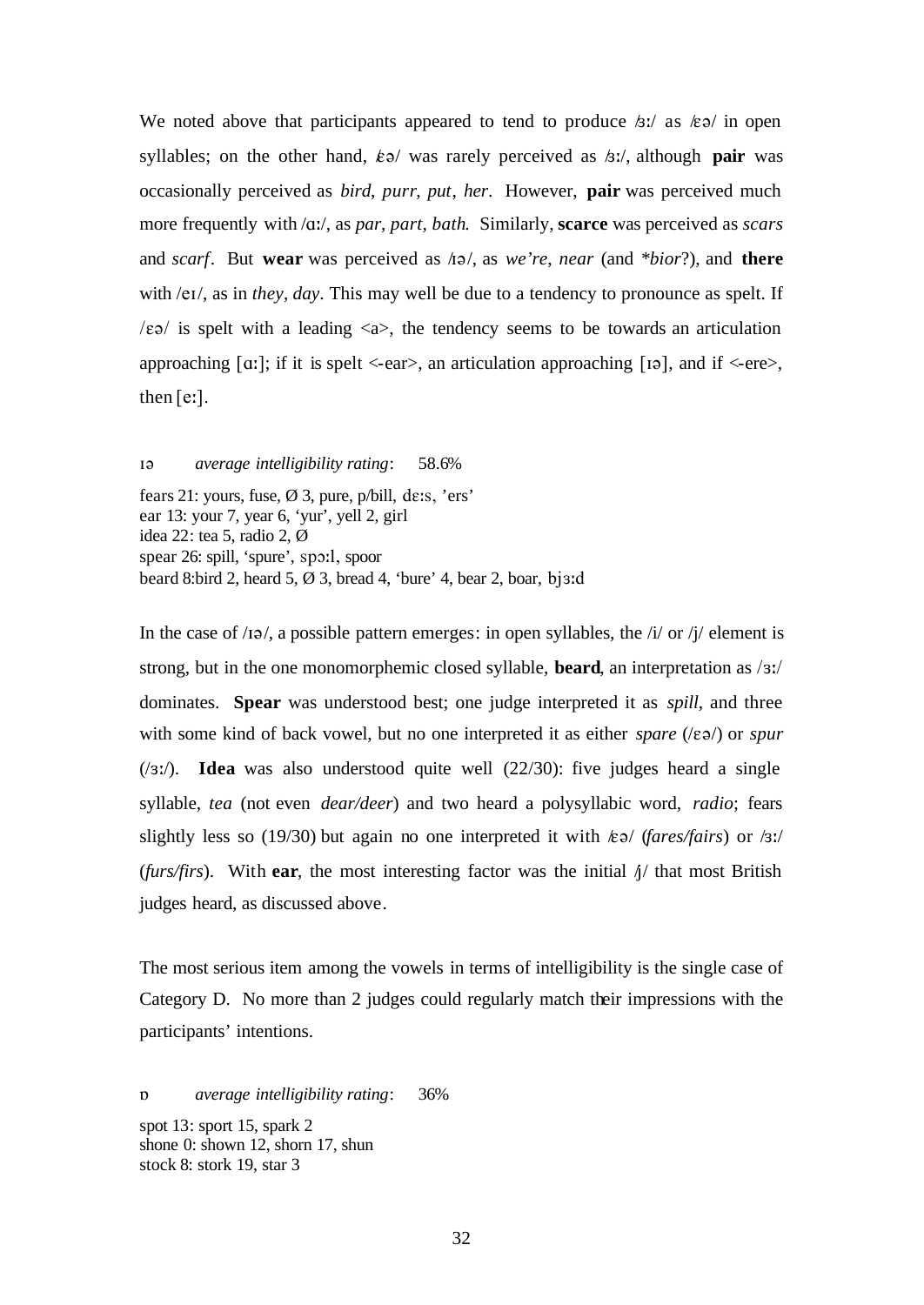We noted above that participants appeared to tend to produce /ɜː/ as /ɛə/ in open syllables; on the other hand, /ɛə/ was rarely perceived as /ɜː/, although **pair** was occasionally perceived as *bird*, *purr*, *put*, *her*. However, **pair** was perceived much more frequently with /ɑː/, as *par*, *part*, *bath*. Similarly, **scarce** was perceived as *scars* and *scarf*. But **wear** was perceived as /ɪə/, as *we're*, *near* (and *\*bior*?), and **there** with /eɪ/, as in *they*, *day*. This may well be due to a tendency to pronounce as spelt. If /ɛə/ is spelt with a leading <a>, the tendency seems to be towards an articulation approaching [ɑː]; if it is spelt <-ear>, an articulation approaching [ɪə], and if <-ere>, then [eː].

ɪə *average intelligibility rating*: 58.6%

fears 21: yours, fuse, Ø 3, pure, p/bill, dɛːs, 'ers'
ear 13: your 7, year 6, 'yur', yell 2, girl
idea 22: tea 5, radio 2, Ø
spear 26: spill, 'spure', spɔːl, spoor
beard 8:bird 2, heard 5, Ø 3, bread 4, 'bure' 4, bear 2, boar, bjɜːd

In the case of /ɪə/, a possible pattern emerges: in open syllables, the /i/ or /j/ element is strong, but in the one monomorphemic closed syllable, **beard**, an interpretation as /ɜː/ dominates. **Spear** was understood best; one judge interpreted it as *spill*, and three with some kind of back vowel, but no one interpreted it as either *spare* (/ɛə/) or *spur* (/ɜː/). **Idea** was also understood quite well (22/30): five judges heard a single syllable, *tea* (not even *dear/deer*) and two heard a polysyllabic word, *radio*; fears slightly less so (19/30) but again no one interpreted it with /ɛə/ (*fares/fairs*) or /ɜː/ (*furs/firs*). With **ear**, the most interesting factor was the initial /j/ that most British judges heard, as discussed above.

The most serious item among the vowels in terms of intelligibility is the single case of Category D. No more than 2 judges could regularly match their impressions with the participants' intentions.

ɒ *average intelligibility rating*: 36%

spot 13: sport 15, spark 2
shone 0: shown 12, shorn 17, shun
stock 8: stork 19, star 3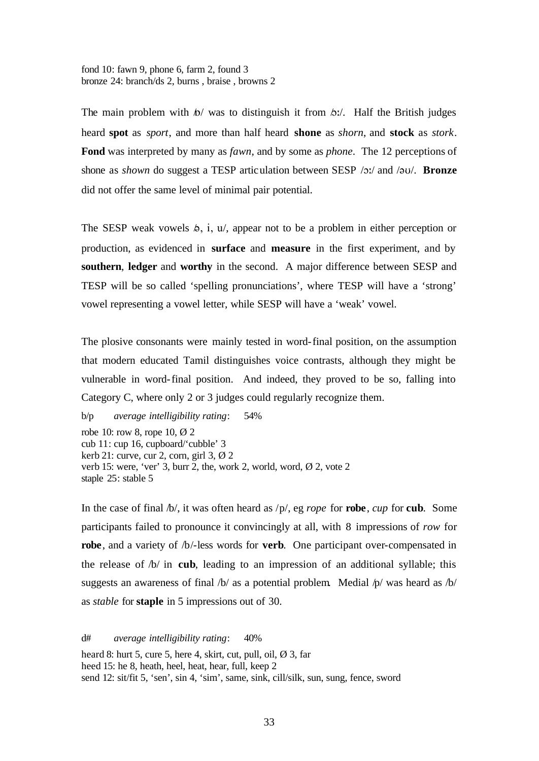fond 10: fawn 9, phone 6, farm 2, found 3
bronze 24: branch/ds 2, burns , braise , browns 2

The main problem with /ɒ/ was to distinguish it from /ɔː/. Half the British judges heard **spot** as *sport*, and more than half heard **shone** as *shorn*, and **stock** as *stork*. **Fond** was interpreted by many as *fawn*, and by some as *phone*. The 12 perceptions of shone as *shown* do suggest a TESP articulation between SESP /ɔː/ and /əʊ/. **Bronze** did not offer the same level of minimal pair potential.

The SESP weak vowels /ə, i, u/, appear not to be a problem in either perception or production, as evidenced in **surface** and **measure** in the first experiment, and by **southern**, **ledger** and **worthy** in the second. A major difference between SESP and TESP will be so called 'spelling pronunciations', where TESP will have a 'strong' vowel representing a vowel letter, while SESP will have a 'weak' vowel.

The plosive consonants were mainly tested in word-final position, on the assumption that modern educated Tamil distinguishes voice contrasts, although they might be vulnerable in word-final position. And indeed, they proved to be so, falling into Category C, where only 2 or 3 judges could regularly recognize them.

b/p *average intelligibility rating*: 54%

robe 10: row 8, rope 10, Ø 2
cub 11: cup 16, cupboard/'cubble' 3
kerb 21: curve, cur 2, corn, girl 3, Ø 2
verb 15: were, 'ver' 3, burr 2, the, work 2, world, word, Ø 2, vote 2
staple 25: stable 5

In the case of final /b/, it was often heard as /p/, eg *rope* for **robe**, *cup* for **cub**. Some participants failed to pronounce it convincingly at all, with 8 impressions of *row* for **robe**, and a variety of /b/-less words for **verb**. One participant over-compensated in the release of /b/ in **cub**, leading to an impression of an additional syllable; this suggests an awareness of final /b/ as a potential problem. Medial /p/ was heard as /b/ as *stable* for **staple** in 5 impressions out of 30.

d# *average intelligibility rating*: 40%

heard 8: hurt 5, cure 5, here 4, skirt, cut, pull, oil, Ø 3, far
heed 15: he 8, heath, heel, heat, hear, full, keep 2
send 12: sit/fit 5, 'sen', sin 4, 'sim', same, sink, cill/silk, sun, sung, fence, sword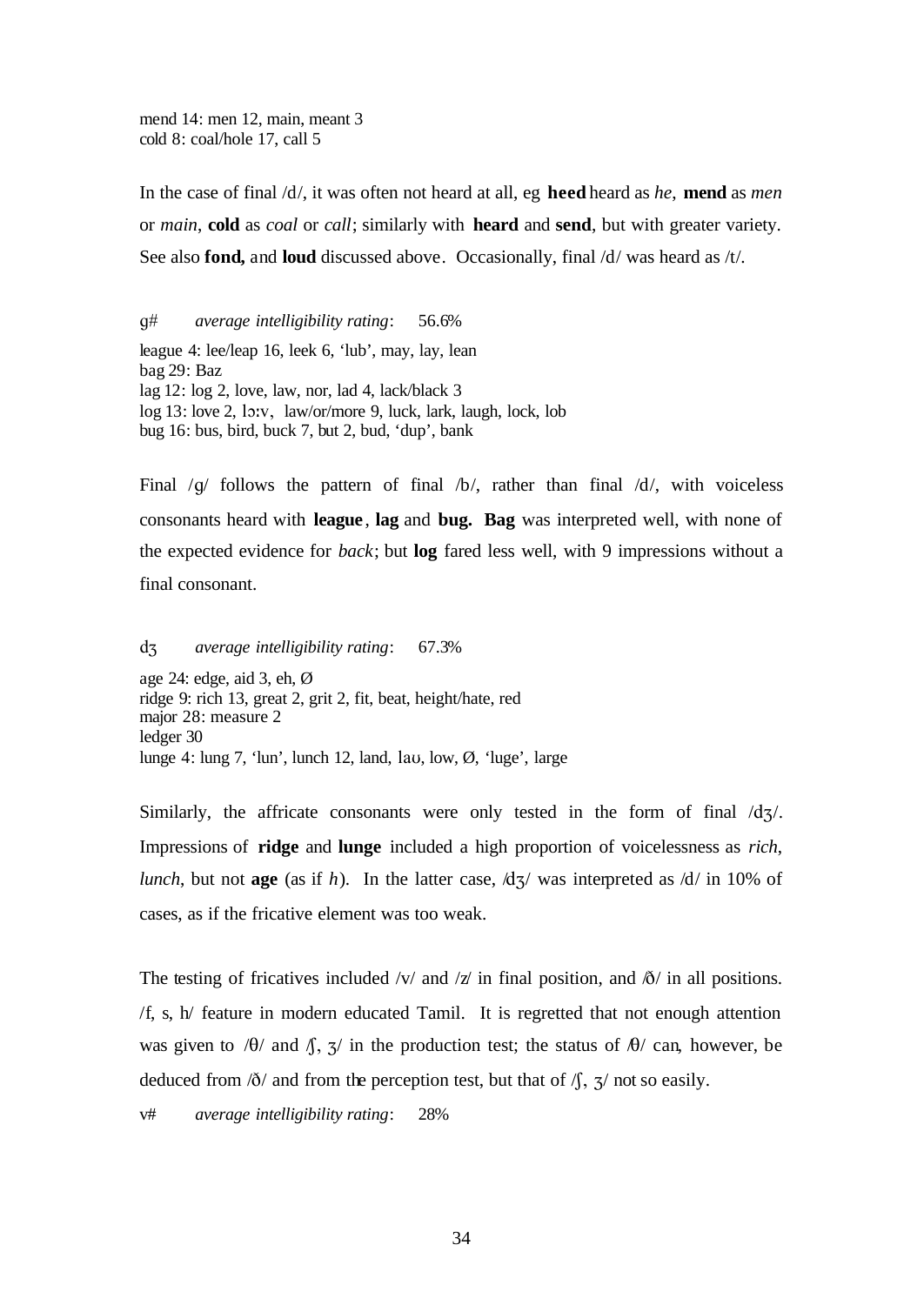mend 14: men 12, main, meant 3
cold 8: coal/hole 17, call 5

In the case of final /d/, it was often not heard at all, eg **heed** heard as *he*, **mend** as *men* or *main*, **cold** as *coal* or *call*; similarly with **heard** and **send**, but with greater variety. See also **fond,** and **loud** discussed above. Occasionally, final /d/ was heard as /t/.

g# *average intelligibility rating*: 56.6%

league 4: lee/leap 16, leek 6, 'lub', may, lay, lean
bag 29: Baz
lag 12: log 2, love, law, nor, lad 4, lack/black 3
log 13: love 2, lɔːv, law/or/more 9, luck, lark, laugh, lock, lob
bug 16: bus, bird, buck 7, but 2, bud, 'dup', bank

Final /g/ follows the pattern of final /b/, rather than final /d/, with voiceless consonants heard with **league**, **lag** and **bug. Bag** was interpreted well, with none of the expected evidence for *back*; but **log** fared less well, with 9 impressions without a final consonant.

dʒ *average intelligibility rating*: 67.3%

age 24: edge, aid 3, eh, Ø
ridge 9: rich 13, great 2, grit 2, fit, beat, height/hate, red
major 28: measure 2
ledger 30
lunge 4: lung 7, 'lun', lunch 12, land, laʊ, low, Ø, 'luge', large

Similarly, the affricate consonants were only tested in the form of final /dʒ/. Impressions of **ridge** and **lunge** included a high proportion of voicelessness as *rich*, *lunch*, but not **age** (as if *h*). In the latter case, /dʒ/ was interpreted as /d/ in 10% of cases, as if the fricative element was too weak.

The testing of fricatives included /v/ and /z/ in final position, and /ð/ in all positions. /f, s, h/ feature in modern educated Tamil. It is regretted that not enough attention was given to /θ/ and /ʃ, ʒ/ in the production test; the status of /θ/ can, however, be deduced from /ð/ and from the perception test, but that of /ʃ, ʒ/ not so easily.

v# *average intelligibility rating*: 28%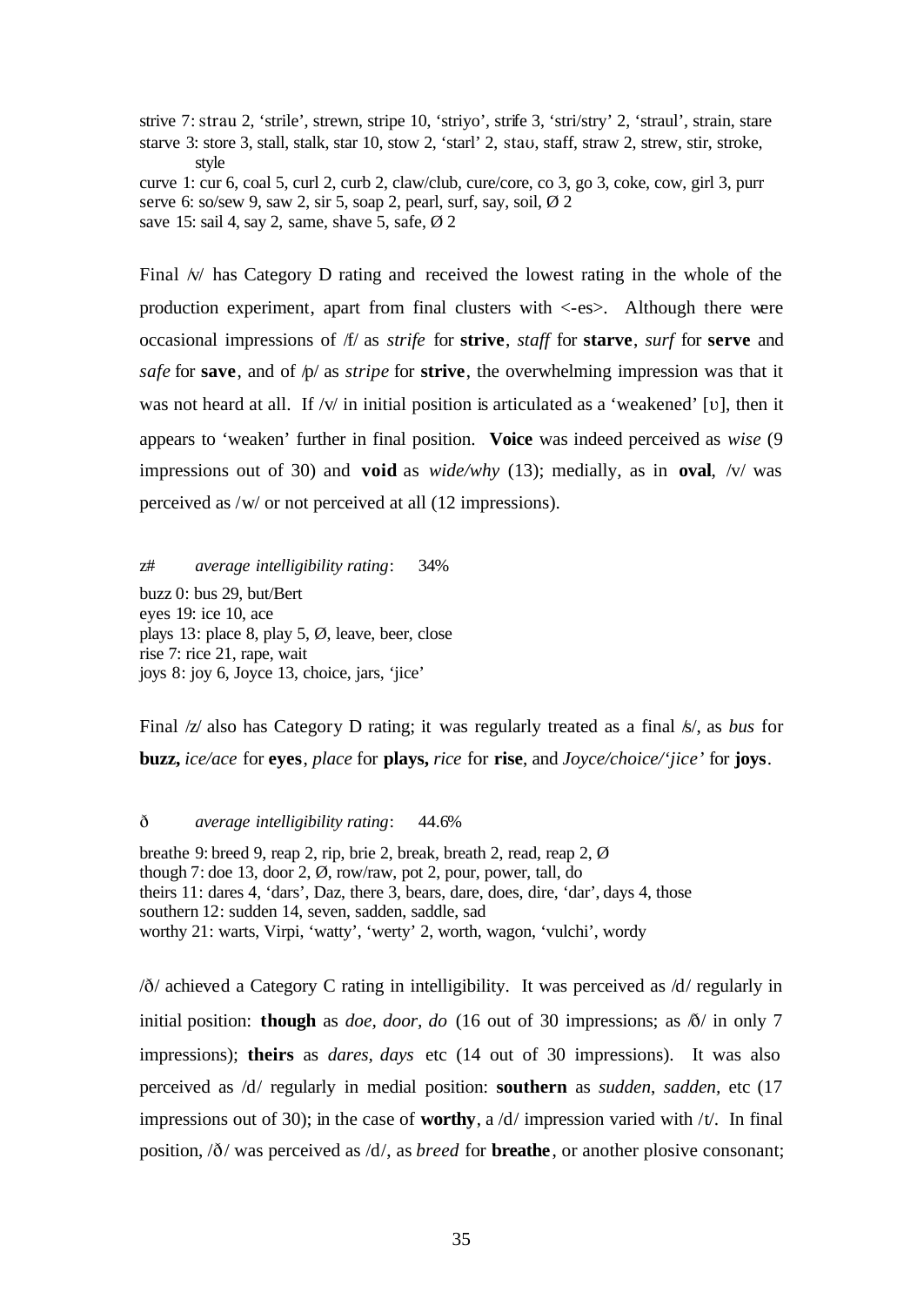strive 7: strau 2, 'strile', strewn, stripe 10, 'striyo', strife 3, 'stri/stry' 2, 'straul', strain, stare
starve 3: store 3, stall, stalk, star 10, stow 2, 'starl' 2, staʊ, staff, straw 2, strew, stir, stroke, style
curve 1: cur 6, coal 5, curl 2, curb 2, claw/club, cure/core, co 3, go 3, coke, cow, girl 3, purr
serve 6: so/sew 9, saw 2, sir 5, soap 2, pearl, surf, say, soil, Ø 2
save 15: sail 4, say 2, same, shave 5, safe, Ø 2

Final /v/ has Category D rating and received the lowest rating in the whole of the production experiment, apart from final clusters with <-es>. Although there were occasional impressions of /f/ as *strife* for **strive**, *staff* for **starve**, *surf* for **serve** and *safe* for **save**, and of /p/ as *stripe* for **strive**, the overwhelming impression was that it was not heard at all. If /v/ in initial position is articulated as a 'weakened' [ʊ], then it appears to 'weaken' further in final position. **Voice** was indeed perceived as *wise* (9 impressions out of 30) and **void** as *wide/why* (13); medially, as in **oval**, /v/ was perceived as /w/ or not perceived at all (12 impressions).

z# *average intelligibility rating*: 34%

buzz 0: bus 29, but/Bert
eyes 19: ice 10, ace
plays 13: place 8, play 5, Ø, leave, beer, close
rise 7: rice 21, rape, wait
joys 8: joy 6, Joyce 13, choice, jars, 'jice'

Final /z/ also has Category D rating; it was regularly treated as a final /s/, as *bus* for **buzz,** *ice/ace* for **eyes**, *place* for **plays,** *rice* for **rise**, and *Joyce/choice/'jice'* for **joys**.

ð *average intelligibility rating*: 44.6%

breathe 9: breed 9, reap 2, rip, brie 2, break, breath 2, read, reap 2, Ø
though 7: doe 13, door 2, Ø, row/raw, pot 2, pour, power, tall, do
theirs 11: dares 4, 'dars', Daz, there 3, bears, dare, does, dire, 'dar', days 4, those
southern 12: sudden 14, seven, sadden, saddle, sad
worthy 21: warts, Virpi, 'watty', 'werty' 2, worth, wagon, 'vulchi', wordy

/ð/ achieved a Category C rating in intelligibility. It was perceived as /d/ regularly in initial position: **though** as *doe, door, do* (16 out of 30 impressions; as /ð/ in only 7 impressions); **theirs** as *dares, days* etc (14 out of 30 impressions). It was also perceived as /d/ regularly in medial position: **southern** as *sudden, sadden,* etc (17 impressions out of 30); in the case of **worthy**, a /d/ impression varied with /t/. In final position, /ð/ was perceived as /d/, as *breed* for **breathe**, or another plosive consonant;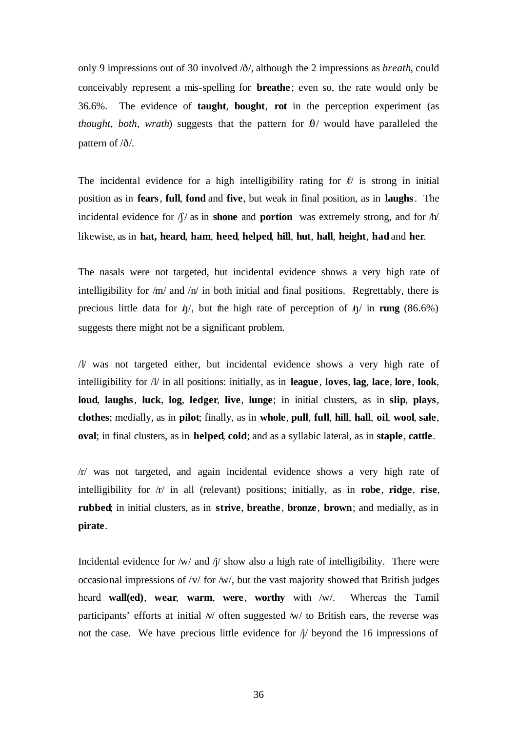only 9 impressions out of 30 involved /ð/, although the 2 impressions as *breath*, could conceivably represent a mis-spelling for **breathe**; even so, the rate would only be 36.6%. The evidence of **taught**, **bought**, **rot** in the perception experiment (as *thought*, *both*, *wrath*) suggests that the pattern for /θ/ would have paralleled the pattern of /ð/.

The incidental evidence for a high intelligibility rating for /f/ is strong in initial position as in **fears**, **full**, **fond** and **five**, but weak in final position, as in **laughs**. The incidental evidence for /ʃ/ as in **shone** and **portion** was extremely strong, and for /h/ likewise, as in **hat, heard**, **ham**, **heed**, **helped**, **hill**, **hut**, **hall**, **height**, **had** and **her**.

The nasals were not targeted, but incidental evidence shows a very high rate of intelligibility for /m/ and /n/ in both initial and final positions. Regrettably, there is precious little data for /ŋ/, but the high rate of perception of /ŋ/ in **rung** (86.6%) suggests there might not be a significant problem.

/l/ was not targeted either, but incidental evidence shows a very high rate of intelligibility for /l/ in all positions: initially, as in **league**, **loves**, **lag**, **lace**, **lore**, **look**, **loud**, **laughs**, **luck**, **log**, **ledger**, **live**, **lunge**; in initial clusters, as in **slip**, **plays**, **clothes**; medially, as in **pilot**; finally, as in **whole**, **pull**, **full**, **hill**, **hall**, **oil**, **wool**, **sale**, **oval**; in final clusters, as in **helped**, **cold**; and as a syllabic lateral, as in **staple**, **cattle**.

/r/ was not targeted, and again incidental evidence shows a very high rate of intelligibility for /r/ in all (relevant) positions; initially, as in **robe**, **ridge**, **rise**, **rubbed**; in initial clusters, as in **strive**, **breathe**, **bronze**, **brown**; and medially, as in **pirate**.

Incidental evidence for /w/ and /j/ show also a high rate of intelligibility. There were occasional impressions of /v/ for /w/, but the vast majority showed that British judges heard **wall(ed)**, **wear**, **warm**, **were**, **worthy** with /w/. Whereas the Tamil participants' efforts at initial /v/ often suggested /w/ to British ears, the reverse was not the case. We have precious little evidence for /j/ beyond the 16 impressions of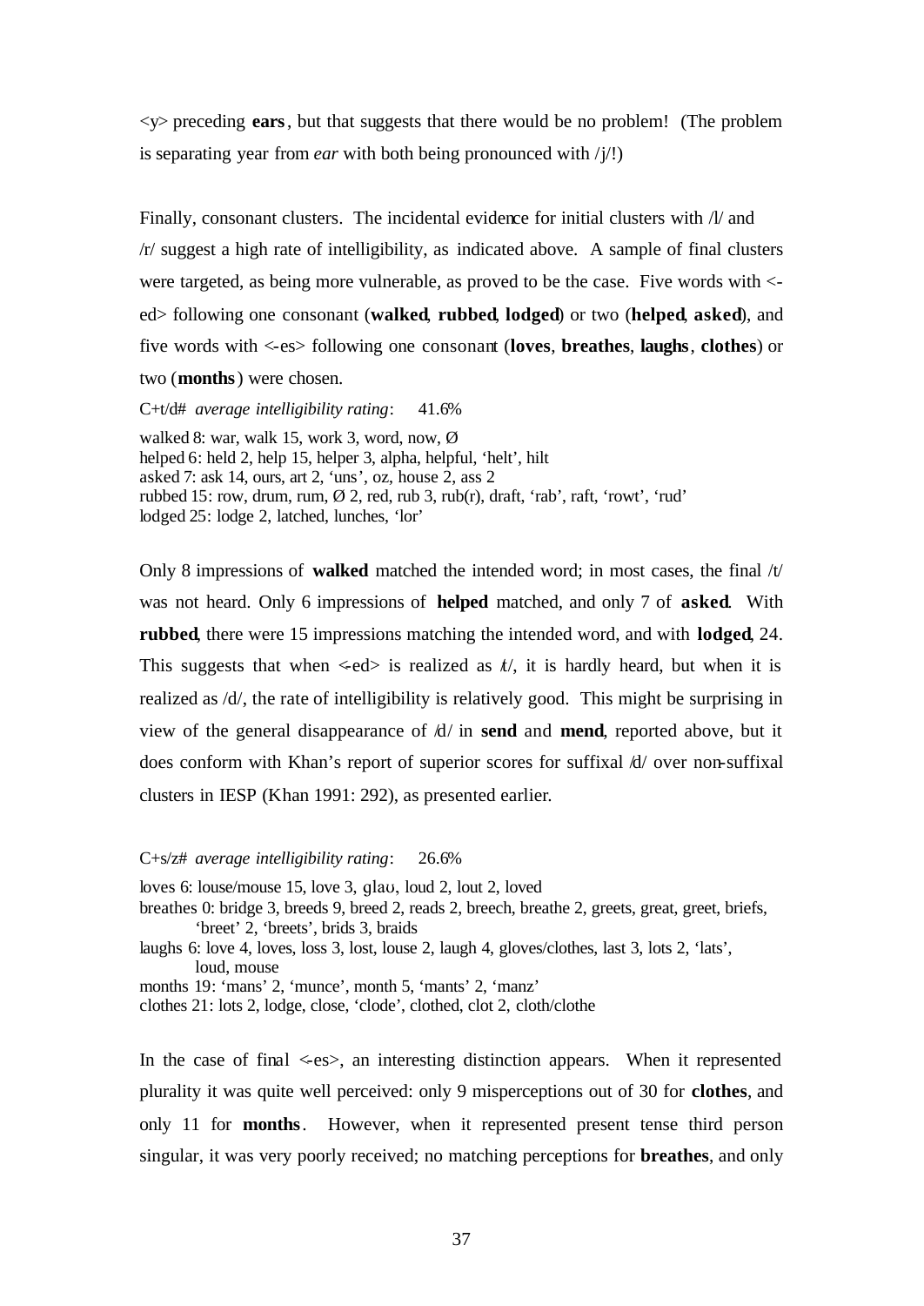<y> preceding **ears**, but that suggests that there would be no problem! (The problem is separating year from *ear* with both being pronounced with /j/!)

Finally, consonant clusters. The incidental evidence for initial clusters with /l/ and /r/ suggest a high rate of intelligibility, as indicated above. A sample of final clusters were targeted, as being more vulnerable, as proved to be the case. Five words with <-ed> following one consonant (**walked**, **rubbed**, **lodged**) or two (**helped**, **asked**), and five words with <-es> following one consonant (**loves**, **breathes**, **laughs**, **clothes**) or two (**months**) were chosen.

C+t/d# *average intelligibility rating*: 41.6%

walked 8: war, walk 15, work 3, word, now, Ø
helped 6: held 2, help 15, helper 3, alpha, helpful, 'helt', hilt
asked 7: ask 14, ours, art 2, 'uns', oz, house 2, ass 2
rubbed 15: row, drum, rum, Ø 2, red, rub 3, rub(r), draft, 'rab', raft, 'rowt', 'rud'
lodged 25: lodge 2, latched, lunches, 'lor'

Only 8 impressions of **walked** matched the intended word; in most cases, the final /t/ was not heard. Only 6 impressions of **helped** matched, and only 7 of **asked**. With **rubbed**, there were 15 impressions matching the intended word, and with **lodged**, 24. This suggests that when <-ed> is realized as /t/, it is hardly heard, but when it is realized as /d/, the rate of intelligibility is relatively good. This might be surprising in view of the general disappearance of /d/ in **send** and **mend**, reported above, but it does conform with Khan's report of superior scores for suffixal /d/ over non-suffixal clusters in IESP (Khan 1991: 292), as presented earlier.

C+s/z# *average intelligibility rating*: 26.6%

loves 6: louse/mouse 15, love 3, glaʊ, loud 2, lout 2, loved
breathes 0: bridge 3, breeds 9, breed 2, reads 2, breech, breathe 2, greets, great, greet, briefs, 'breet' 2, 'breets', brids 3, braids
laughs 6: love 4, loves, loss 3, lost, louse 2, laugh 4, gloves/clothes, last 3, lots 2, 'lats', loud, mouse
months 19: 'mans' 2, 'munce', month 5, 'mants' 2, 'manz'
clothes 21: lots 2, lodge, close, 'clode', clothed, clot 2, cloth/clothe

In the case of final <-es>, an interesting distinction appears. When it represented plurality it was quite well perceived: only 9 misperceptions out of 30 for **clothes**, and only 11 for **months**. However, when it represented present tense third person singular, it was very poorly received; no matching perceptions for **breathes**, and only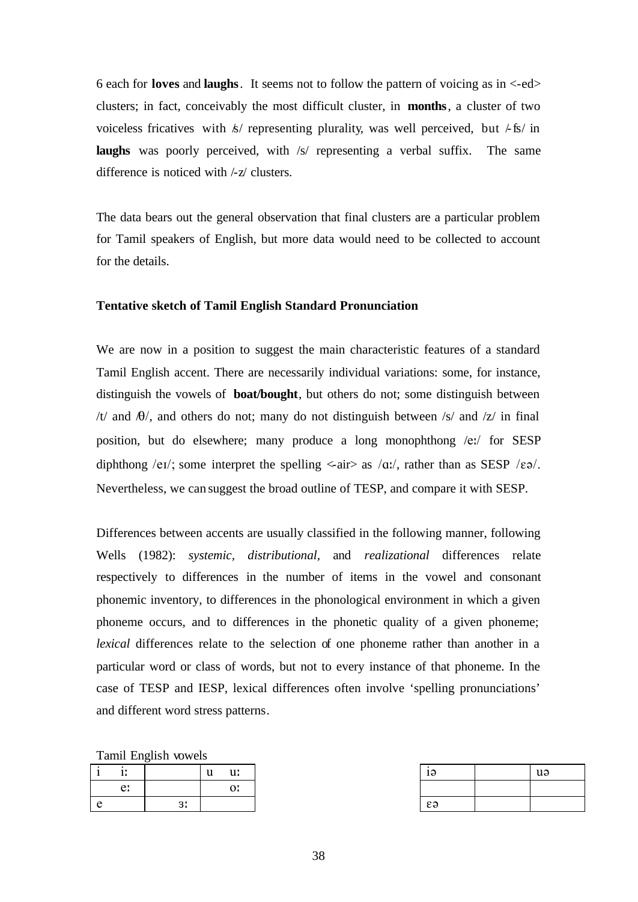6 each for **loves** and **laughs**. It seems not to follow the pattern of voicing as in <-ed> clusters; in fact, conceivably the most difficult cluster, in **months**, a cluster of two voiceless fricatives with /s/ representing plurality, was well perceived, but /-fs/ in **laughs** was poorly perceived, with /s/ representing a verbal suffix. The same difference is noticed with /-z/ clusters.

The data bears out the general observation that final clusters are a particular problem for Tamil speakers of English, but more data would need to be collected to account for the details.

### Tentative sketch of Tamil English Standard Pronunciation

We are now in a position to suggest the main characteristic features of a standard Tamil English accent. There are necessarily individual variations: some, for instance, distinguish the vowels of **boat/bought**, but others do not; some distinguish between /t/ and /θ/, and others do not; many do not distinguish between /s/ and /z/ in final position, but do elsewhere; many produce a long monophthong /eː/ for SESP diphthong /eɪ/; some interpret the spelling <-air> as /ɑː/, rather than as SESP /ɛə/. Nevertheless, we can suggest the broad outline of TESP, and compare it with SESP.

Differences between accents are usually classified in the following manner, following Wells (1982): *systemic*, *distributional*, and *realizational* differences relate respectively to differences in the number of items in the vowel and consonant phonemic inventory, to differences in the phonological environment in which a given phoneme occurs, and to differences in the phonetic quality of a given phoneme; *lexical* differences relate to the selection of one phoneme rather than another in a particular word or class of words, but not to every instance of that phoneme. In the case of TESP and IESP, lexical differences often involve 'spelling pronunciations' and different word stress patterns.

Tamil English vowels

| | | |
|---|---|---|
| i iː | | u uː |
| eː | | oː |
| e | ɜː | |

| | | |
|---|---|---|
| iə | | uə |
| | | |
| ɛə | | |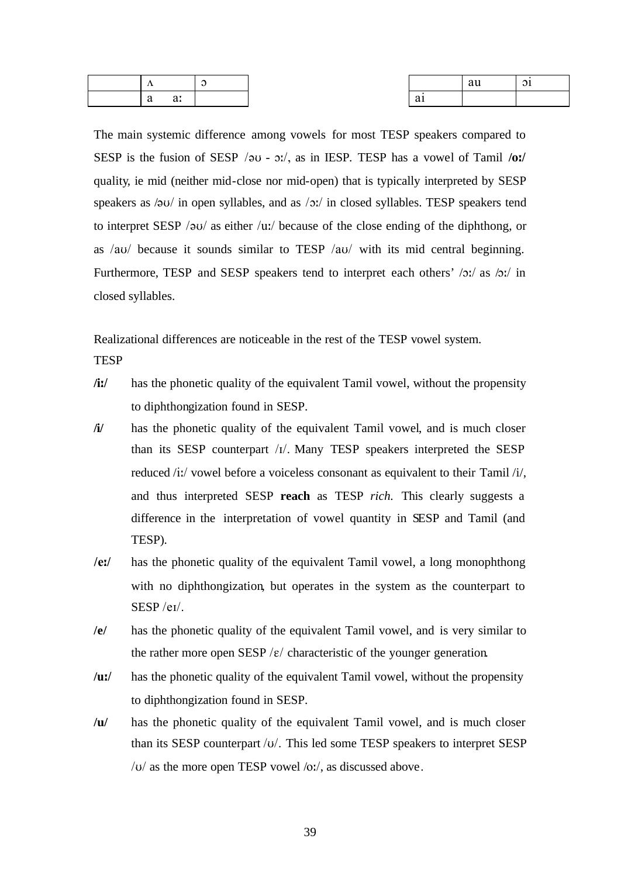| | ʌ | ɔ |
|---|---|---|
| | a aː | |

| | au | ɔi |
|---|---|---|
| ai | | |

The main systemic difference among vowels for most TESP speakers compared to SESP is the fusion of SESP /əʊ - ɔː/, as in IESP. TESP has a vowel of Tamil **/oː/** quality, ie mid (neither mid-close nor mid-open) that is typically interpreted by SESP speakers as /əʊ/ in open syllables, and as /ɔː/ in closed syllables. TESP speakers tend to interpret SESP /əʊ/ as either /uː/ because of the close ending of the diphthong, or as /aʊ/ because it sounds similar to TESP /aʊ/ with its mid central beginning. Furthermore, TESP and SESP speakers tend to interpret each others' /ɔː/ as /ɔː/ in closed syllables.

Realizational differences are noticeable in the rest of the TESP vowel system.

TESP

**/iː/** has the phonetic quality of the equivalent Tamil vowel, without the propensity to diphthongization found in SESP.

**/i/** has the phonetic quality of the equivalent Tamil vowel, and is much closer than its SESP counterpart /ɪ/. Many TESP speakers interpreted the SESP reduced /iː/ vowel before a voiceless consonant as equivalent to their Tamil /i/, and thus interpreted SESP **reach** as TESP *rich.* This clearly suggests a difference in the interpretation of vowel quantity in SESP and Tamil (and TESP).

**/eː/** has the phonetic quality of the equivalent Tamil vowel, a long monophthong with no diphthongization, but operates in the system as the counterpart to SESP /eɪ/.

**/e/** has the phonetic quality of the equivalent Tamil vowel, and is very similar to the rather more open SESP /ɛ/ characteristic of the younger generation.

**/uː/** has the phonetic quality of the equivalent Tamil vowel, without the propensity to diphthongization found in SESP.

**/u/** has the phonetic quality of the equivalent Tamil vowel, and is much closer than its SESP counterpart /ʊ/. This led some TESP speakers to interpret SESP /ʊ/ as the more open TESP vowel /oː/, as discussed above.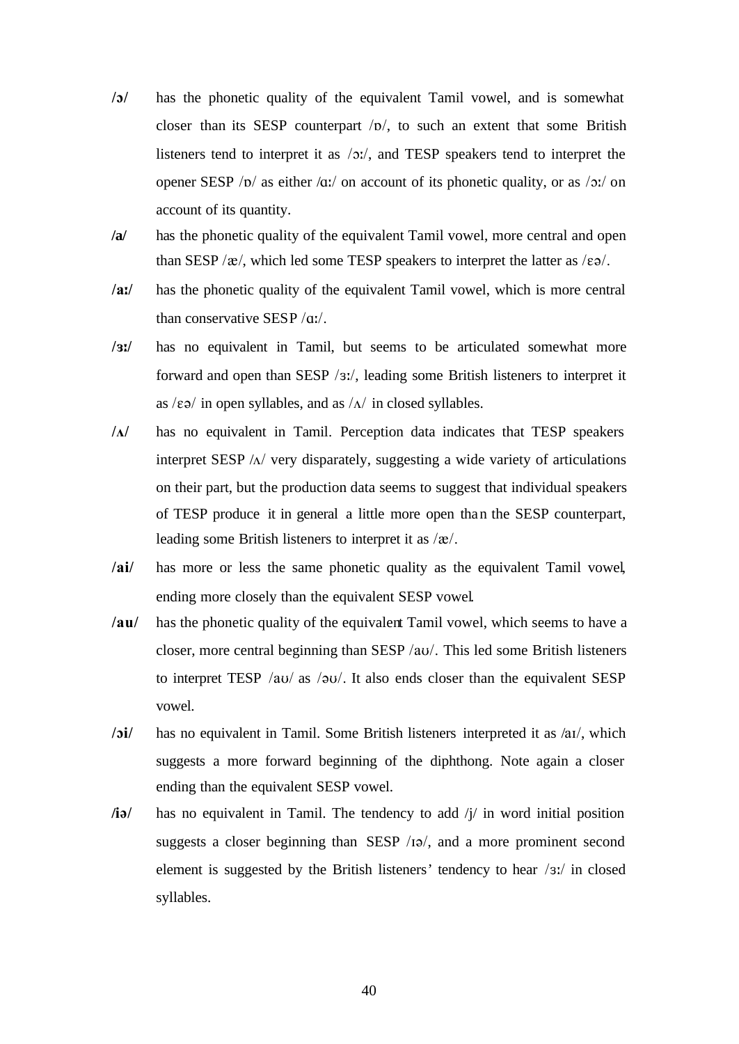**/ɔ/** has the phonetic quality of the equivalent Tamil vowel, and is somewhat closer than its SESP counterpart /ɒ/, to such an extent that some British listeners tend to interpret it as /ɔː/, and TESP speakers tend to interpret the opener SESP /ɒ/ as either /ɑː/ on account of its phonetic quality, or as /ɔː/ on account of its quantity.

**/a/** has the phonetic quality of the equivalent Tamil vowel, more central and open than SESP /æ/, which led some TESP speakers to interpret the latter as /ɛə/.

**/aː/** has the phonetic quality of the equivalent Tamil vowel, which is more central than conservative SESP /ɑː/.

**/ɜː/** has no equivalent in Tamil, but seems to be articulated somewhat more forward and open than SESP /ɜː/, leading some British listeners to interpret it as /ɛə/ in open syllables, and as /ʌ/ in closed syllables.

**/ʌ/** has no equivalent in Tamil. Perception data indicates that TESP speakers interpret SESP /ʌ/ very disparately, suggesting a wide variety of articulations on their part, but the production data seems to suggest that individual speakers of TESP produce it in general a little more open than the SESP counterpart, leading some British listeners to interpret it as /æ/.

**/ai/** has more or less the same phonetic quality as the equivalent Tamil vowel, ending more closely than the equivalent SESP vowel.

**/au/** has the phonetic quality of the equivalent Tamil vowel, which seems to have a closer, more central beginning than SESP /aʊ/. This led some British listeners to interpret TESP /aʊ/ as /əʊ/. It also ends closer than the equivalent SESP vowel.

**/ɔi/** has no equivalent in Tamil. Some British listeners interpreted it as /aɪ/, which suggests a more forward beginning of the diphthong. Note again a closer ending than the equivalent SESP vowel.

**/iə/** has no equivalent in Tamil. The tendency to add /j/ in word initial position suggests a closer beginning than SESP /ɪə/, and a more prominent second element is suggested by the British listeners' tendency to hear /ɜː/ in closed syllables.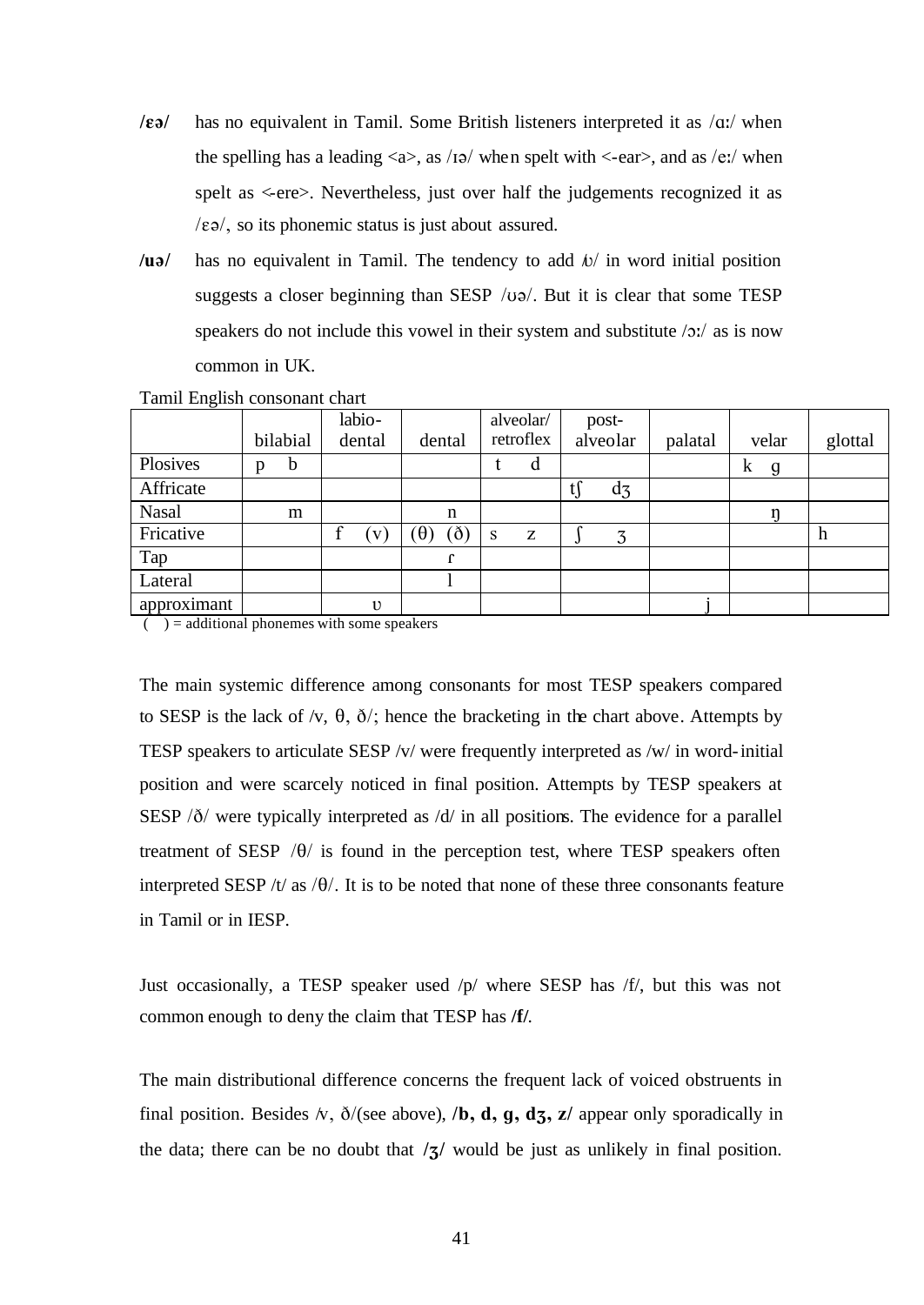**/ɛə/** has no equivalent in Tamil. Some British listeners interpreted it as /ɑː/ when the spelling has a leading <a>, as /ɪə/ when spelt with <-ear>, and as /eː/ when spelt as <-ere>. Nevertheless, just over half the judgements recognized it as /ɛə/, so its phonemic status is just about assured.

**/uə/** has no equivalent in Tamil. The tendency to add /ʋ/ in word initial position suggests a closer beginning than SESP /ʊə/. But it is clear that some TESP speakers do not include this vowel in their system and substitute /ɔː/ as is now common in UK.

Tamil English consonant chart

| | bilabial | labio-dental | dental | alveolar/ retroflex | post-alveolar | palatal | velar | glottal |
|---|---|---|---|---|---|---|---|---|
| Plosives | p b | | | t d | | | k g | |
| Affricate | | | | | tʃ dʒ | | | |
| Nasal | m | | n | | | | ŋ | |
| Fricative | | f (v) | (θ) (ð) | s z | ʃ ʒ | | | h |
| Tap | | | ɾ | | | | | |
| Lateral | | | l | | | | | |
| approximant | | ʋ | | | | j | | |

( ) = additional phonemes with some speakers

The main systemic difference among consonants for most TESP speakers compared to SESP is the lack of /v, θ, ð/; hence the bracketing in the chart above. Attempts by TESP speakers to articulate SESP /v/ were frequently interpreted as /w/ in word-initial position and were scarcely noticed in final position. Attempts by TESP speakers at SESP /ð/ were typically interpreted as /d/ in all positions. The evidence for a parallel treatment of SESP /θ/ is found in the perception test, where TESP speakers often interpreted SESP /t/ as /θ/. It is to be noted that none of these three consonants feature in Tamil or in IESP.

Just occasionally, a TESP speaker used /p/ where SESP has /f/, but this was not common enough to deny the claim that TESP has **/f/**.

The main distributional difference concerns the frequent lack of voiced obstruents in final position. Besides /v, ð/(see above), **/b, d, g, dʒ, z/** appear only sporadically in the data; there can be no doubt that **/ʒ/** would be just as unlikely in final position.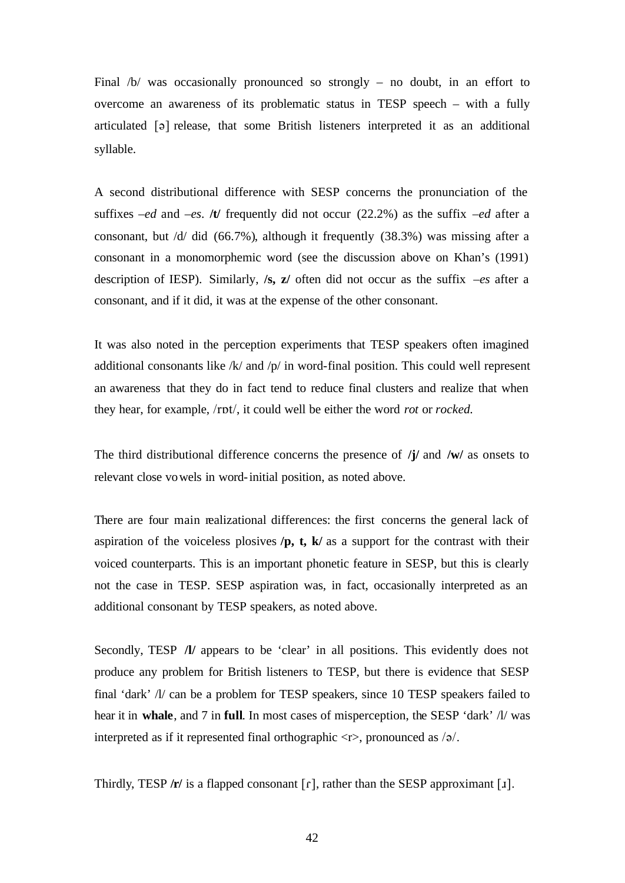Final /b/ was occasionally pronounced so strongly – no doubt, in an effort to overcome an awareness of its problematic status in TESP speech – with a fully articulated [ə] release, that some British listeners interpreted it as an additional syllable.

A second distributional difference with SESP concerns the pronunciation of the suffixes *–ed* and *–es*. **/t/** frequently did not occur (22.2%) as the suffix *–ed* after a consonant, but /d/ did (66.7%), although it frequently (38.3%) was missing after a consonant in a monomorphemic word (see the discussion above on Khan's (1991) description of IESP). Similarly, **/s, z/** often did not occur as the suffix *–es* after a consonant, and if it did, it was at the expense of the other consonant.

It was also noted in the perception experiments that TESP speakers often imagined additional consonants like /k/ and /p/ in word-final position. This could well represent an awareness that they do in fact tend to reduce final clusters and realize that when they hear, for example, /rɒt/, it could well be either the word *rot* or *rocked*.

The third distributional difference concerns the presence of **/j/** and **/w/** as onsets to relevant close vowels in word-initial position, as noted above.

There are four main realizational differences: the first concerns the general lack of aspiration of the voiceless plosives **/p, t, k/** as a support for the contrast with their voiced counterparts. This is an important phonetic feature in SESP, but this is clearly not the case in TESP. SESP aspiration was, in fact, occasionally interpreted as an additional consonant by TESP speakers, as noted above.

Secondly, TESP **/l/** appears to be 'clear' in all positions. This evidently does not produce any problem for British listeners to TESP, but there is evidence that SESP final 'dark' /l/ can be a problem for TESP speakers, since 10 TESP speakers failed to hear it in **whale**, and 7 in **full**. In most cases of misperception, the SESP 'dark' /l/ was interpreted as if it represented final orthographic <r>, pronounced as /ə/.

Thirdly, TESP **/r/** is a flapped consonant [ɾ], rather than the SESP approximant [ɹ].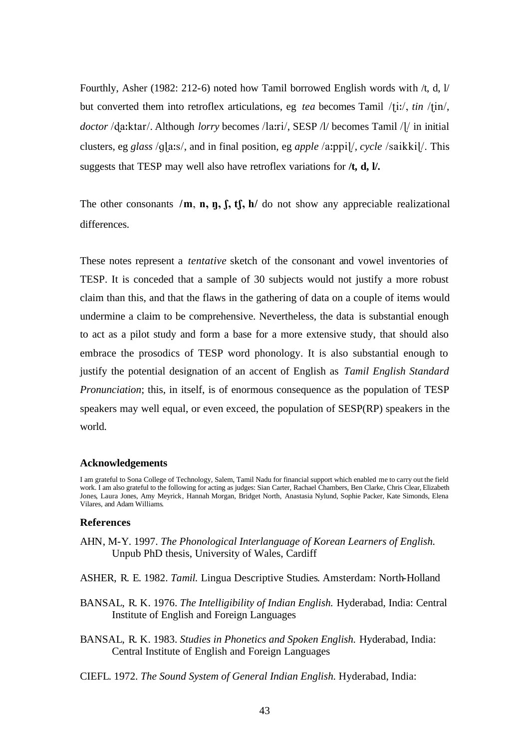Fourthly, Asher (1982: 212-6) noted how Tamil borrowed English words with /t, d, l/ but converted them into retroflex articulations, eg *tea* becomes Tamil /ʈiː/, *tin* /ʈin/, *doctor* /ɖaːktar/. Although *lorry* becomes /laːri/, SESP /l/ becomes Tamil /ɭ/ in initial clusters, eg *glass* /gɭaːs/, and in final position, eg *apple* /aːppiɭ/, *cycle* /saikkiɭ/. This suggests that TESP may well also have retroflex variations for **/t, d, l/.**

The other consonants **/m, n, ŋ, ʃ, tʃ, h/** do not show any appreciable realizational differences.

These notes represent a *tentative* sketch of the consonant and vowel inventories of TESP. It is conceded that a sample of 30 subjects would not justify a more robust claim than this, and that the flaws in the gathering of data on a couple of items would undermine a claim to be comprehensive. Nevertheless, the data is substantial enough to act as a pilot study and form a base for a more extensive study, that should also embrace the prosodics of TESP word phonology. It is also substantial enough to justify the potential designation of an accent of English as *Tamil English Standard Pronunciation*; this, in itself, is of enormous consequence as the population of TESP speakers may well equal, or even exceed, the population of SESP(RP) speakers in the world.

### Acknowledgements

I am grateful to Sona College of Technology, Salem, Tamil Nadu for financial support which enabled me to carry out the field work. I am also grateful to the following for acting as judges: Sian Carter, Rachael Chambers, Ben Clarke, Chris Clear, Elizabeth Jones, Laura Jones, Amy Meyrick, Hannah Morgan, Bridget North, Anastasia Nylund, Sophie Packer, Kate Simonds, Elena Vilares, and Adam Williams.

### References

AHN, M-Y. 1997. *The Phonological Interlanguage of Korean Learners of English.* Unpub PhD thesis, University of Wales, Cardiff

ASHER, R. E. 1982. *Tamil.* Lingua Descriptive Studies. Amsterdam: North-Holland

BANSAL, R. K. 1976. *The Intelligibility of Indian English.* Hyderabad, India: Central Institute of English and Foreign Languages

BANSAL, R. K. 1983. *Studies in Phonetics and Spoken English.* Hyderabad, India: Central Institute of English and Foreign Languages

CIEFL. 1972. *The Sound System of General Indian English.* Hyderabad, India: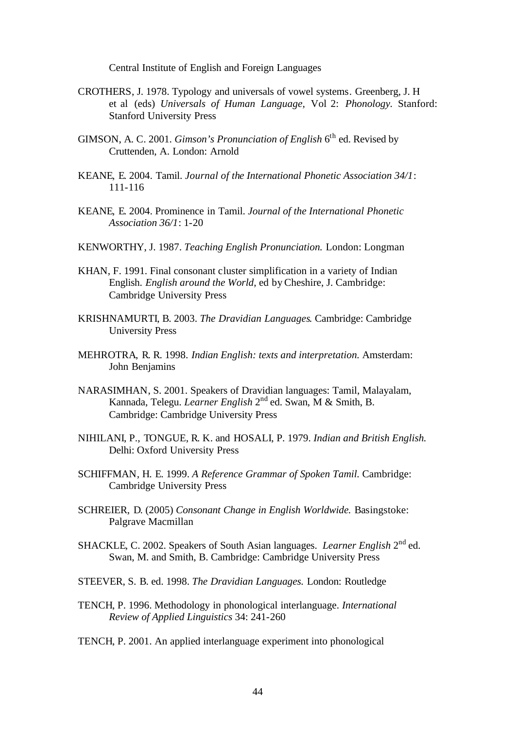Central Institute of English and Foreign Languages

CROTHERS, J. 1978. Typology and universals of vowel systems. Greenberg, J. H et al (eds) *Universals of Human Language,* Vol 2: *Phonology.* Stanford: Stanford University Press

GIMSON, A. C. 2001. *Gimson's Pronunciation of English* 6th ed. Revised by Cruttenden, A. London: Arnold

KEANE, E. 2004. Tamil. *Journal of the International Phonetic Association 34/1*: 111-116

KEANE, E. 2004. Prominence in Tamil. *Journal of the International Phonetic Association 36/1*: 1-20

KENWORTHY, J. 1987. *Teaching English Pronunciation.* London: Longman

KHAN, F. 1991. Final consonant cluster simplification in a variety of Indian English. *English around the World,* ed by Cheshire, J. Cambridge: Cambridge University Press

KRISHNAMURTI, B. 2003. *The Dravidian Languages.* Cambridge: Cambridge University Press

MEHROTRA, R. R. 1998. *Indian English: texts and interpretation.* Amsterdam: John Benjamins

NARASIMHAN, S. 2001. Speakers of Dravidian languages: Tamil, Malayalam, Kannada, Telegu. *Learner English* 2nd ed. Swan, M & Smith, B. Cambridge: Cambridge University Press

NIHILANI, P., TONGUE, R. K. and HOSALI, P. 1979. *Indian and British English.* Delhi: Oxford University Press

SCHIFFMAN, H. E. 1999. *A Reference Grammar of Spoken Tamil.* Cambridge: Cambridge University Press

SCHREIER, D. (2005) *Consonant Change in English Worldwide.* Basingstoke: Palgrave Macmillan

SHACKLE, C. 2002. Speakers of South Asian languages. *Learner English* 2nd ed. Swan, M. and Smith, B. Cambridge: Cambridge University Press

STEEVER, S. B. ed. 1998. *The Dravidian Languages.* London: Routledge

TENCH, P. 1996. Methodology in phonological interlanguage. *International Review of Applied Linguistics* 34: 241-260

TENCH, P. 2001. An applied interlanguage experiment into phonological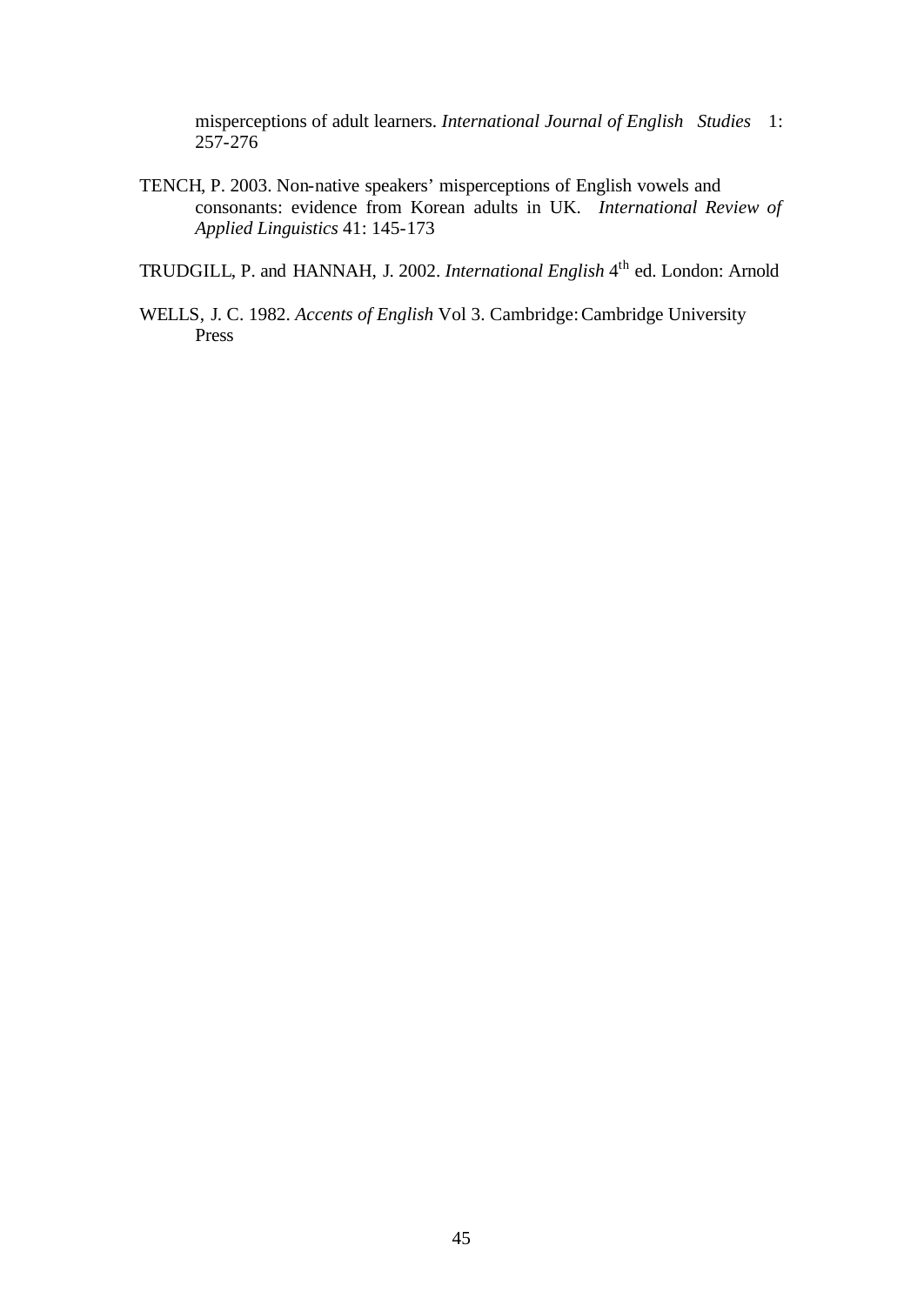misperceptions of adult learners. *International Journal of English Studies* 1: 257-276

TENCH, P. 2003. Non-native speakers' misperceptions of English vowels and consonants: evidence from Korean adults in UK. *International Review of Applied Linguistics* 41: 145-173

TRUDGILL, P. and HANNAH, J. 2002. *International English* 4th ed. London: Arnold

WELLS, J. C. 1982. *Accents of English* Vol 3. Cambridge: Cambridge University Press